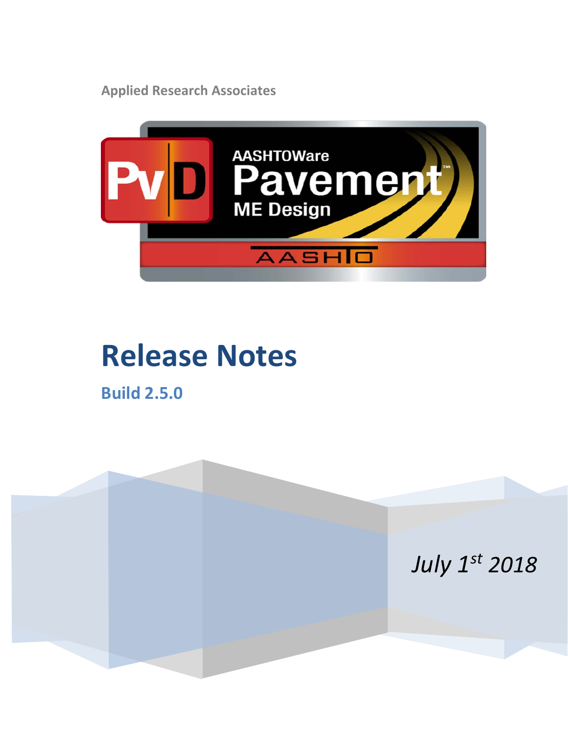Applied Research Associates

# Release Notes

## Build 2.5.0

*July 1st 2018*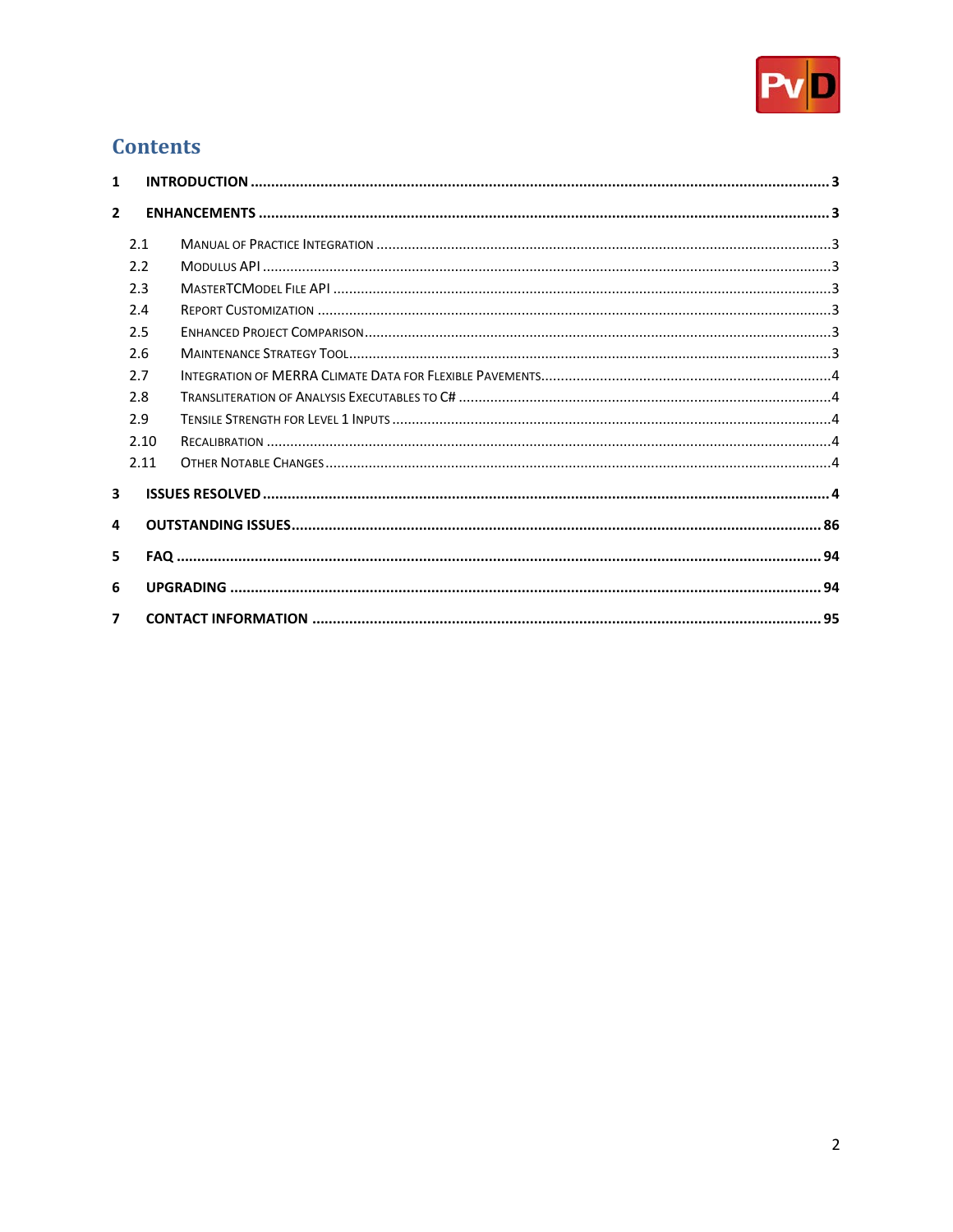# Contents

1 **INTRODUCTION** ........................................................................................ **3**

2 **ENHANCEMENTS** ........................................................................................ **3**

- 2.1 Manual of Practice Integration ........................................................................................ 3
- 2.2 Modulus API ........................................................................................ 3
- 2.3 MasterTCModel File API ........................................................................................ 3
- 2.4 Report Customization ........................................................................................ 3
- 2.5 Enhanced Project Comparison ........................................................................................ 3
- 2.6 Maintenance Strategy Tool ........................................................................................ 3
- 2.7 Integration of MERRA Climate Data for Flexible Pavements ........................................................................................ 4
- 2.8 Transliteration of Analysis Executables to C# ........................................................................................ 4
- 2.9 Tensile Strength for Level 1 Inputs ........................................................................................ 4
- 2.10 Recalibration ........................................................................................ 4
- 2.11 Other Notable Changes ........................................................................................ 4

3 **ISSUES RESOLVED** ........................................................................................ **4**

4 **OUTSTANDING ISSUES** ........................................................................................ **86**

5 **FAQ** ........................................................................................ **94**

6 **UPGRADING** ........................................................................................ **94**

7 **CONTACT INFORMATION** ........................................................................................ **95**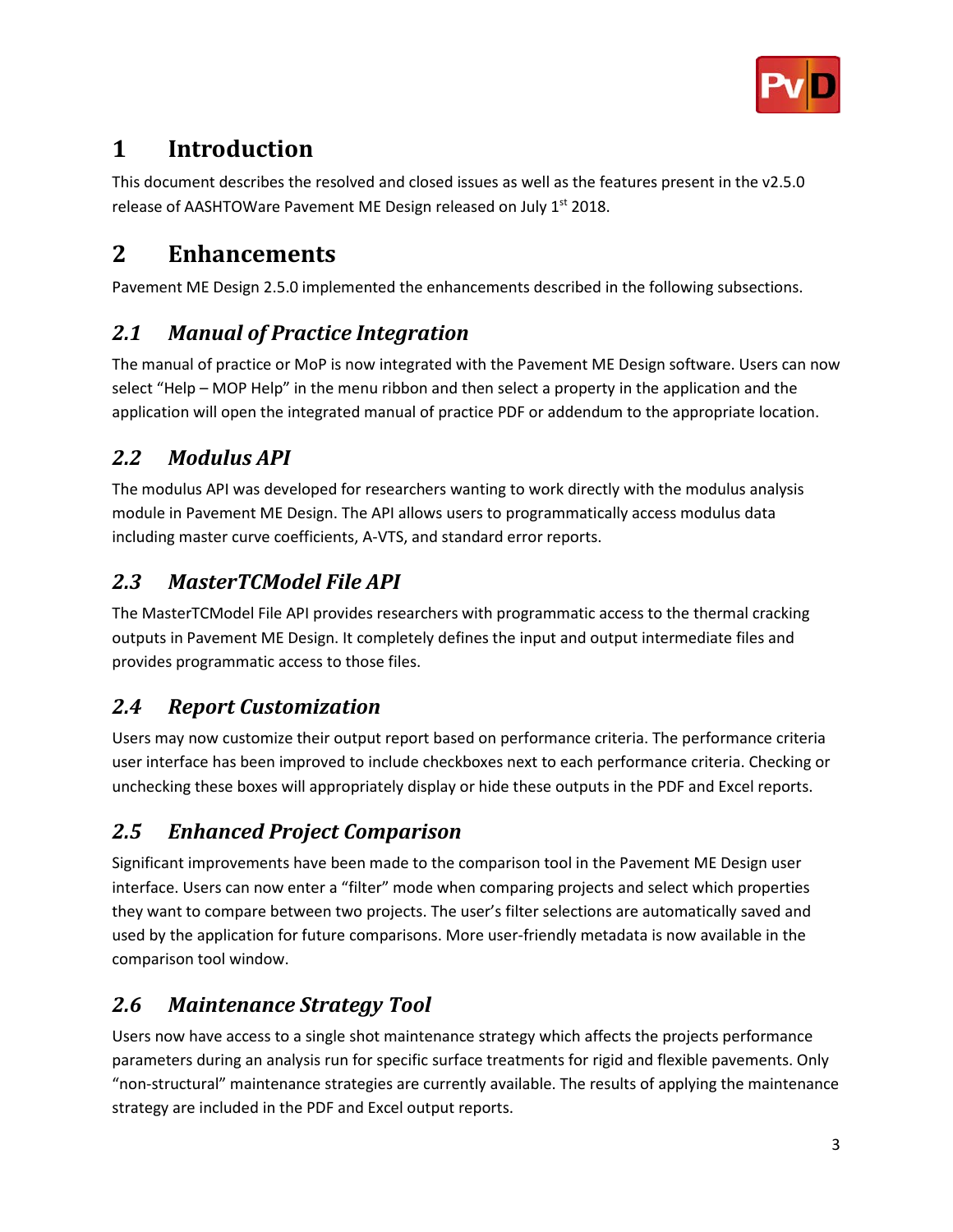# 1 Introduction

This document describes the resolved and closed issues as well as the features present in the v2.5.0 release of AASHTOWare Pavement ME Design released on July 1st 2018.

# 2 Enhancements

Pavement ME Design 2.5.0 implemented the enhancements described in the following subsections.

## *2.1 Manual of Practice Integration*

The manual of practice or MoP is now integrated with the Pavement ME Design software. Users can now select "Help – MOP Help" in the menu ribbon and then select a property in the application and the application will open the integrated manual of practice PDF or addendum to the appropriate location.

## *2.2 Modulus API*

The modulus API was developed for researchers wanting to work directly with the modulus analysis module in Pavement ME Design. The API allows users to programmatically access modulus data including master curve coefficients, A-VTS, and standard error reports.

## *2.3 MasterTCModel File API*

The MasterTCModel File API provides researchers with programmatic access to the thermal cracking outputs in Pavement ME Design. It completely defines the input and output intermediate files and provides programmatic access to those files.

## *2.4 Report Customization*

Users may now customize their output report based on performance criteria. The performance criteria user interface has been improved to include checkboxes next to each performance criteria. Checking or unchecking these boxes will appropriately display or hide these outputs in the PDF and Excel reports.

## *2.5 Enhanced Project Comparison*

Significant improvements have been made to the comparison tool in the Pavement ME Design user interface. Users can now enter a "filter" mode when comparing projects and select which properties they want to compare between two projects. The user's filter selections are automatically saved and used by the application for future comparisons. More user-friendly metadata is now available in the comparison tool window.

## *2.6 Maintenance Strategy Tool*

Users now have access to a single shot maintenance strategy which affects the projects performance parameters during an analysis run for specific surface treatments for rigid and flexible pavements. Only "non-structural" maintenance strategies are currently available. The results of applying the maintenance strategy are included in the PDF and Excel output reports.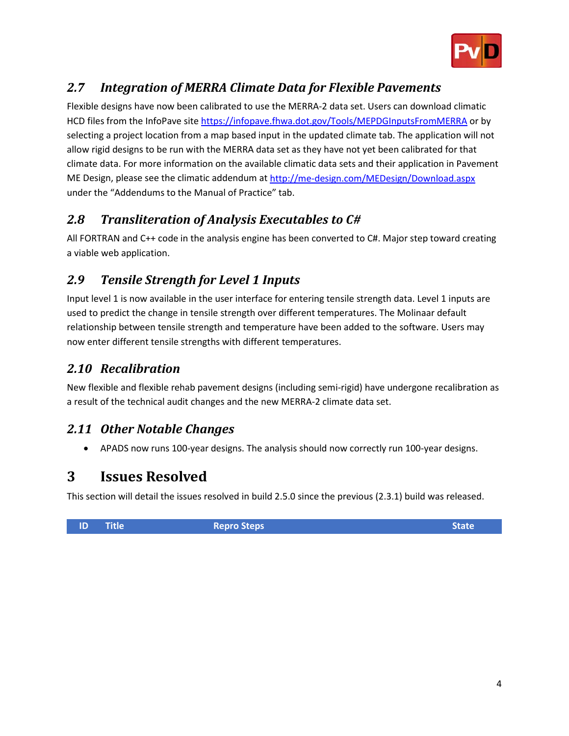## 2.7 Integration of MERRA Climate Data for Flexible Pavements

Flexible designs have now been calibrated to use the MERRA-2 data set. Users can download climatic HCD files from the InfoPave site [https://infopave.fhwa.dot.gov/Tools/MEPDGInputsFromMERRA](https://infopave.fhwa.dot.gov/Tools/MEPDGInputsFromMERRA) or by selecting a project location from a map based input in the updated climate tab. The application will not allow rigid designs to be run with the MERRA data set as they have not yet been calibrated for that climate data. For more information on the available climatic data sets and their application in Pavement ME Design, please see the climatic addendum at [http://me-design.com/MEDesign/Download.aspx](http://me-design.com/MEDesign/Download.aspx) under the "Addendums to the Manual of Practice" tab.

## 2.8 Transliteration of Analysis Executables to C#

All FORTRAN and C++ code in the analysis engine has been converted to C#. Major step toward creating a viable web application.

## 2.9 Tensile Strength for Level 1 Inputs

Input level 1 is now available in the user interface for entering tensile strength data. Level 1 inputs are used to predict the change in tensile strength over different temperatures. The Molinaar default relationship between tensile strength and temperature have been added to the software. Users may now enter different tensile strengths with different temperatures.

## 2.10 Recalibration

New flexible and flexible rehab pavement designs (including semi-rigid) have undergone recalibration as a result of the technical audit changes and the new MERRA-2 climate data set.

## 2.11 Other Notable Changes

- APADS now runs 100-year designs. The analysis should now correctly run 100-year designs.

# 3 Issues Resolved

This section will detail the issues resolved in build 2.5.0 since the previous (2.3.1) build was released.

| ID | Title | Repro Steps | State |
|---|---|---|---|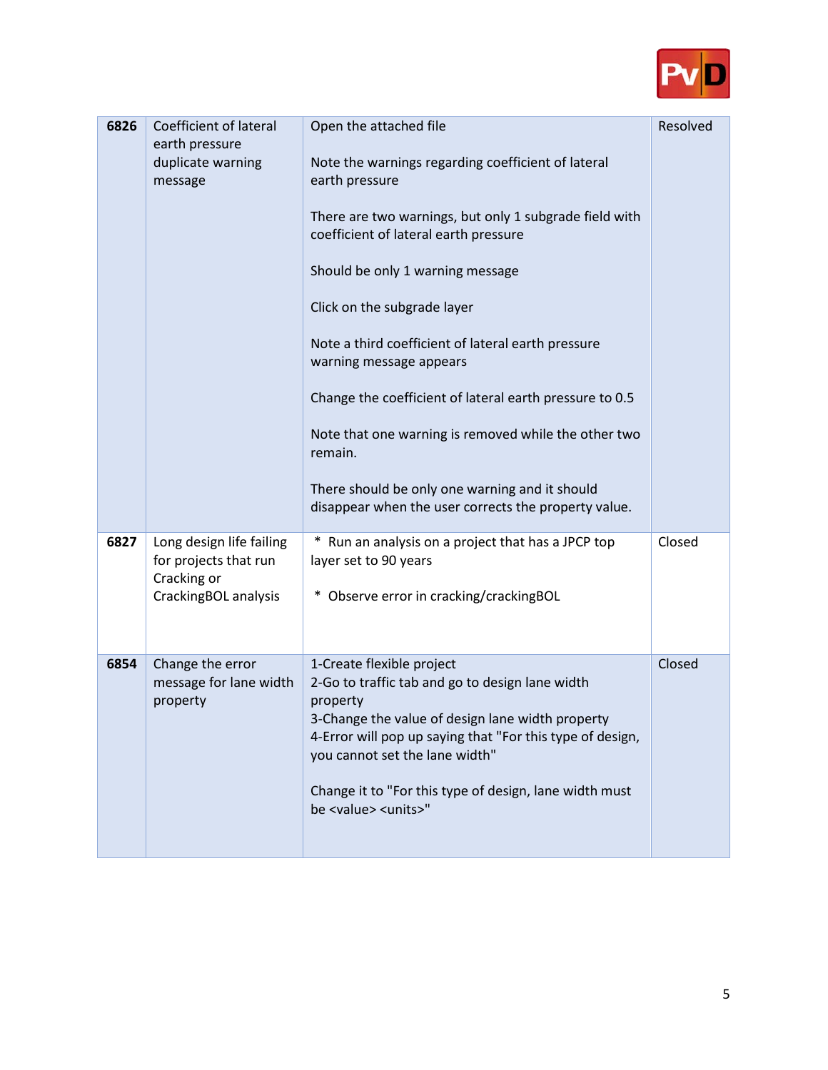| 6826 | Coefficient of lateral earth pressure duplicate warning message | Open the attached file<br><br>Note the warnings regarding coefficient of lateral earth pressure<br><br>There are two warnings, but only 1 subgrade field with coefficient of lateral earth pressure<br><br>Should be only 1 warning message<br><br>Click on the subgrade layer<br><br>Note a third coefficient of lateral earth pressure warning message appears<br><br>Change the coefficient of lateral earth pressure to 0.5<br><br>Note that one warning is removed while the other two remain.<br><br>There should be only one warning and it should disappear when the user corrects the property value. | Resolved |
|---|---|---|---|
| **6827** | Long design life failing for projects that run Cracking or CrackingBOL analysis | * Run an analysis on a project that has a JPCP top layer set to 90 years<br><br>* Observe error in cracking/crackingBOL | Closed |
| **6854** | Change the error message for lane width property | 1-Create flexible project<br>2-Go to traffic tab and go to design lane width property<br>3-Change the value of design lane width property<br>4-Error will pop up saying that "For this type of design, you cannot set the lane width"<br><br>Change it to "For this type of design, lane width must be <value> <units>" | Closed |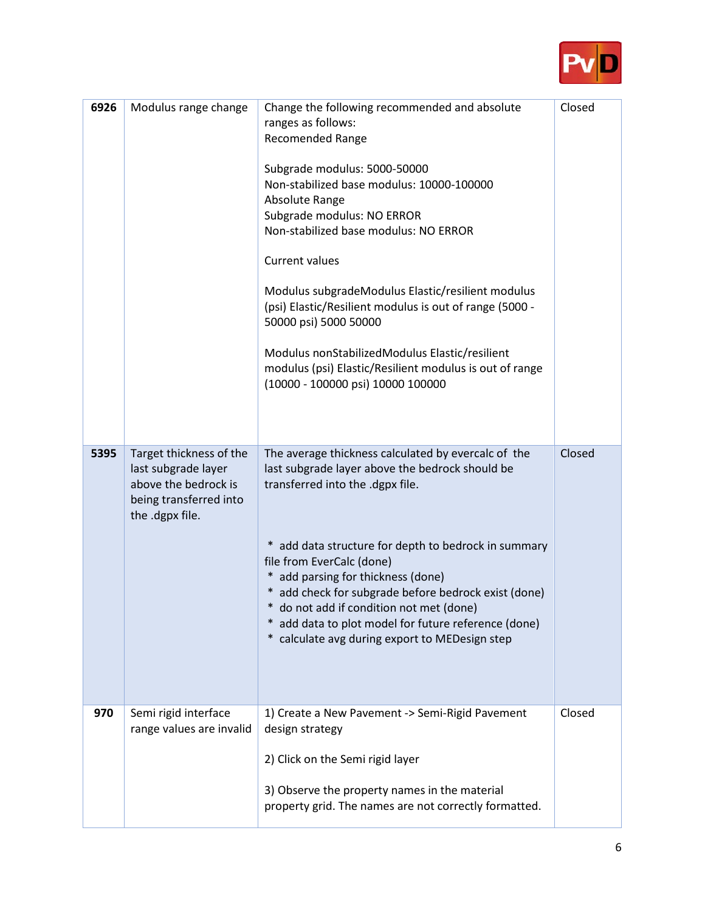| | | | |
|---|---|---|---|
| **6926** | Modulus range change | Change the following recommended and absolute ranges as follows:<br>Recomended Range<br><br>Subgrade modulus: 5000-50000<br>Non-stabilized base modulus: 10000-100000<br>Absolute Range<br>Subgrade modulus: NO ERROR<br>Non-stabilized base modulus: NO ERROR<br><br>Current values<br><br>Modulus subgradeModulus Elastic/resilient modulus (psi) Elastic/Resilient modulus is out of range (5000 - 50000 psi) 5000 50000<br><br>Modulus nonStabilizedModulus Elastic/resilient modulus (psi) Elastic/Resilient modulus is out of range (10000 - 100000 psi) 10000 100000 | Closed |
| **5395** | Target thickness of the last subgrade layer above the bedrock is being transferred into the .dgpx file. | The average thickness calculated by evercalc of the last subgrade layer above the bedrock should be transferred into the .dgpx file.<br><br>* add data structure for depth to bedrock in summary file from EverCalc (done)<br>* add parsing for thickness (done)<br>* add check for subgrade before bedrock exist (done)<br>* do not add if condition not met (done)<br>* add data to plot model for future reference (done)<br>* calculate avg during export to MEDesign step | Closed |
| **970** | Semi rigid interface range values are invalid | 1) Create a New Pavement -> Semi-Rigid Pavement design strategy<br><br>2) Click on the Semi rigid layer<br><br>3) Observe the property names in the material property grid. The names are not correctly formatted. | Closed |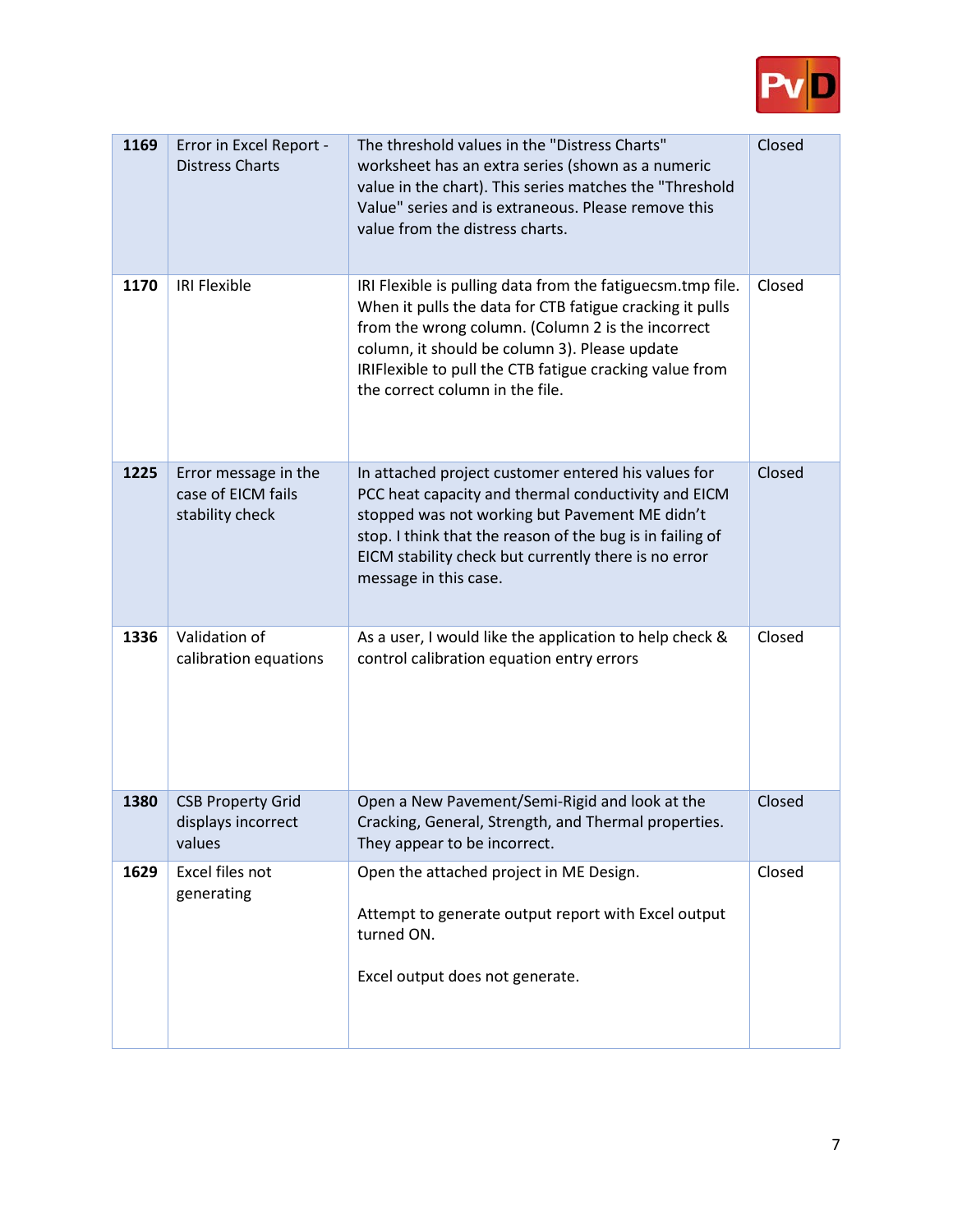| 1169 | Error in Excel Report - Distress Charts | The threshold values in the "Distress Charts" worksheet has an extra series (shown as a numeric value in the chart). This series matches the "Threshold Value" series and is extraneous. Please remove this value from the distress charts. | Closed |
|---|---|---|---|
| 1170 | IRI Flexible | IRI Flexible is pulling data from the fatiguecsm.tmp file. When it pulls the data for CTB fatigue cracking it pulls from the wrong column. (Column 2 is the incorrect column, it should be column 3). Please update IRIFlexible to pull the CTB fatigue cracking value from the correct column in the file. | Closed |
| 1225 | Error message in the case of EICM fails stability check | In attached project customer entered his values for PCC heat capacity and thermal conductivity and EICM stopped was not working but Pavement ME didn't stop. I think that the reason of the bug is in failing of EICM stability check but currently there is no error message in this case. | Closed |
| 1336 | Validation of calibration equations | As a user, I would like the application to help check & control calibration equation entry errors | Closed |
| 1380 | CSB Property Grid displays incorrect values | Open a New Pavement/Semi-Rigid and look at the Cracking, General, Strength, and Thermal properties. They appear to be incorrect. | Closed |
| 1629 | Excel files not generating | Open the attached project in ME Design.<br><br>Attempt to generate output report with Excel output turned ON.<br><br>Excel output does not generate. | Closed |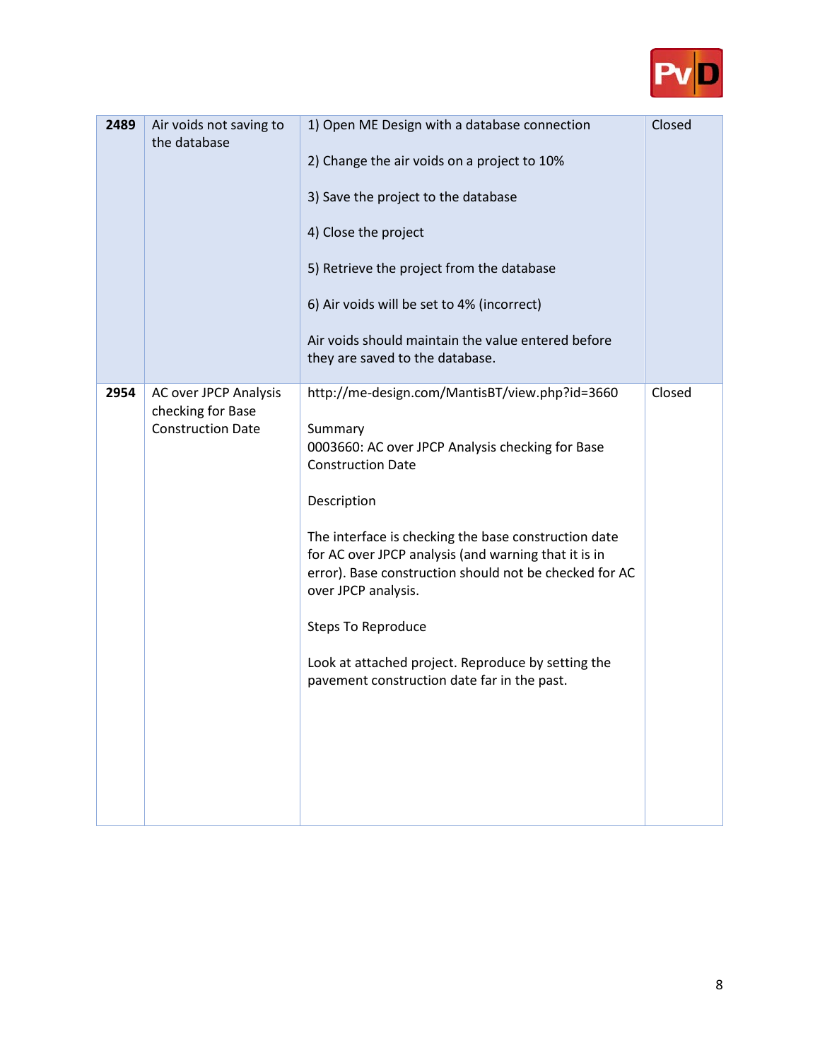| | | | |
|---|---|---|---|
| **2489** | Air voids not saving to the database | 1) Open ME Design with a database connection<br><br>2) Change the air voids on a project to 10%<br><br>3) Save the project to the database<br><br>4) Close the project<br><br>5) Retrieve the project from the database<br><br>6) Air voids will be set to 4% (incorrect)<br><br>Air voids should maintain the value entered before they are saved to the database. | Closed |
| **2954** | AC over JPCP Analysis checking for Base Construction Date | http://me-design.com/MantisBT/view.php?id=3660<br><br>Summary<br>0003660: AC over JPCP Analysis checking for Base Construction Date<br><br>Description<br><br>The interface is checking the base construction date for AC over JPCP analysis (and warning that it is in error). Base construction should not be checked for AC over JPCP analysis.<br><br>Steps To Reproduce<br><br>Look at attached project. Reproduce by setting the pavement construction date far in the past. | Closed |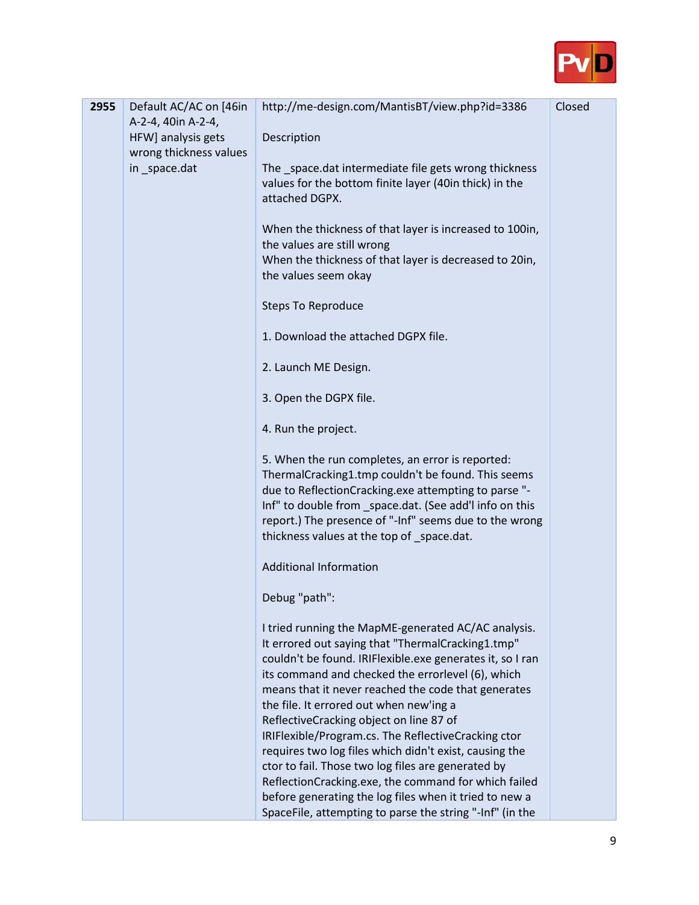| 2955 | Default AC/AC on [46in A-2-4, 40in A-2-4, HFW] analysis gets wrong thickness values in _space.dat | http://me-design.com/MantisBT/view.php?id=3386<br><br>Description<br><br>The _space.dat intermediate file gets wrong thickness values for the bottom finite layer (40in thick) in the attached DGPX.<br><br>When the thickness of that layer is increased to 100in, the values are still wrong<br>When the thickness of that layer is decreased to 20in, the values seem okay<br><br>Steps To Reproduce<br><br>1. Download the attached DGPX file.<br><br>2. Launch ME Design.<br><br>3. Open the DGPX file.<br><br>4. Run the project.<br><br>5. When the run completes, an error is reported: ThermalCracking1.tmp couldn't be found. This seems due to ReflectionCracking.exe attempting to parse "-Inf" to double from _space.dat. (See add'l info on this report.) The presence of "-Inf" seems due to the wrong thickness values at the top of _space.dat.<br><br>Additional Information<br><br>Debug "path":<br><br>I tried running the MapME-generated AC/AC analysis. It errored out saying that "ThermalCracking1.tmp" couldn't be found. IRIFlexible.exe generates it, so I ran its command and checked the errorlevel (6), which means that it never reached the code that generates the file. It errored out when new'ing a ReflectiveCracking object on line 87 of IRIFlexible/Program.cs. The ReflectiveCracking ctor requires two log files which didn't exist, causing the ctor to fail. Those two log files are generated by ReflectionCracking.exe, the command for which failed before generating the log files when it tried to new a SpaceFile, attempting to parse the string "-Inf" (in the | Closed |
|---|---|---|---|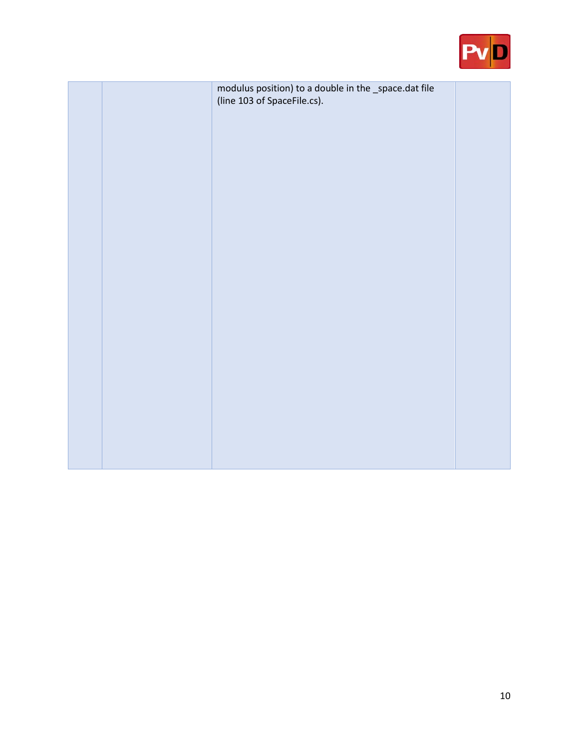| | | | |
|---|---|---|---|
| | | modulus position) to a double in the _space.dat file (line 103 of SpaceFile.cs). | |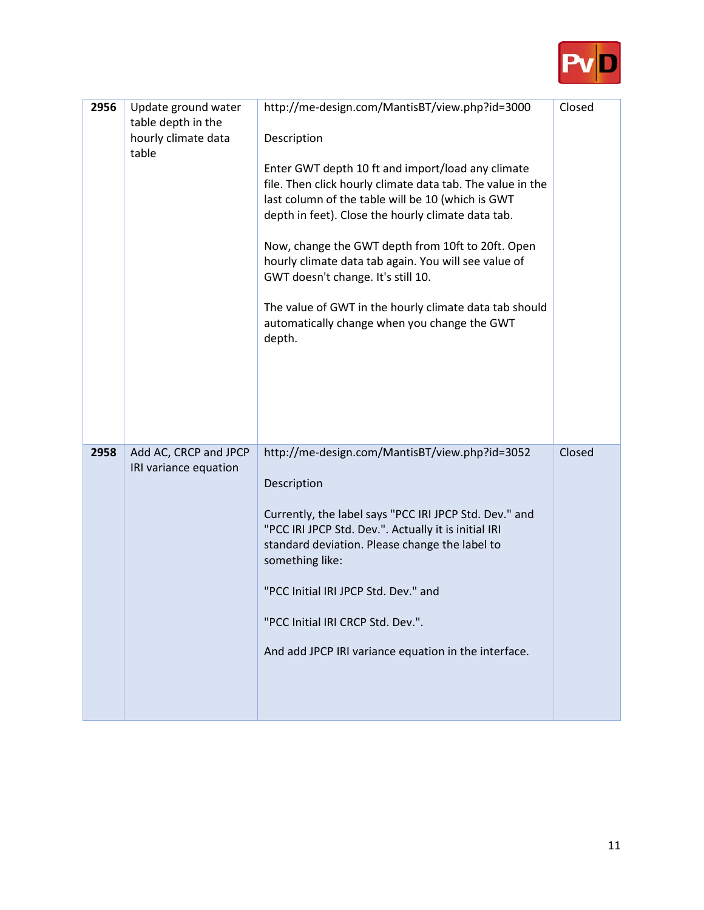| | | | |
|---|---|---|---|
| **2956** | Update ground water table depth in the hourly climate data table | http://me-design.com/MantisBT/view.php?id=3000<br><br>Description<br><br>Enter GWT depth 10 ft and import/load any climate file. Then click hourly climate data tab. The value in the last column of the table will be 10 (which is GWT depth in feet). Close the hourly climate data tab.<br><br>Now, change the GWT depth from 10ft to 20ft. Open hourly climate data tab again. You will see value of GWT doesn't change. It's still 10.<br><br>The value of GWT in the hourly climate data tab should automatically change when you change the GWT depth. | Closed |
| **2958** | Add AC, CRCP and JPCP IRI variance equation | http://me-design.com/MantisBT/view.php?id=3052<br><br>Description<br><br>Currently, the label says "PCC IRI JPCP Std. Dev." and "PCC IRI JPCP Std. Dev.". Actually it is initial IRI standard deviation. Please change the label to something like:<br><br>"PCC Initial IRI JPCP Std. Dev." and<br><br>"PCC Initial IRI CRCP Std. Dev.".<br><br>And add JPCP IRI variance equation in the interface. | Closed |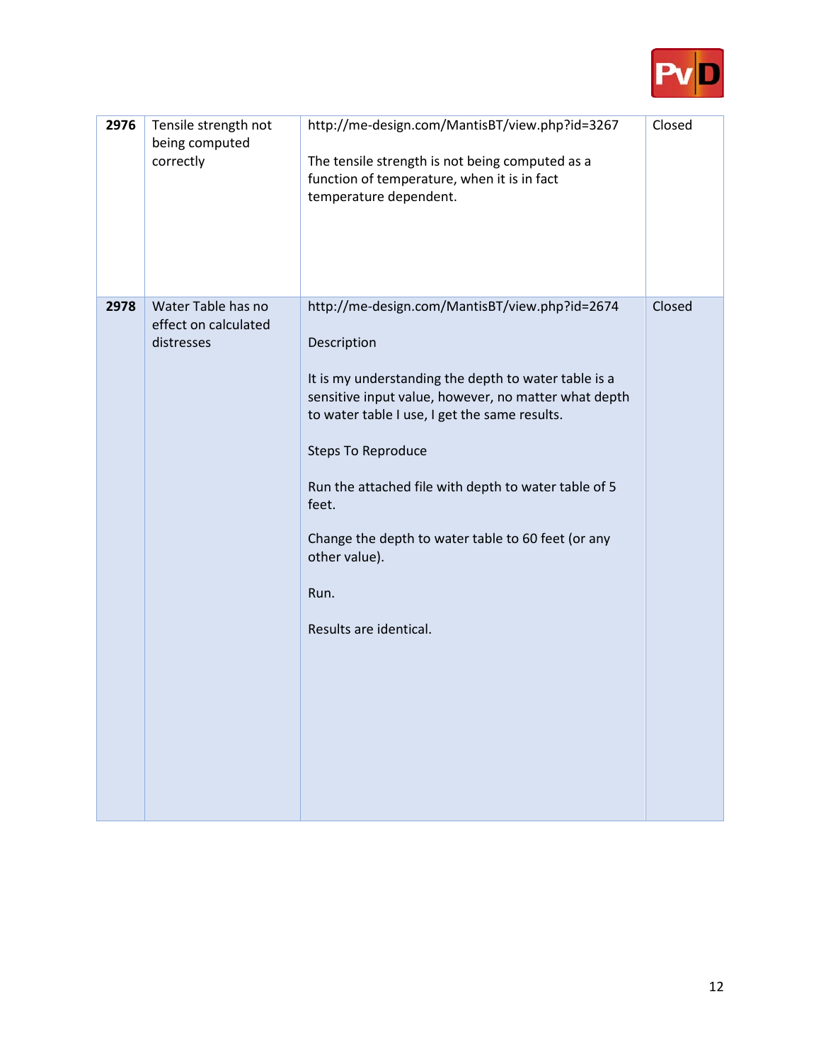| | | | |
|---|---|---|---|
| **2976** | Tensile strength not being computed correctly | http://me-design.com/MantisBT/view.php?id=3267<br><br>The tensile strength is not being computed as a function of temperature, when it is in fact temperature dependent. | Closed |
| **2978** | Water Table has no effect on calculated distresses | http://me-design.com/MantisBT/view.php?id=2674<br><br>Description<br><br>It is my understanding the depth to water table is a sensitive input value, however, no matter what depth to water table I use, I get the same results.<br><br>Steps To Reproduce<br><br>Run the attached file with depth to water table of 5 feet.<br><br>Change the depth to water table to 60 feet (or any other value).<br><br>Run.<br><br>Results are identical. | Closed |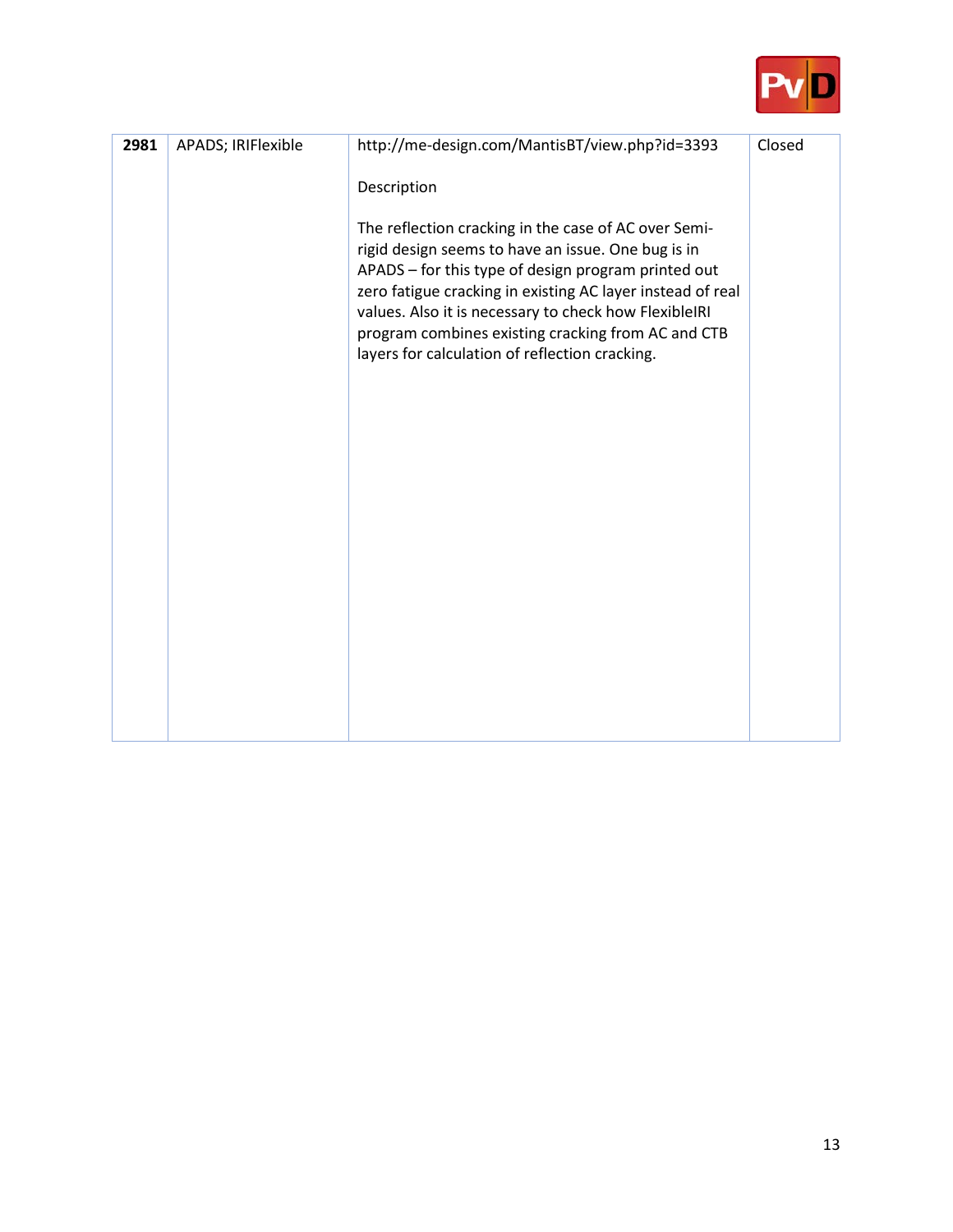| 2981 | APADS; IRIFlexible | http://me-design.com/MantisBT/view.php?id=3393<br><br>Description<br><br>The reflection cracking in the case of AC over Semi-rigid design seems to have an issue. One bug is in APADS – for this type of design program printed out zero fatigue cracking in existing AC layer instead of real values. Also it is necessary to check how FlexibleIRI program combines existing cracking from AC and CTB layers for calculation of reflection cracking. | Closed |
|---|---|---|---|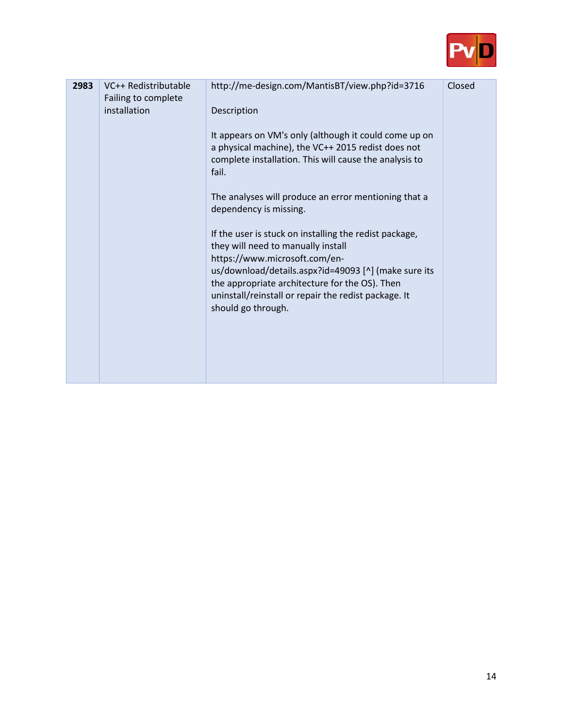| | | | |
|---|---|---|---|
| **2983** | VC++ Redistributable Failing to complete installation | http://me-design.com/MantisBT/view.php?id=3716<br><br>Description<br><br>It appears on VM's only (although it could come up on a physical machine), the VC++ 2015 redist does not complete installation. This will cause the analysis to fail.<br><br>The analyses will produce an error mentioning that a dependency is missing.<br><br>If the user is stuck on installing the redist package, they will need to manually install https://www.microsoft.com/en-us/download/details.aspx?id=49093 [^] (make sure its the appropriate architecture for the OS). Then uninstall/reinstall or repair the redist package. It should go through. | Closed |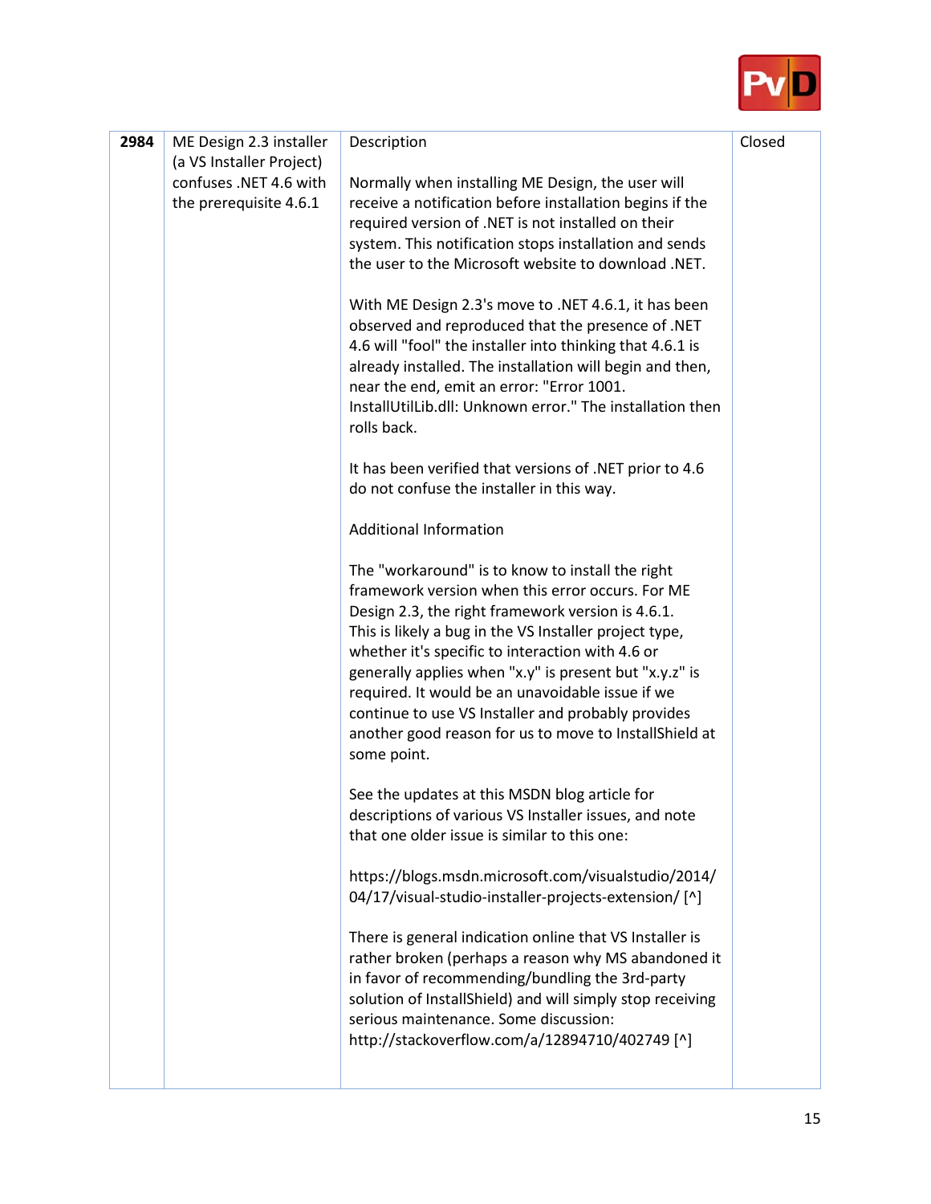| | | | |
|---|---|---|---|
| 2984 | ME Design 2.3 installer (a VS Installer Project) confuses .NET 4.6 with the prerequisite 4.6.1 | Description<br><br>Normally when installing ME Design, the user will receive a notification before installation begins if the required version of .NET is not installed on their system. This notification stops installation and sends the user to the Microsoft website to download .NET.<br><br>With ME Design 2.3's move to .NET 4.6.1, it has been observed and reproduced that the presence of .NET 4.6 will "fool" the installer into thinking that 4.6.1 is already installed. The installation will begin and then, near the end, emit an error: "Error 1001. InstallUtilLib.dll: Unknown error." The installation then rolls back.<br><br>It has been verified that versions of .NET prior to 4.6 do not confuse the installer in this way.<br><br>Additional Information<br><br>The "workaround" is to know to install the right framework version when this error occurs. For ME Design 2.3, the right framework version is 4.6.1. This is likely a bug in the VS Installer project type, whether it's specific to interaction with 4.6 or generally applies when "x.y" is present but "x.y.z" is required. It would be an unavoidable issue if we continue to use VS Installer and probably provides another good reason for us to move to InstallShield at some point.<br><br>See the updates at this MSDN blog article for descriptions of various VS Installer issues, and note that one older issue is similar to this one:<br><br>https://blogs.msdn.microsoft.com/visualstudio/2014/04/17/visual-studio-installer-projects-extension/ [^]<br><br>There is general indication online that VS Installer is rather broken (perhaps a reason why MS abandoned it in favor of recommending/bundling the 3rd-party solution of InstallShield) and will simply stop receiving serious maintenance. Some discussion: http://stackoverflow.com/a/12894710/402749 [^] | Closed |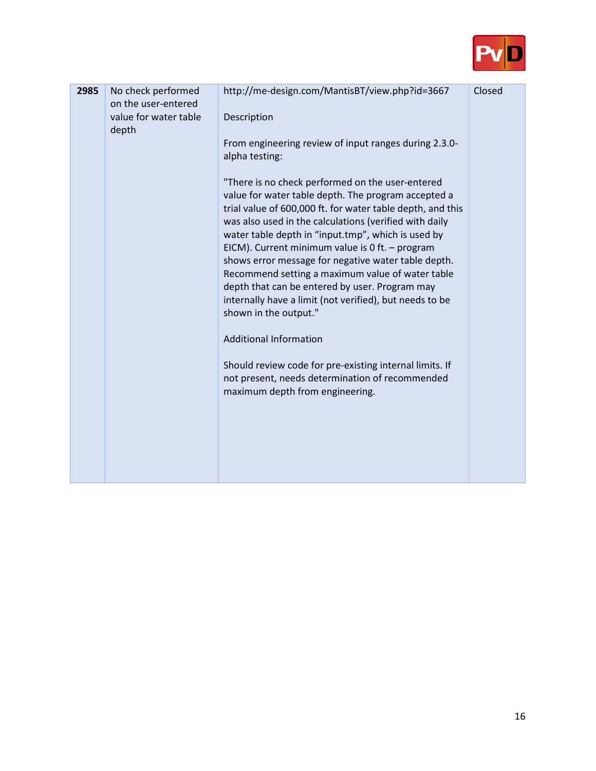| 2985 | No check performed on the user-entered value for water table depth | http://me-design.com/MantisBT/view.php?id=3667<br><br>Description<br><br>From engineering review of input ranges during 2.3.0-alpha testing:<br><br>"There is no check performed on the user-entered value for water table depth. The program accepted a trial value of 600,000 ft. for water table depth, and this was also used in the calculations (verified with daily water table depth in "input.tmp", which is used by EICM). Current minimum value is 0 ft. – program shows error message for negative water table depth. Recommend setting a maximum value of water table depth that can be entered by user. Program may internally have a limit (not verified), but needs to be shown in the output."<br><br>Additional Information<br><br>Should review code for pre-existing internal limits. If not present, needs determination of recommended maximum depth from engineering. | Closed |
|---|---|---|---|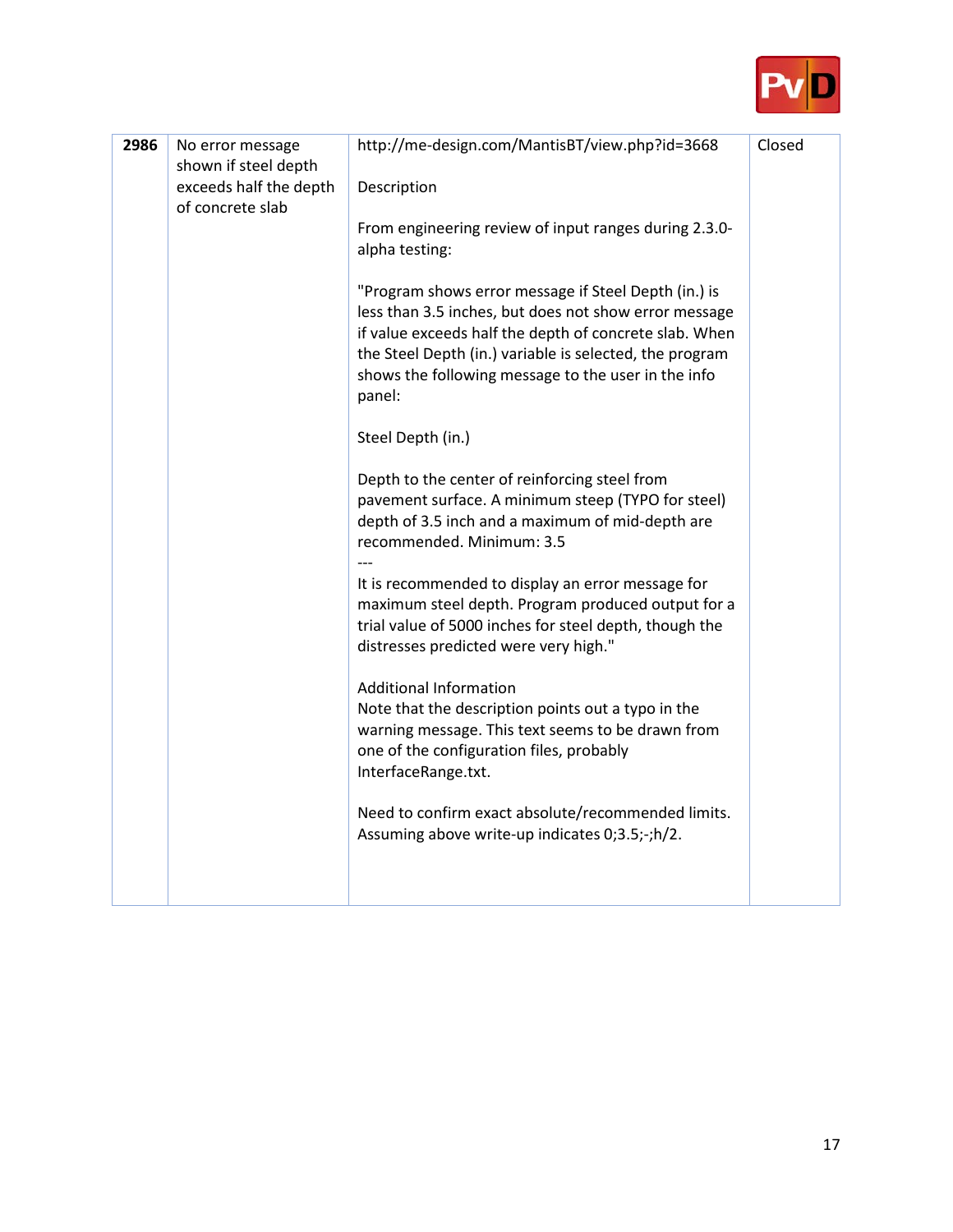| 2986 | No error message shown if steel depth exceeds half the depth of concrete slab | http://me-design.com/MantisBT/view.php?id=3668<br><br>Description<br><br>From engineering review of input ranges during 2.3.0-alpha testing:<br><br>"Program shows error message if Steel Depth (in.) is less than 3.5 inches, but does not show error message if value exceeds half the depth of concrete slab. When the Steel Depth (in.) variable is selected, the program shows the following message to the user in the info panel:<br><br>Steel Depth (in.)<br><br>Depth to the center of reinforcing steel from pavement surface. A minimum steep (TYPO for steel) depth of 3.5 inch and a maximum of mid-depth are recommended. Minimum: 3.5<br>---<br>It is recommended to display an error message for maximum steel depth. Program produced output for a trial value of 5000 inches for steel depth, though the distresses predicted were very high."<br><br>Additional Information<br>Note that the description points out a typo in the warning message. This text seems to be drawn from one of the configuration files, probably InterfaceRange.txt.<br><br>Need to confirm exact absolute/recommended limits. Assuming above write-up indicates 0;3.5;-;h/2. | Closed |
|---|---|---|---|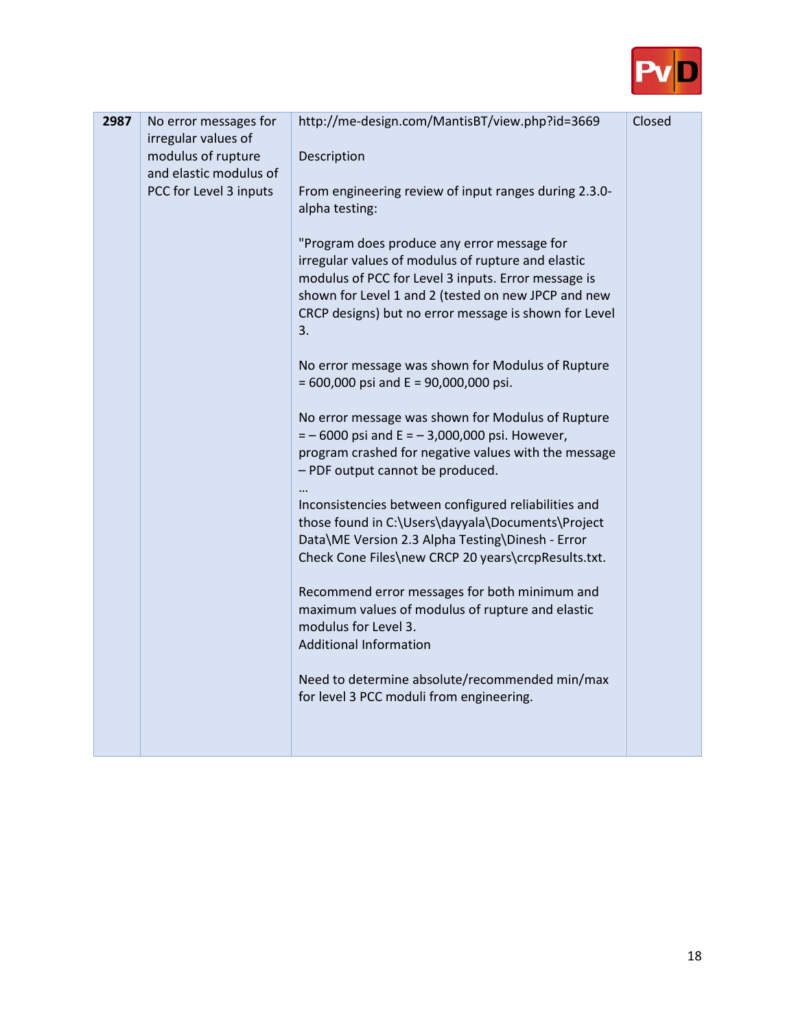| | | | |
|---|---|---|---|
| **2987** | No error messages for irregular values of modulus of rupture and elastic modulus of PCC for Level 3 inputs | http://me-design.com/MantisBT/view.php?id=3669<br><br>Description<br><br>From engineering review of input ranges during 2.3.0-alpha testing:<br><br>"Program does produce any error message for irregular values of modulus of rupture and elastic modulus of PCC for Level 3 inputs. Error message is shown for Level 1 and 2 (tested on new JPCP and new CRCP designs) but no error message is shown for Level 3.<br><br>No error message was shown for Modulus of Rupture = 600,000 psi and E = 90,000,000 psi.<br><br>No error message was shown for Modulus of Rupture = – 6000 psi and E = – 3,000,000 psi. However, program crashed for negative values with the message – PDF output cannot be produced.<br>…<br>Inconsistencies between configured reliabilities and those found in C:\Users\dayyala\Documents\Project Data\ME Version 2.3 Alpha Testing\Dinesh - Error Check Cone Files\new CRCP 20 years\crcpResults.txt.<br><br>Recommend error messages for both minimum and maximum values of modulus of rupture and elastic modulus for Level 3.<br>Additional Information<br><br>Need to determine absolute/recommended min/max for level 3 PCC moduli from engineering. | Closed |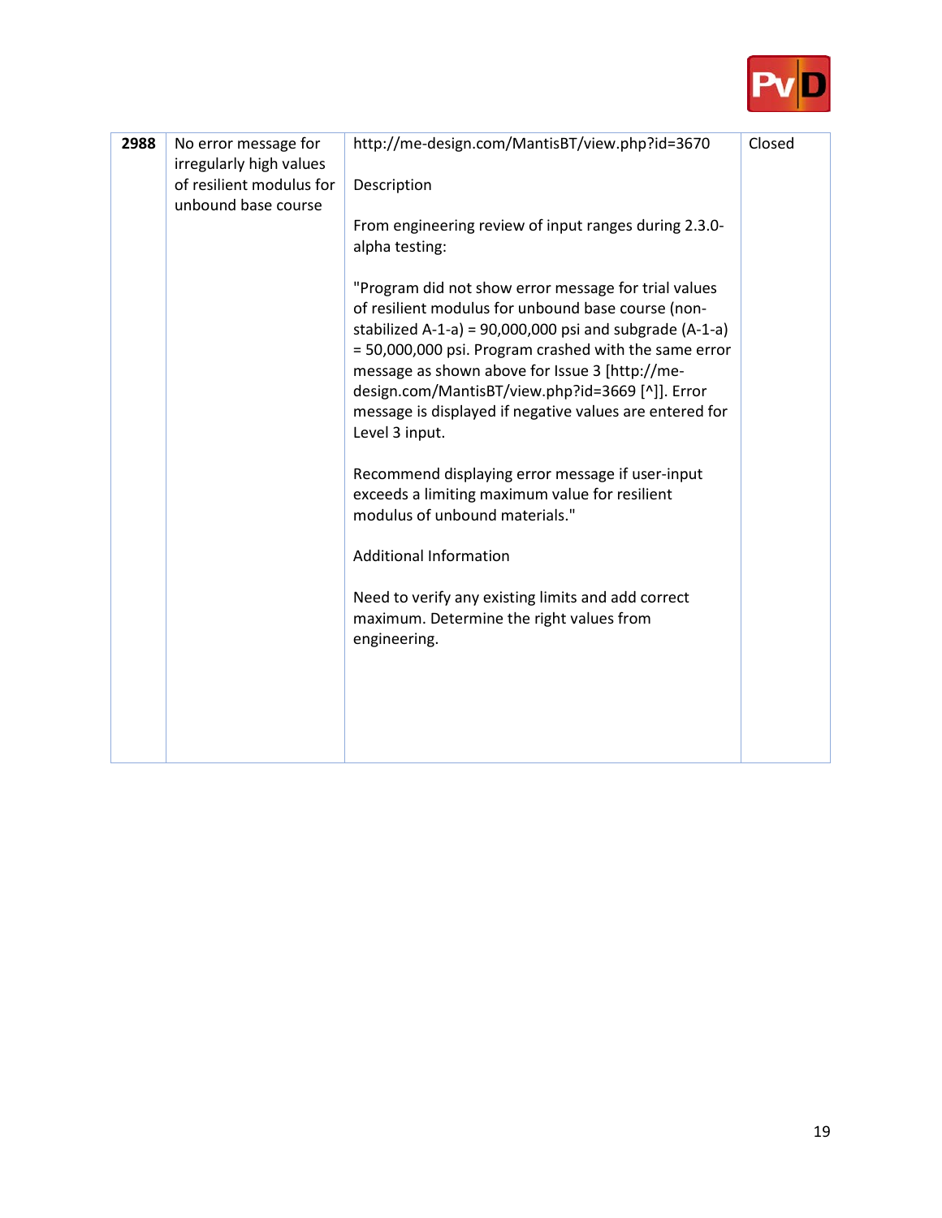| 2988 | No error message for irregularly high values of resilient modulus for unbound base course | http://me-design.com/MantisBT/view.php?id=3670<br><br>Description<br><br>From engineering review of input ranges during 2.3.0-alpha testing:<br><br>"Program did not show error message for trial values of resilient modulus for unbound base course (non-stabilized A-1-a) = 90,000,000 psi and subgrade (A-1-a) = 50,000,000 psi. Program crashed with the same error message as shown above for Issue 3 [http://me-design.com/MantisBT/view.php?id=3669 [^]]. Error message is displayed if negative values are entered for Level 3 input.<br><br>Recommend displaying error message if user-input exceeds a limiting maximum value for resilient modulus of unbound materials."<br><br>Additional Information<br><br>Need to verify any existing limits and add correct maximum. Determine the right values from engineering. | Closed |
|---|---|---|---|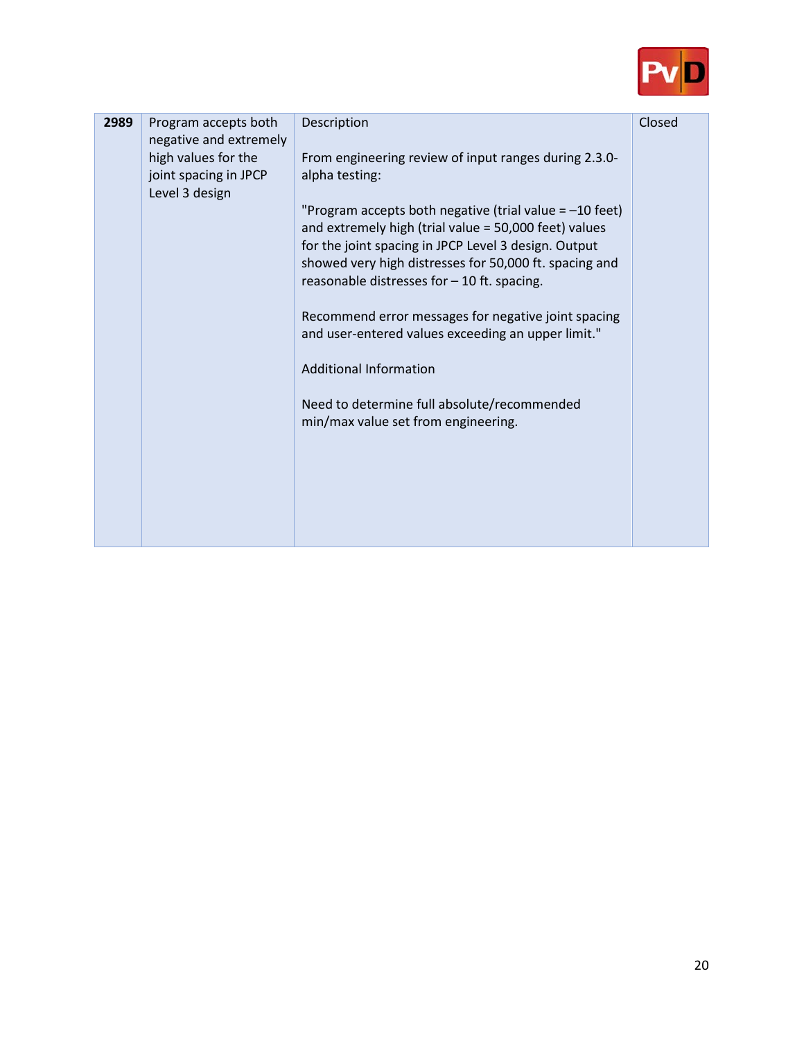| 2989 | Program accepts both negative and extremely high values for the joint spacing in JPCP Level 3 design | Description<br><br>From engineering review of input ranges during 2.3.0-alpha testing:<br><br>"Program accepts both negative (trial value = –10 feet) and extremely high (trial value = 50,000 feet) values for the joint spacing in JPCP Level 3 design. Output showed very high distresses for 50,000 ft. spacing and reasonable distresses for – 10 ft. spacing.<br><br>Recommend error messages for negative joint spacing and user-entered values exceeding an upper limit."<br><br>Additional Information<br><br>Need to determine full absolute/recommended min/max value set from engineering. | Closed |
|---|---|---|---|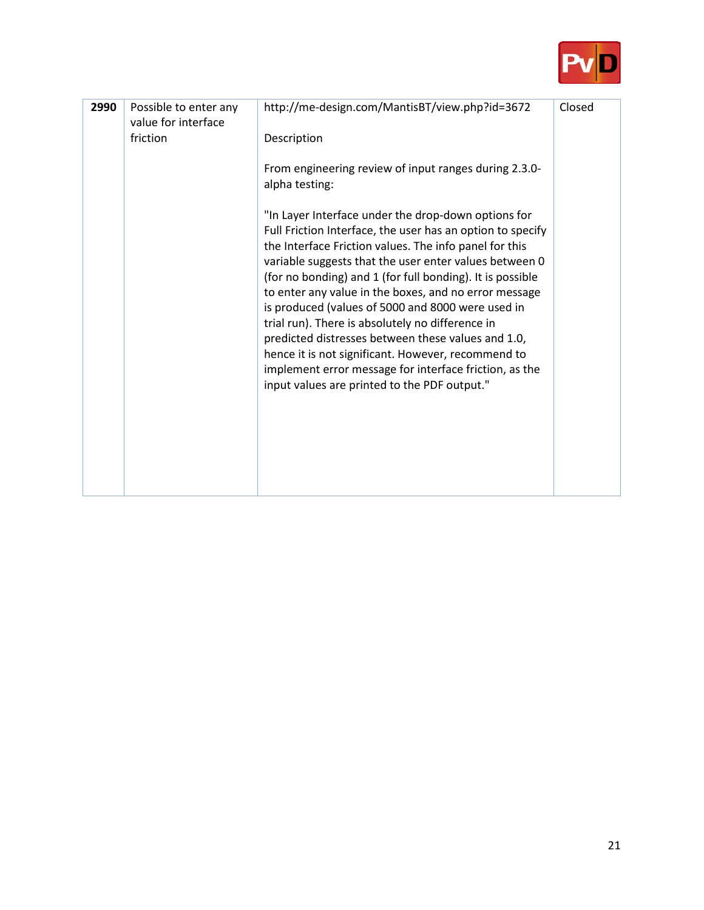| 2990 | Possible to enter any value for interface friction | http://me-design.com/MantisBT/view.php?id=3672<br><br>Description<br><br>From engineering review of input ranges during 2.3.0-alpha testing:<br><br>"In Layer Interface under the drop-down options for Full Friction Interface, the user has an option to specify the Interface Friction values. The info panel for this variable suggests that the user enter values between 0 (for no bonding) and 1 (for full bonding). It is possible to enter any value in the boxes, and no error message is produced (values of 5000 and 8000 were used in trial run). There is absolutely no difference in predicted distresses between these values and 1.0, hence it is not significant. However, recommend to implement error message for interface friction, as the input values are printed to the PDF output." | Closed |
|---|---|---|---|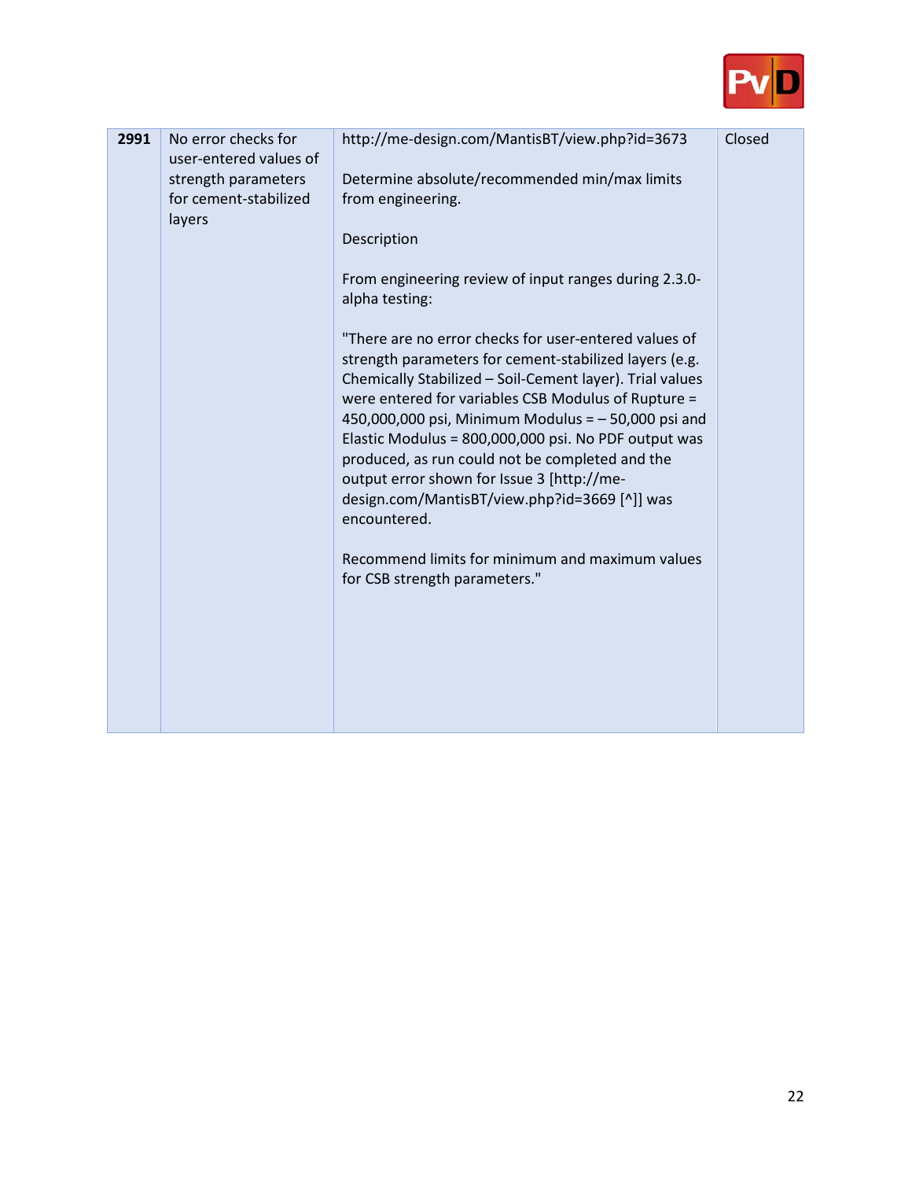| 2991 | No error checks for user-entered values of strength parameters for cement-stabilized layers | http://me-design.com/MantisBT/view.php?id=3673<br><br>Determine absolute/recommended min/max limits from engineering.<br><br>Description<br><br>From engineering review of input ranges during 2.3.0-alpha testing:<br><br>"There are no error checks for user-entered values of strength parameters for cement-stabilized layers (e.g. Chemically Stabilized – Soil-Cement layer). Trial values were entered for variables CSB Modulus of Rupture = 450,000,000 psi, Minimum Modulus = – 50,000 psi and Elastic Modulus = 800,000,000 psi. No PDF output was produced, as run could not be completed and the output error shown for Issue 3 [http://me-design.com/MantisBT/view.php?id=3669 [^]] was encountered.<br><br>Recommend limits for minimum and maximum values for CSB strength parameters." | Closed |
|---|---|---|---|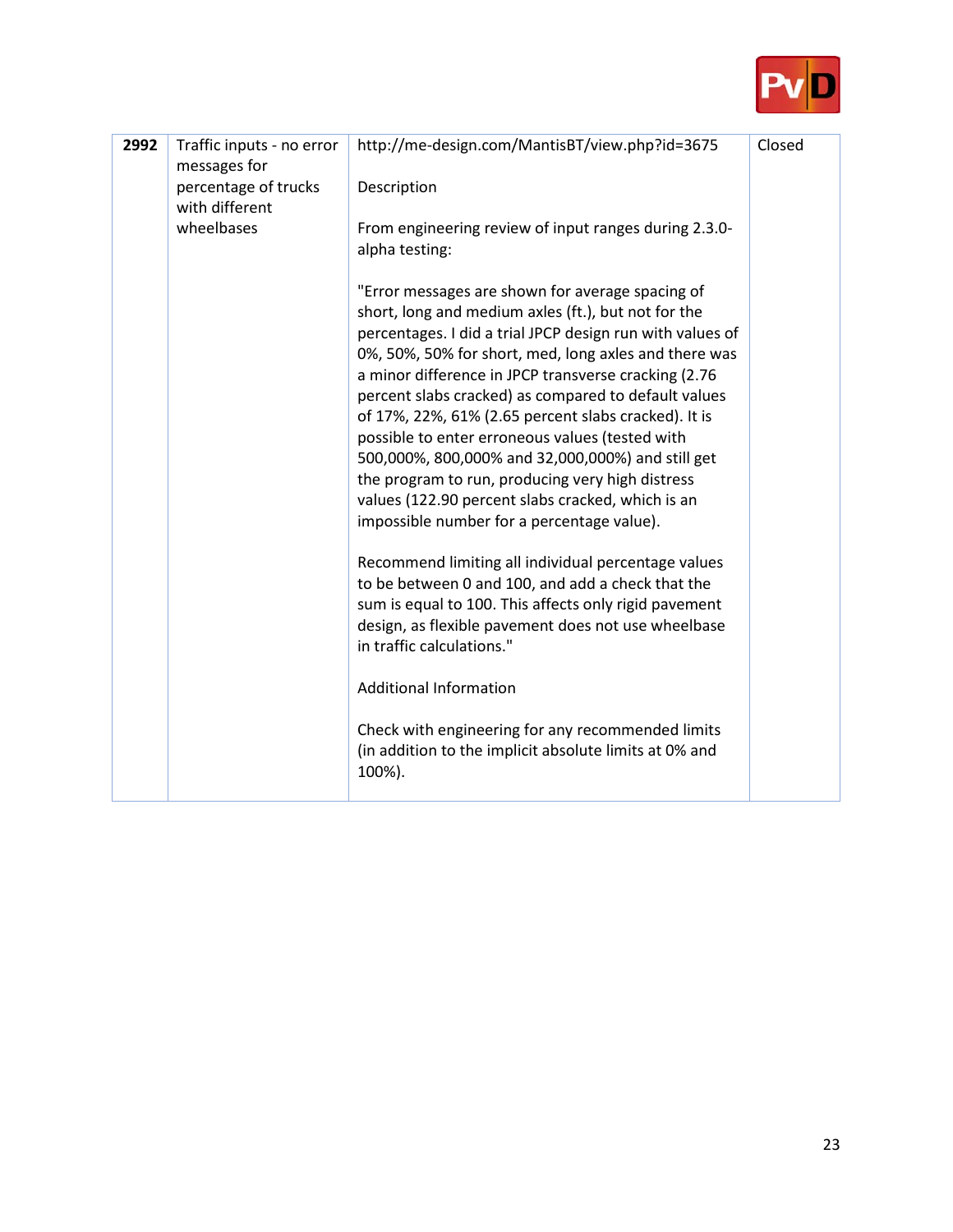| 2992 | Traffic inputs - no error messages for percentage of trucks with different wheelbases | http://me-design.com/MantisBT/view.php?id=3675<br><br>Description<br><br>From engineering review of input ranges during 2.3.0-alpha testing:<br><br>"Error messages are shown for average spacing of short, long and medium axles (ft.), but not for the percentages. I did a trial JPCP design run with values of 0%, 50%, 50% for short, med, long axles and there was a minor difference in JPCP transverse cracking (2.76 percent slabs cracked) as compared to default values of 17%, 22%, 61% (2.65 percent slabs cracked). It is possible to enter erroneous values (tested with 500,000%, 800,000% and 32,000,000%) and still get the program to run, producing very high distress values (122.90 percent slabs cracked, which is an impossible number for a percentage value).<br><br>Recommend limiting all individual percentage values to be between 0 and 100, and add a check that the sum is equal to 100. This affects only rigid pavement design, as flexible pavement does not use wheelbase in traffic calculations."<br><br>Additional Information<br><br>Check with engineering for any recommended limits (in addition to the implicit absolute limits at 0% and 100%). | Closed |
|---|---|---|---|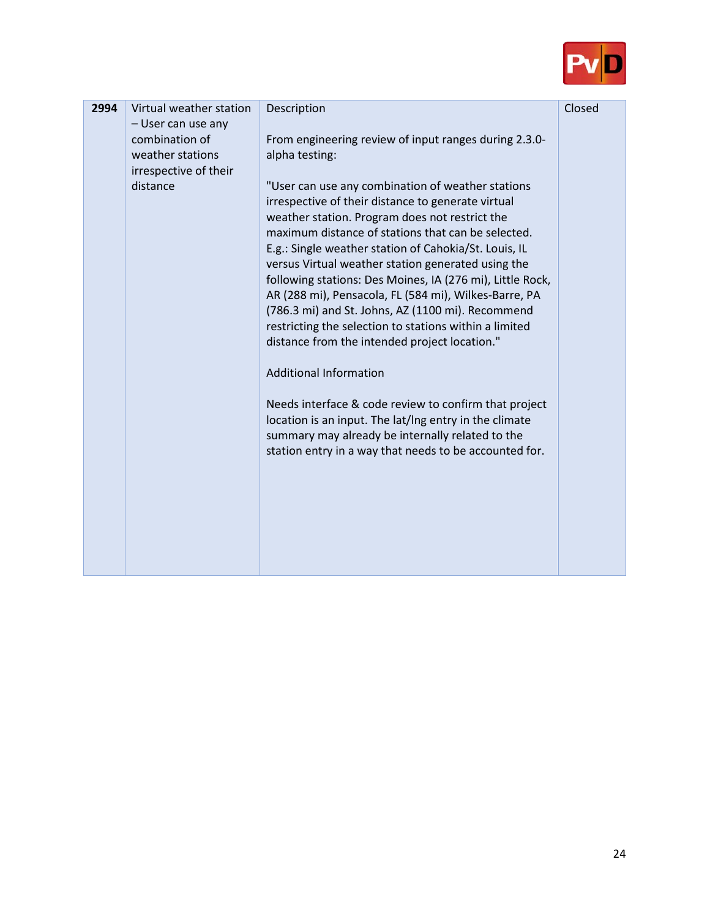| 2994 | Virtual weather station – User can use any combination of weather stations irrespective of their distance | Description<br><br>From engineering review of input ranges during 2.3.0-alpha testing:<br><br>"User can use any combination of weather stations irrespective of their distance to generate virtual weather station. Program does not restrict the maximum distance of stations that can be selected. E.g.: Single weather station of Cahokia/St. Louis, IL versus Virtual weather station generated using the following stations: Des Moines, IA (276 mi), Little Rock, AR (288 mi), Pensacola, FL (584 mi), Wilkes-Barre, PA (786.3 mi) and St. Johns, AZ (1100 mi). Recommend restricting the selection to stations within a limited distance from the intended project location."<br><br>Additional Information<br><br>Needs interface & code review to confirm that project location is an input. The lat/lng entry in the climate summary may already be internally related to the station entry in a way that needs to be accounted for. | Closed |
|---|---|---|---|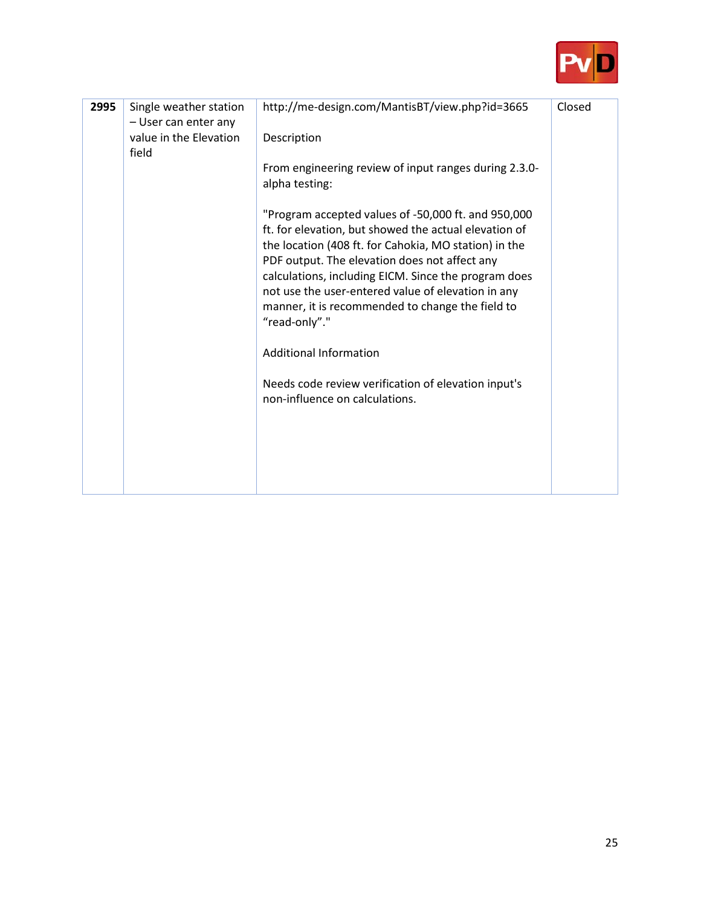| | | | |
|---|---|---|---|
| **2995** | Single weather station – User can enter any value in the Elevation field | http://me-design.com/MantisBT/view.php?id=3665<br><br>Description<br><br>From engineering review of input ranges during 2.3.0-alpha testing:<br><br>"Program accepted values of -50,000 ft. and 950,000 ft. for elevation, but showed the actual elevation of the location (408 ft. for Cahokia, MO station) in the PDF output. The elevation does not affect any calculations, including EICM. Since the program does not use the user-entered value of elevation in any manner, it is recommended to change the field to "read-only"."<br><br>Additional Information<br><br>Needs code review verification of elevation input's non-influence on calculations. | Closed |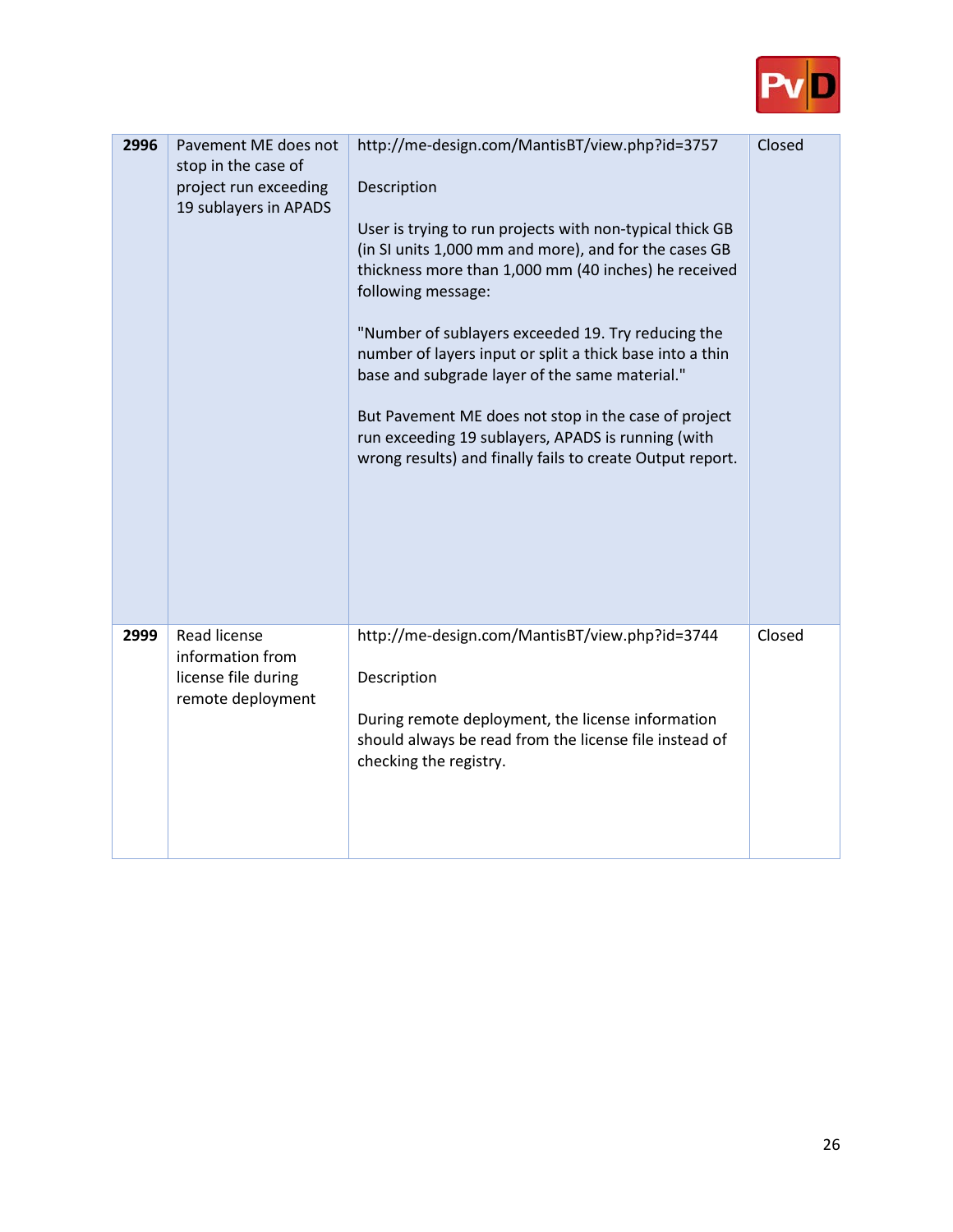| | | | |
|---|---|---|---|
| **2996** | Pavement ME does not stop in the case of project run exceeding 19 sublayers in APADS | http://me-design.com/MantisBT/view.php?id=3757<br><br>Description<br><br>User is trying to run projects with non-typical thick GB (in SI units 1,000 mm and more), and for the cases GB thickness more than 1,000 mm (40 inches) he received following message:<br><br>"Number of sublayers exceeded 19. Try reducing the number of layers input or split a thick base into a thin base and subgrade layer of the same material."<br><br>But Pavement ME does not stop in the case of project run exceeding 19 sublayers, APADS is running (with wrong results) and finally fails to create Output report. | Closed |
| **2999** | Read license information from license file during remote deployment | http://me-design.com/MantisBT/view.php?id=3744<br><br>Description<br><br>During remote deployment, the license information should always be read from the license file instead of checking the registry. | Closed |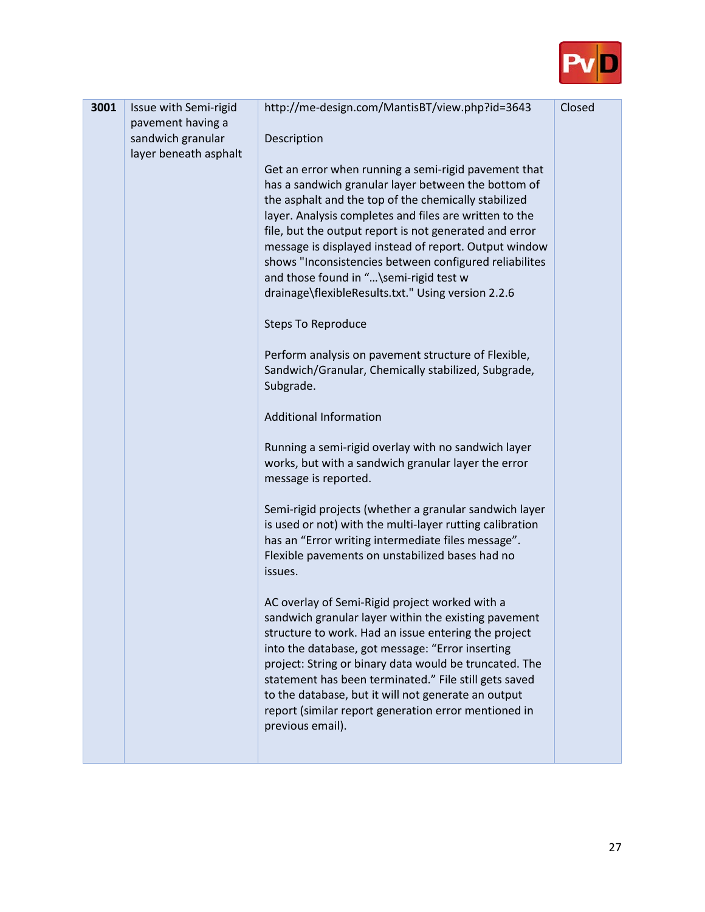| | | | |
|---|---|---|---|
| **3001** | Issue with Semi-rigid pavement having a sandwich granular layer beneath asphalt | http://me-design.com/MantisBT/view.php?id=3643<br><br>Description<br><br>Get an error when running a semi-rigid pavement that has a sandwich granular layer between the bottom of the asphalt and the top of the chemically stabilized layer. Analysis completes and files are written to the file, but the output report is not generated and error message is displayed instead of report. Output window shows "Inconsistencies between configured reliabilites and those found in "...\semi-rigid test w drainage\flexibleResults.txt." Using version 2.2.6<br><br>Steps To Reproduce<br><br>Perform analysis on pavement structure of Flexible, Sandwich/Granular, Chemically stabilized, Subgrade, Subgrade.<br><br>Additional Information<br><br>Running a semi-rigid overlay with no sandwich layer works, but with a sandwich granular layer the error message is reported.<br><br>Semi-rigid projects (whether a granular sandwich layer is used or not) with the multi-layer rutting calibration has an "Error writing intermediate files message". Flexible pavements on unstabilized bases had no issues.<br><br>AC overlay of Semi-Rigid project worked with a sandwich granular layer within the existing pavement structure to work. Had an issue entering the project into the database, got message: "Error inserting project: String or binary data would be truncated. The statement has been terminated." File still gets saved to the database, but it will not generate an output report (similar report generation error mentioned in previous email). | Closed |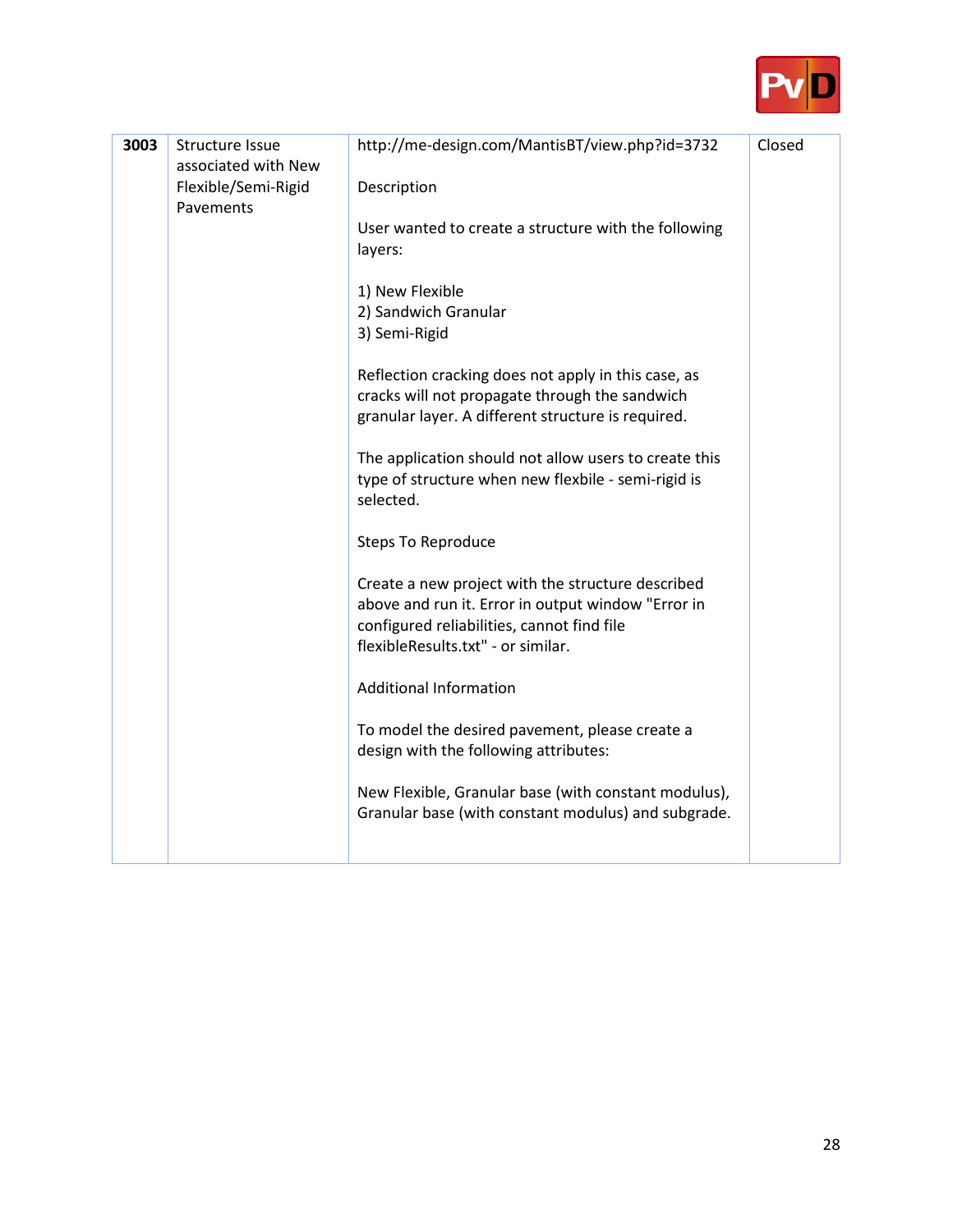| | | | |
|---|---|---|---|
| **3003** | Structure Issue associated with New Flexible/Semi-Rigid Pavements | http://me-design.com/MantisBT/view.php?id=3732<br><br>Description<br><br>User wanted to create a structure with the following layers:<br><br>1) New Flexible<br>2) Sandwich Granular<br>3) Semi-Rigid<br><br>Reflection cracking does not apply in this case, as cracks will not propagate through the sandwich granular layer. A different structure is required.<br><br>The application should not allow users to create this type of structure when new flexbile - semi-rigid is selected.<br><br>Steps To Reproduce<br><br>Create a new project with the structure described above and run it. Error in output window "Error in configured reliabilities, cannot find file flexibleResults.txt" - or similar.<br><br>Additional Information<br><br>To model the desired pavement, please create a design with the following attributes:<br><br>New Flexible, Granular base (with constant modulus), Granular base (with constant modulus) and subgrade. | Closed |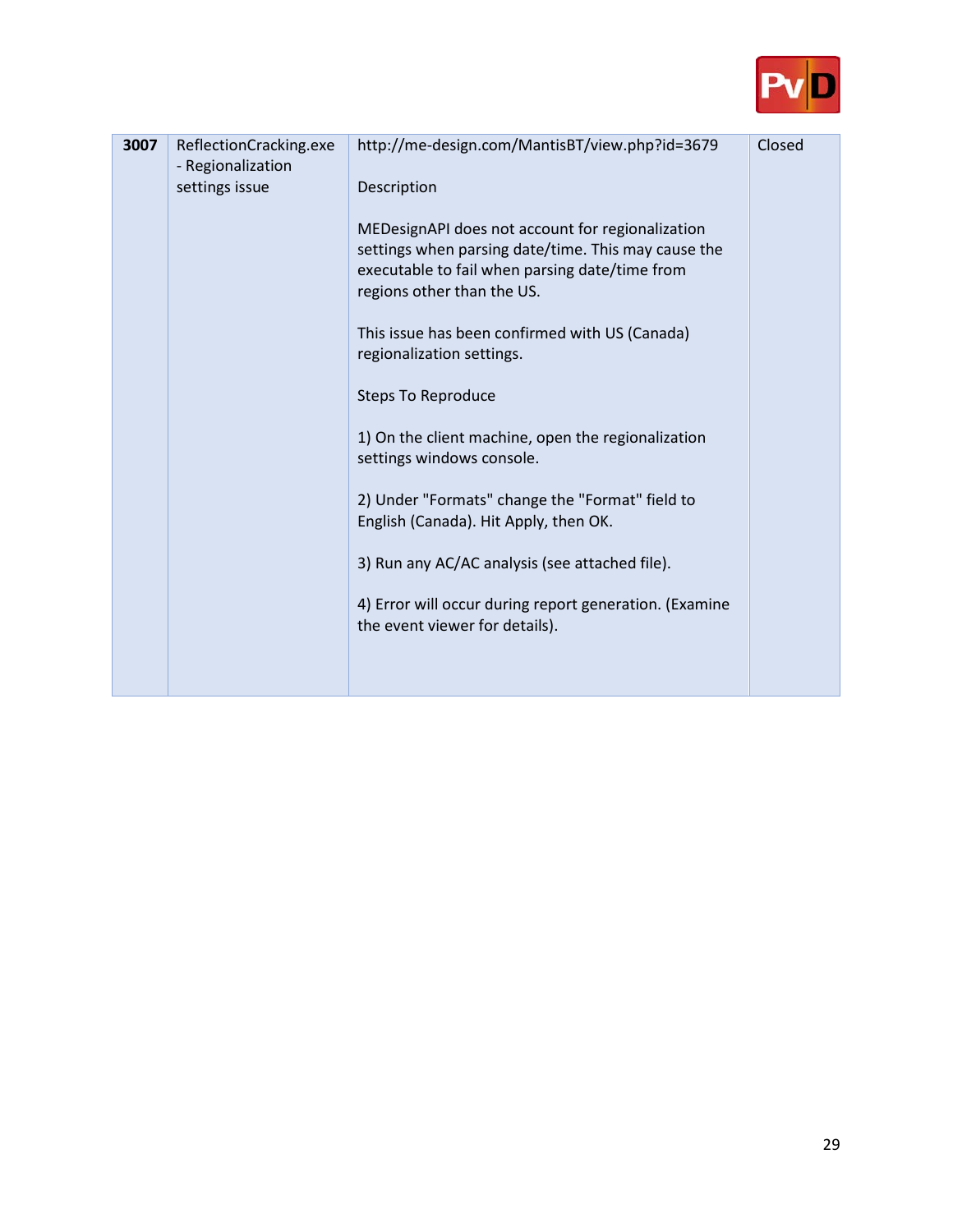| 3007 | ReflectionCracking.exe - Regionalization settings issue | http://me-design.com/MantisBT/view.php?id=3679<br><br>Description<br><br>MEDesignAPI does not account for regionalization settings when parsing date/time. This may cause the executable to fail when parsing date/time from regions other than the US.<br><br>This issue has been confirmed with US (Canada) regionalization settings.<br><br>Steps To Reproduce<br><br>1) On the client machine, open the regionalization settings windows console.<br><br>2) Under "Formats" change the "Format" field to English (Canada). Hit Apply, then OK.<br><br>3) Run any AC/AC analysis (see attached file).<br><br>4) Error will occur during report generation. (Examine the event viewer for details). | Closed |
|---|---|---|---|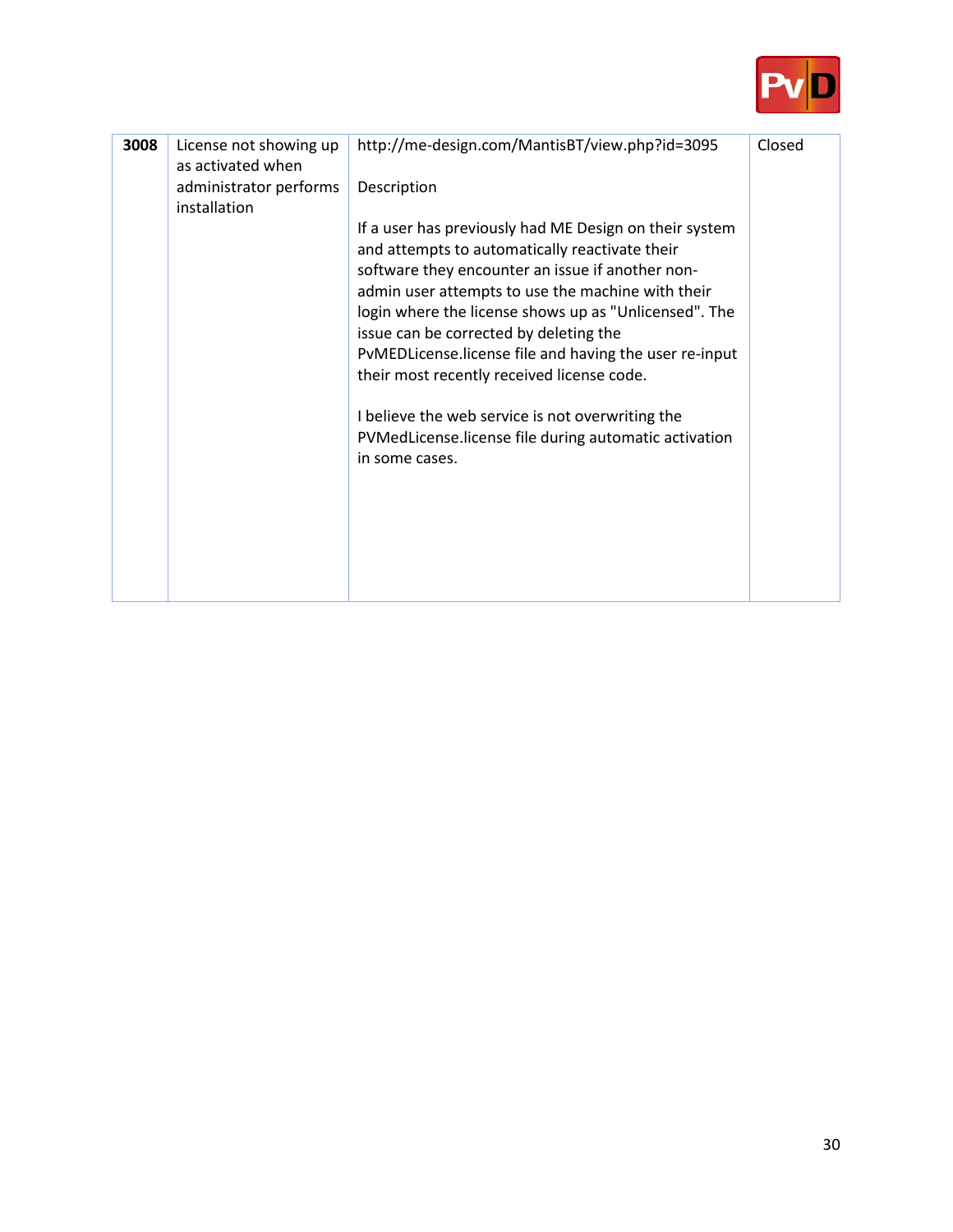| **3008** | License not showing up as activated when administrator performs installation | http://me-design.com/MantisBT/view.php?id=3095<br><br>Description<br><br>If a user has previously had ME Design on their system and attempts to automatically reactivate their software they encounter an issue if another non-admin user attempts to use the machine with their login where the license shows up as "Unlicensed". The issue can be corrected by deleting the PvMEDLicense.license file and having the user re-input their most recently received license code.<br><br>I believe the web service is not overwriting the PVMedLicense.license file during automatic activation in some cases. | Closed |
|---|---|---|---|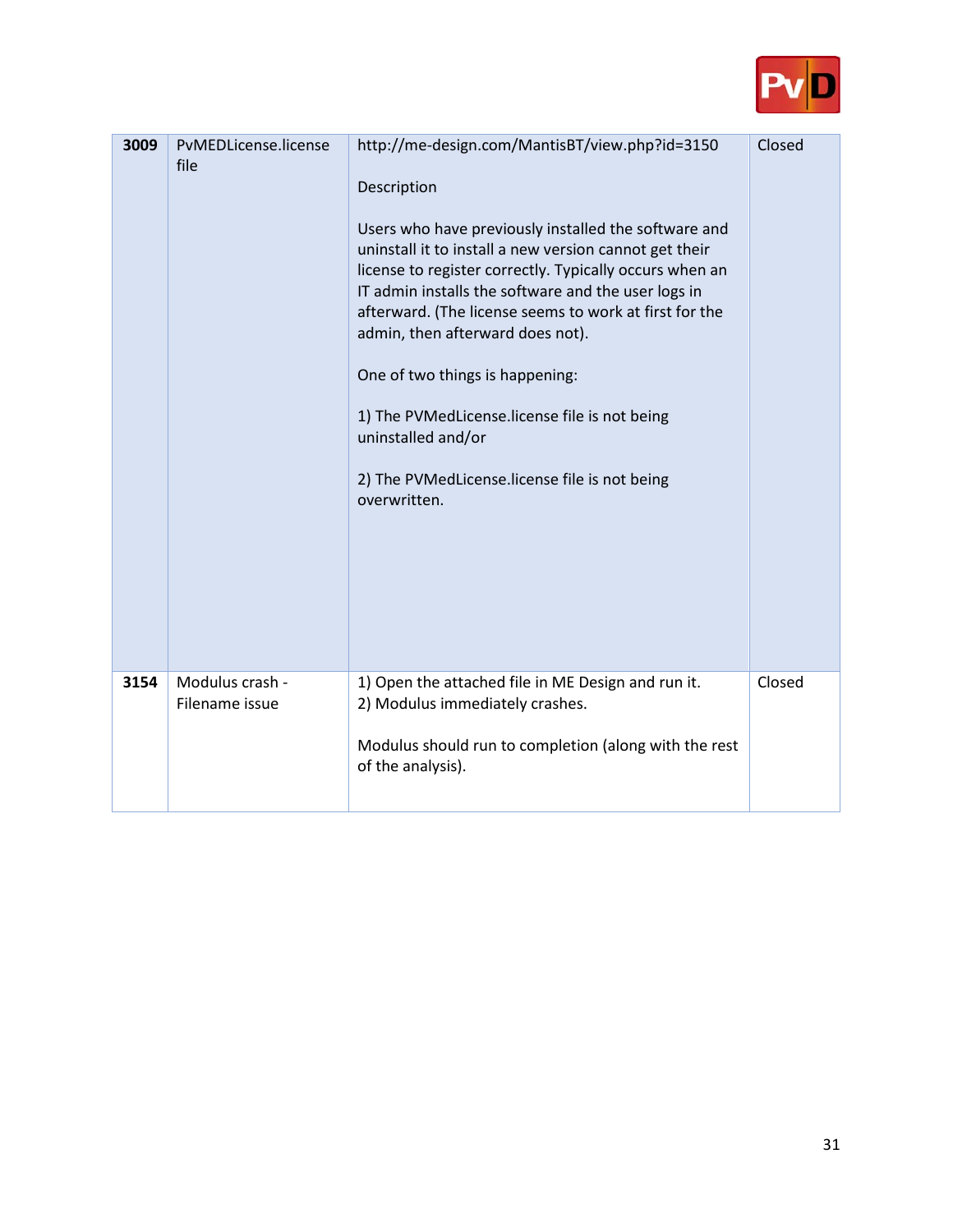| 3009 | PvMEDLicense.license file | http://me-design.com/MantisBT/view.php?id=3150<br><br>Description<br><br>Users who have previously installed the software and uninstall it to install a new version cannot get their license to register correctly. Typically occurs when an IT admin installs the software and the user logs in afterward. (The license seems to work at first for the admin, then afterward does not).<br><br>One of two things is happening:<br><br>1) The PVMedLicense.license file is not being uninstalled and/or<br><br>2) The PVMedLicense.license file is not being overwritten. | Closed |
|---|---|---|---|
| 3154 | Modulus crash - Filename issue | 1) Open the attached file in ME Design and run it.<br>2) Modulus immediately crashes.<br><br>Modulus should run to completion (along with the rest of the analysis). | Closed |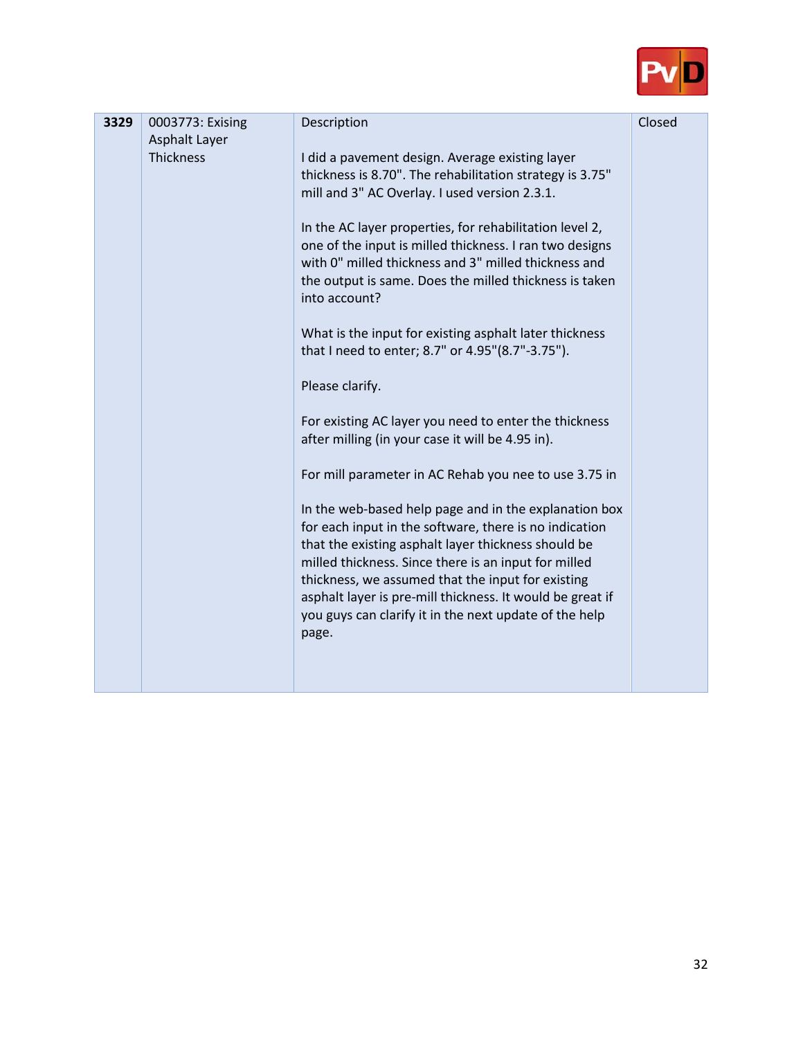| 3329 | 0003773: Exising Asphalt Layer Thickness | Description<br><br>I did a pavement design. Average existing layer thickness is 8.70". The rehabilitation strategy is 3.75" mill and 3" AC Overlay. I used version 2.3.1.<br><br>In the AC layer properties, for rehabilitation level 2, one of the input is milled thickness. I ran two designs with 0" milled thickness and 3" milled thickness and the output is same. Does the milled thickness is taken into account?<br><br>What is the input for existing asphalt later thickness that I need to enter; 8.7" or 4.95"(8.7"-3.75").<br><br>Please clarify.<br><br>For existing AC layer you need to enter the thickness after milling (in your case it will be 4.95 in).<br><br>For mill parameter in AC Rehab you nee to use 3.75 in<br><br>In the web-based help page and in the explanation box for each input in the software, there is no indication that the existing asphalt layer thickness should be milled thickness. Since there is an input for milled thickness, we assumed that the input for existing asphalt layer is pre-mill thickness. It would be great if you guys can clarify it in the next update of the help page. | Closed |
|---|---|---|---|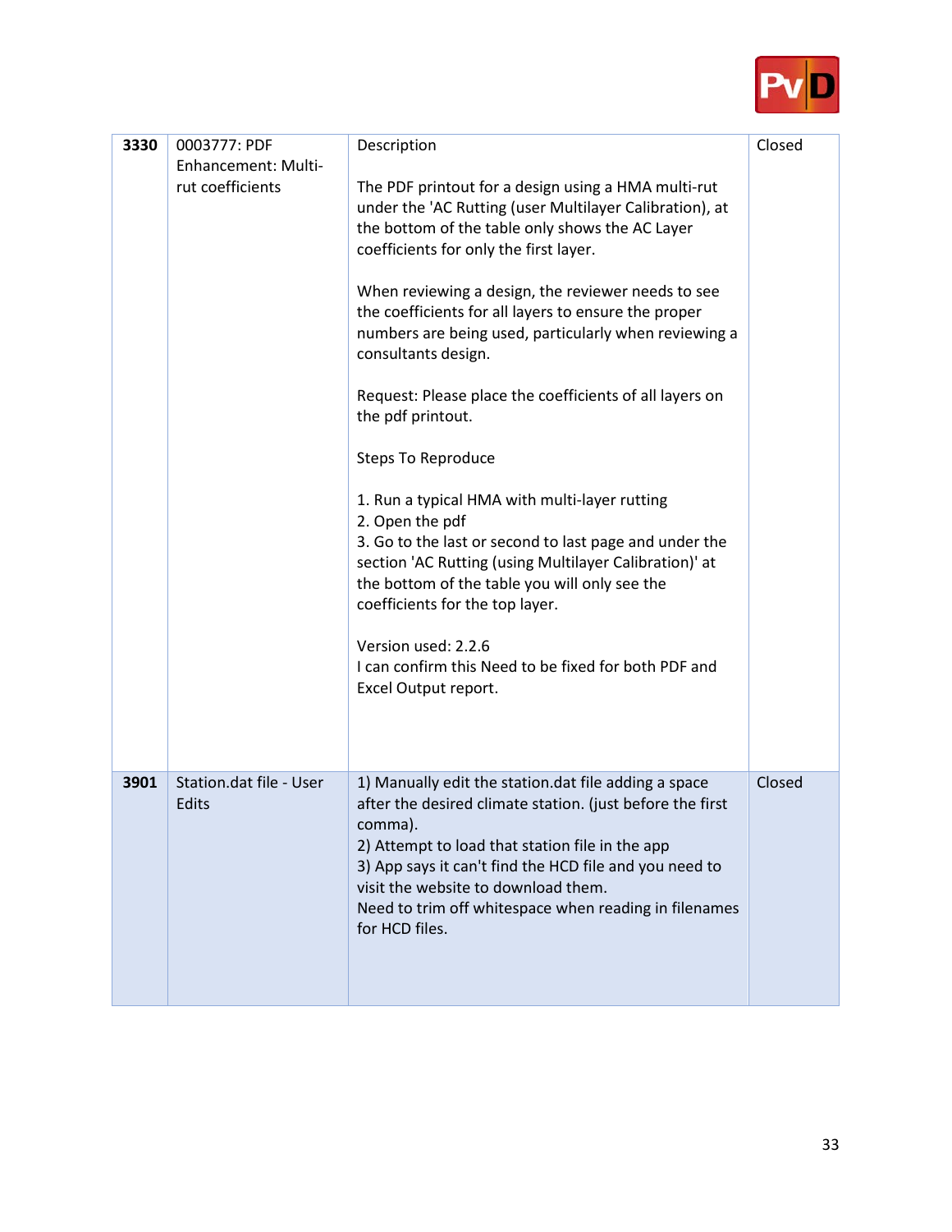| | | | |
|---|---|---|---|
| **3330** | 0003777: PDF Enhancement: Multi-rut coefficients | Description<br><br>The PDF printout for a design using a HMA multi-rut under the 'AC Rutting (user Multilayer Calibration), at the bottom of the table only shows the AC Layer coefficients for only the first layer.<br><br>When reviewing a design, the reviewer needs to see the coefficients for all layers to ensure the proper numbers are being used, particularly when reviewing a consultants design.<br><br>Request: Please place the coefficients of all layers on the pdf printout.<br><br>Steps To Reproduce<br><br>1. Run a typical HMA with multi-layer rutting<br>2. Open the pdf<br>3. Go to the last or second to last page and under the section 'AC Rutting (using Multilayer Calibration)' at the bottom of the table you will only see the coefficients for the top layer.<br><br>Version used: 2.2.6<br>I can confirm this Need to be fixed for both PDF and Excel Output report. | Closed |
| **3901** | Station.dat file - User Edits | 1) Manually edit the station.dat file adding a space after the desired climate station. (just before the first comma).<br>2) Attempt to load that station file in the app<br>3) App says it can't find the HCD file and you need to visit the website to download them.<br>Need to trim off whitespace when reading in filenames for HCD files. | Closed |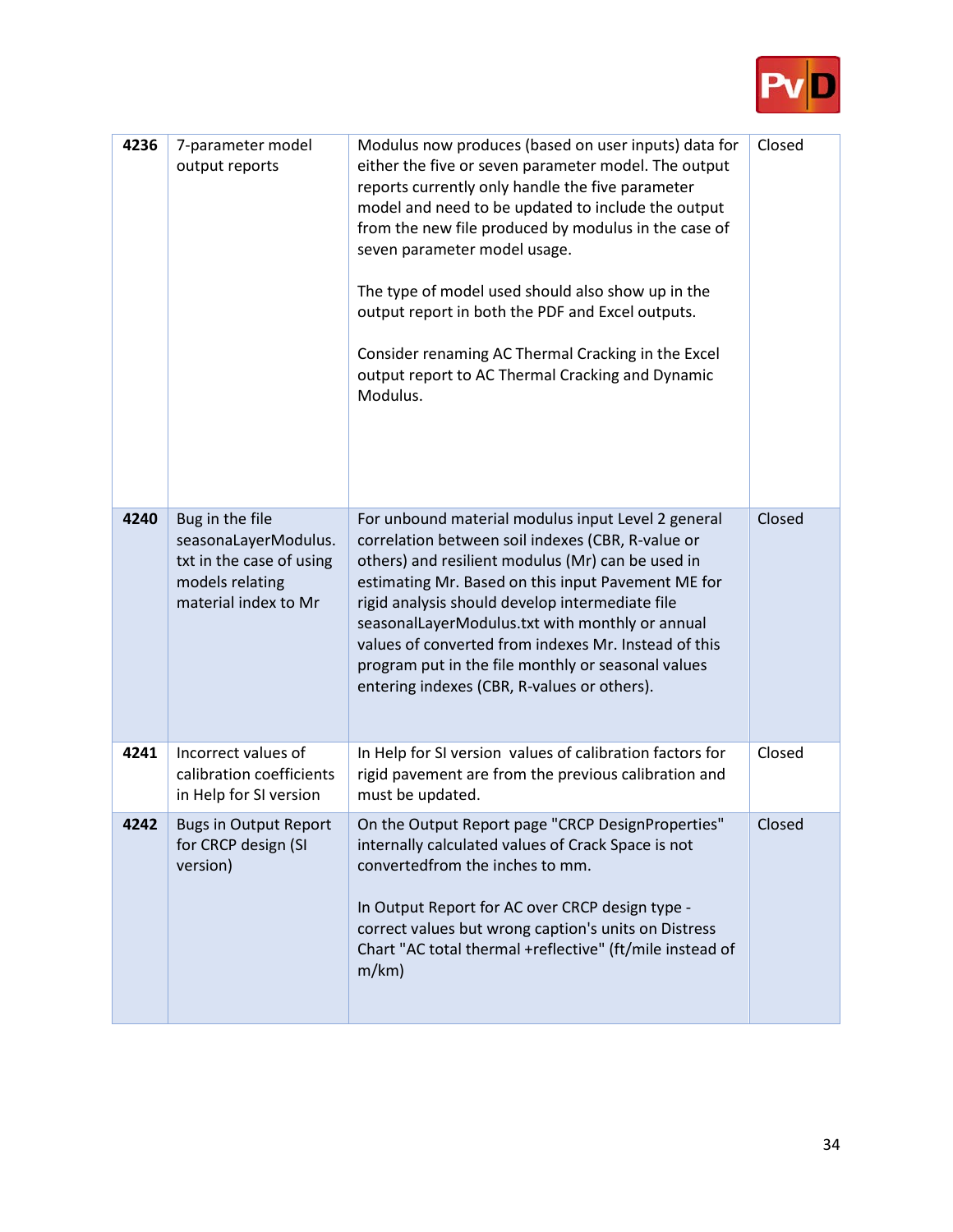| 4236 | 7-parameter model output reports | Modulus now produces (based on user inputs) data for either the five or seven parameter model. The output reports currently only handle the five parameter model and need to be updated to include the output from the new file produced by modulus in the case of seven parameter model usage.<br><br>The type of model used should also show up in the output report in both the PDF and Excel outputs.<br><br>Consider renaming AC Thermal Cracking in the Excel output report to AC Thermal Cracking and Dynamic Modulus. | Closed |
|---|---|---|---|
| 4240 | Bug in the file seasonaLayerModulus.txt in the case of using models relating material index to Mr | For unbound material modulus input Level 2 general correlation between soil indexes (CBR, R-value or others) and resilient modulus (Mr) can be used in estimating Mr. Based on this input Pavement ME for rigid analysis should develop intermediate file seasonalLayerModulus.txt with monthly or annual values of converted from indexes Mr. Instead of this program put in the file monthly or seasonal values entering indexes (CBR, R-values or others). | Closed |
| 4241 | Incorrect values of calibration coefficients in Help for SI version | In Help for SI version values of calibration factors for rigid pavement are from the previous calibration and must be updated. | Closed |
| 4242 | Bugs in Output Report for CRCP design (SI version) | On the Output Report page "CRCP DesignProperties" internally calculated values of Crack Space is not convertedfrom the inches to mm.<br><br>In Output Report for AC over CRCP design type - correct values but wrong caption's units on Distress Chart "AC total thermal +reflective" (ft/mile instead of m/km) | Closed |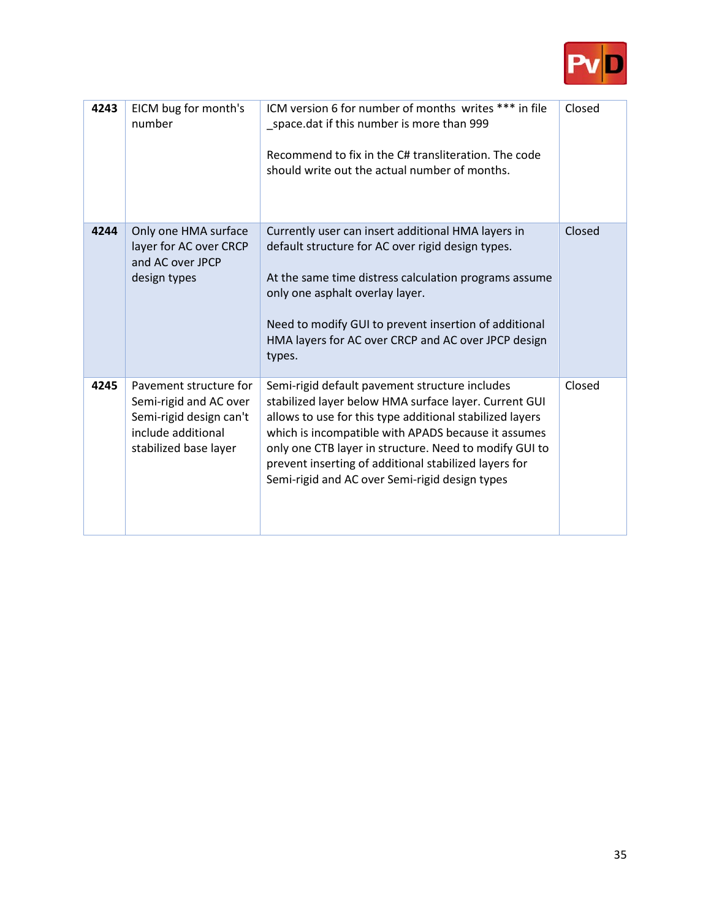| 4243 | EICM bug for month's number | ICM version 6 for number of months writes *** in file _space.dat if this number is more than 999<br><br>Recommend to fix in the C# transliteration. The code should write out the actual number of months. | Closed |
|---|---|---|---|
| **4244** | Only one HMA surface layer for AC over CRCP and AC over JPCP design types | Currently user can insert additional HMA layers in default structure for AC over rigid design types.<br><br>At the same time distress calculation programs assume only one asphalt overlay layer.<br><br>Need to modify GUI to prevent insertion of additional HMA layers for AC over CRCP and AC over JPCP design types. | Closed |
| **4245** | Pavement structure for Semi-rigid and AC over Semi-rigid design can't include additional stabilized base layer | Semi-rigid default pavement structure includes stabilized layer below HMA surface layer. Current GUI allows to use for this type additional stabilized layers which is incompatible with APADS because it assumes only one CTB layer in structure. Need to modify GUI to prevent inserting of additional stabilized layers for Semi-rigid and AC over Semi-rigid design types | Closed |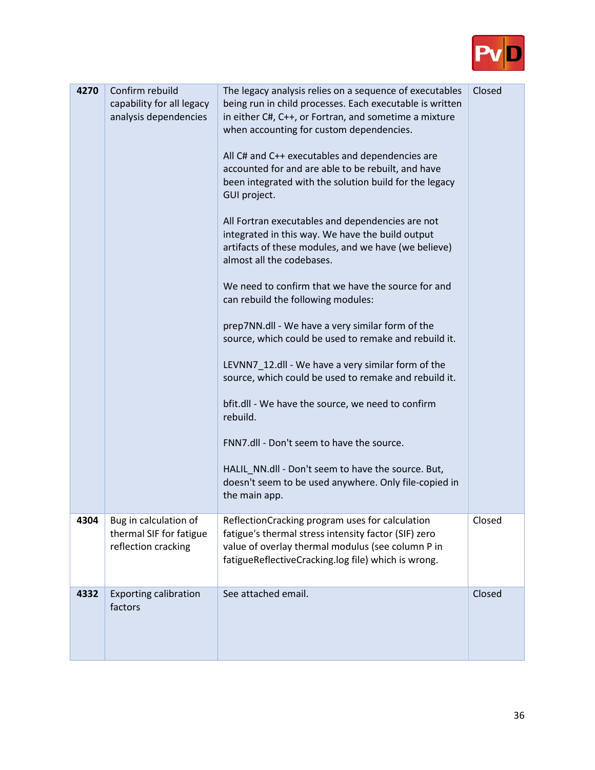| | | | |
|---|---|---|---|
| **4270** | Confirm rebuild capability for all legacy analysis dependencies | The legacy analysis relies on a sequence of executables being run in child processes. Each executable is written in either C#, C++, or Fortran, and sometime a mixture when accounting for custom dependences.<br><br>All C# and C++ executables and dependencies are accounted for and are able to be rebuilt, and have been integrated with the solution build for the legacy GUI project.<br><br>All Fortran executables and dependencies are not integrated in this way. We have the build output artifacts of these modules, and we have (we believe) almost all the codebases.<br><br>We need to confirm that we have the source for and can rebuild the following modules:<br><br>prep7NN.dll - We have a very similar form of the source, which could be used to remake and rebuild it.<br><br>LEVNN7_12.dll - We have a very similar form of the source, which could be used to remake and rebuild it.<br><br>bfit.dll - We have the source, we need to confirm rebuild.<br><br>FNN7.dll - Don't seem to have the source.<br><br>HALIL_NN.dll - Don't seem to have the source. But, doesn't seem to be used anywhere. Only file-copied in the main app. | Closed |
| **4304** | Bug in calculation of thermal SIF for fatigue reflection cracking | ReflectionCracking program uses for calculation fatigue's thermal stress intensity factor (SIF) zero value of overlay thermal modulus (see column P in fatigueReflectiveCracking.log file) which is wrong. | Closed |
| **4332** | Exporting calibration factors | See attached email. | Closed |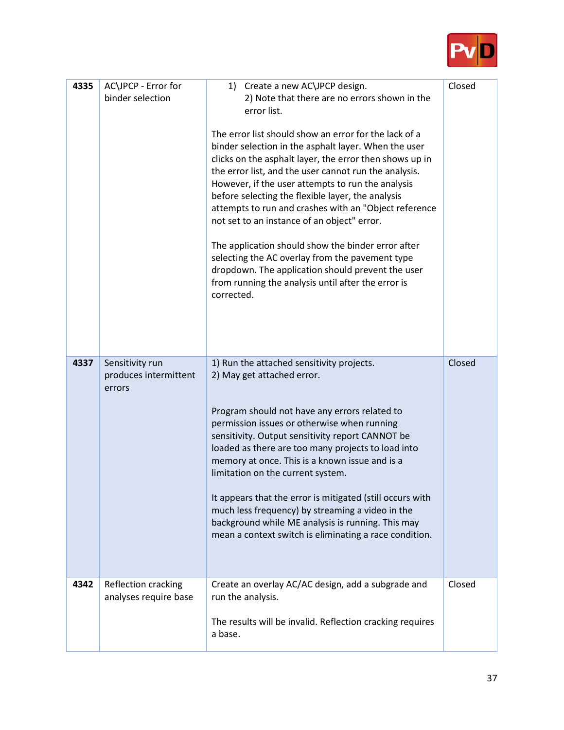| | | | |
|---|---|---|---|
| **4335** | AC\JPCP - Error for binder selection | 1) Create a new AC\JPCP design.<br>2) Note that there are no errors shown in the error list.<br><br>The error list should show an error for the lack of a binder selection in the asphalt layer. When the user clicks on the asphalt layer, the error then shows up in the error list, and the user cannot run the analysis. However, if the user attempts to run the analysis before selecting the flexible layer, the analysis attempts to run and crashes with an "Object reference not set to an instance of an object" error.<br><br>The application should show the binder error after selecting the AC overlay from the pavement type dropdown. The application should prevent the user from running the analysis until after the error is corrected. | Closed |
| **4337** | Sensitivity run produces intermittent errors | 1) Run the attached sensitivity projects.<br>2) May get attached error.<br><br>Program should not have any errors related to permission issues or otherwise when running sensitivity. Output sensitivity report CANNOT be loaded as there are too many projects to load into memory at once. This is a known issue and is a limitation on the current system.<br><br>It appears that the error is mitigated (still occurs with much less frequency) by streaming a video in the background while ME analysis is running. This may mean a context switch is eliminating a race condition. | Closed |
| **4342** | Reflection cracking analyses require base | Create an overlay AC/AC design, add a subgrade and run the analysis.<br><br>The results will be invalid. Reflection cracking requires a base. | Closed |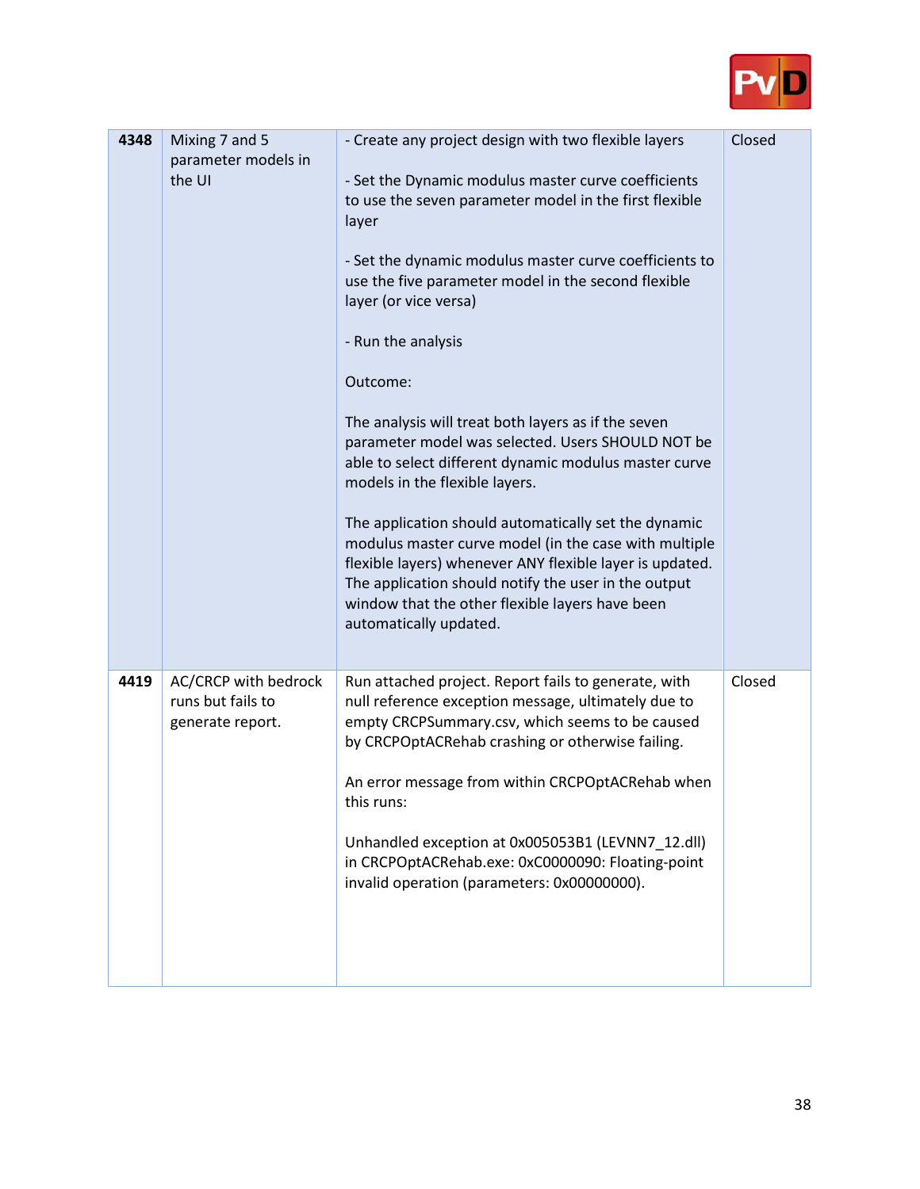| | | | |
|---|---|---|---|
| **4348** | Mixing 7 and 5 parameter models in the UI | - Create any project design with two flexible layers<br><br>- Set the Dynamic modulus master curve coefficients to use the seven parameter model in the first flexible layer<br><br>- Set the dynamic modulus master curve coefficients to use the five parameter model in the second flexible layer (or vice versa)<br><br>- Run the analysis<br><br>Outcome:<br><br>The analysis will treat both layers as if the seven parameter model was selected. Users SHOULD NOT be able to select different dynamic modulus master curve models in the flexible layers.<br><br>The application should automatically set the dynamic modulus master curve model (in the case with multiple flexible layers) whenever ANY flexible layer is updated. The application should notify the user in the output window that the other flexible layers have been automatically updated. | Closed |
| **4419** | AC/CRCP with bedrock runs but fails to generate report. | Run attached project. Report fails to generate, with null reference exception message, ultimately due to empty CRCPSummary.csv, which seems to be caused by CRCPOptACRehab crashing or otherwise failing.<br><br>An error message from within CRCPOptACRehab when this runs:<br><br>Unhandled exception at 0x005053B1 (LEVNN7_12.dll) in CRCPOptACRehab.exe: 0xC0000090: Floating-point invalid operation (parameters: 0x00000000). | Closed |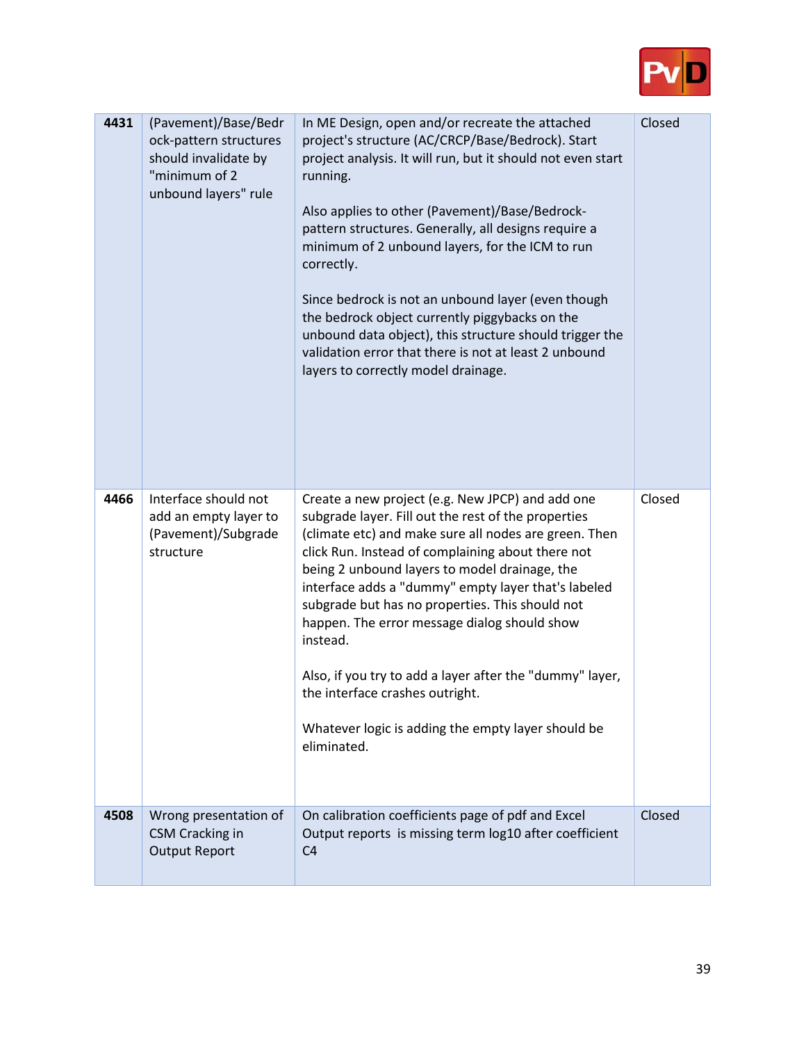| | | | |
|---|---|---|---|
| **4431** | (Pavement)/Base/Bedrock-pattern structures should invalidate by "minimum of 2 unbound layers" rule | In ME Design, open and/or recreate the attached project's structure (AC/CRCP/Base/Bedrock). Start project analysis. It will run, but it should not even start running.<br><br>Also applies to other (Pavement)/Base/Bedrock-pattern structures. Generally, all designs require a minimum of 2 unbound layers, for the ICM to run correctly.<br><br>Since bedrock is not an unbound layer (even though the bedrock object currently piggybacks on the unbound data object), this structure should trigger the validation error that there is not at least 2 unbound layers to correctly model drainage. | Closed |
| **4466** | Interface should not add an empty layer to (Pavement)/Subgrade structure | Create a new project (e.g. New JPCP) and add one subgrade layer. Fill out the rest of the properties (climate etc) and make sure all nodes are green. Then click Run. Instead of complaining about there not being 2 unbound layers to model drainage, the interface adds a "dummy" empty layer that's labeled subgrade but has no properties. This should not happen. The error message dialog should show instead.<br><br>Also, if you try to add a layer after the "dummy" layer, the interface crashes outright.<br><br>Whatever logic is adding the empty layer should be eliminated. | Closed |
| **4508** | Wrong presentation of CSM Cracking in Output Report | On calibration coefficients page of pdf and Excel Output reports is missing term log10 after coefficient C4 | Closed |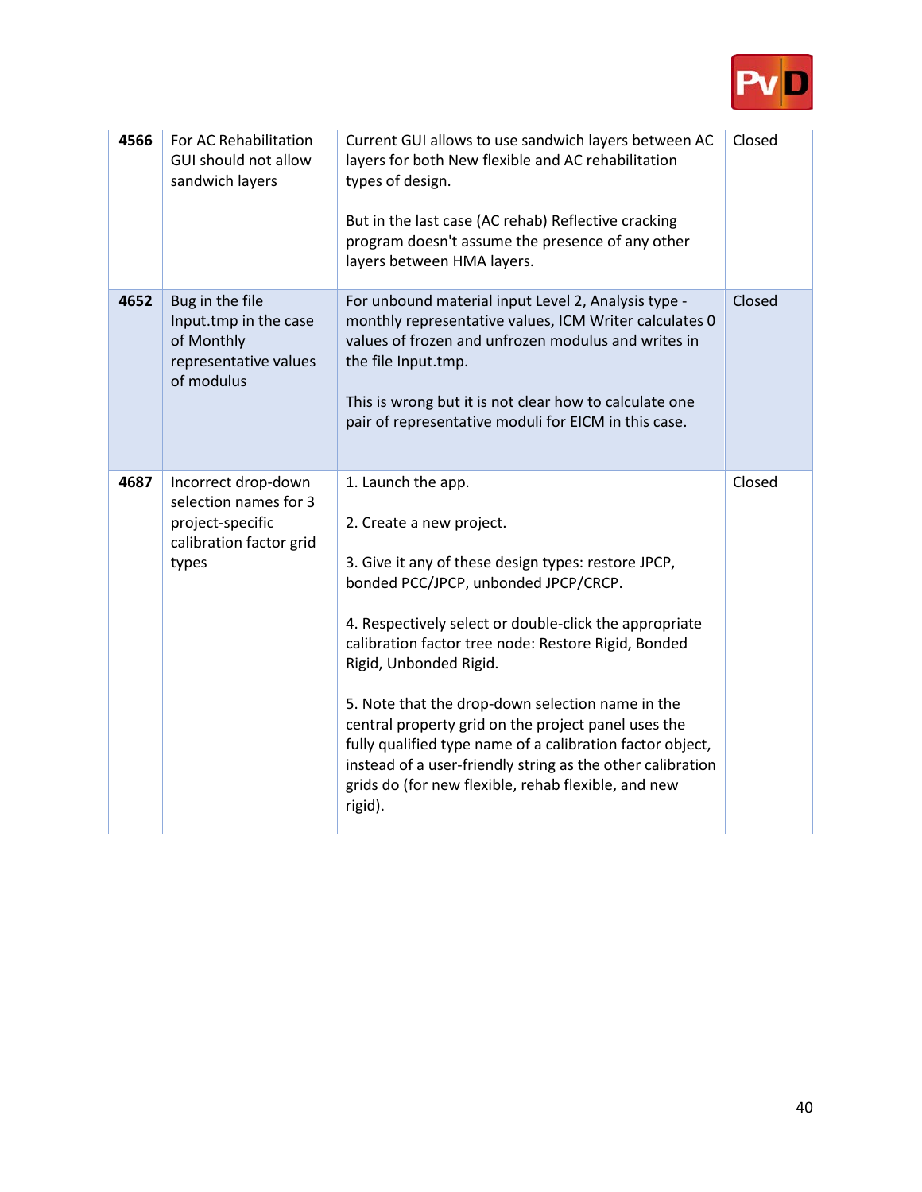| 4566 | For AC Rehabilitation GUI should not allow sandwich layers | Current GUI allows to use sandwich layers between AC layers for both New flexible and AC rehabilitation types of design.<br><br>But in the last case (AC rehab) Reflective cracking program doesn't assume the presence of any other layers between HMA layers. | Closed |
|---|---|---|---|
| **4652** | Bug in the file Input.tmp in the case of Monthly representative values of modulus | For unbound material input Level 2, Analysis type - monthly representative values, ICM Writer calculates 0 values of frozen and unfrozen modulus and writes in the file Input.tmp.<br><br>This is wrong but it is not clear how to calculate one pair of representative moduli for EICM in this case. | Closed |
| **4687** | Incorrect drop-down selection names for 3 project-specific calibration factor grid types | 1. Launch the app.<br><br>2. Create a new project.<br><br>3. Give it any of these design types: restore JPCP, bonded PCC/JPCP, unbonded JPCP/CRCP.<br><br>4. Respectively select or double-click the appropriate calibration factor tree node: Restore Rigid, Bonded Rigid, Unbonded Rigid.<br><br>5. Note that the drop-down selection name in the central property grid on the project panel uses the fully qualified type name of a calibration factor object, instead of a user-friendly string as the other calibration grids do (for new flexible, rehab flexible, and new rigid). | Closed |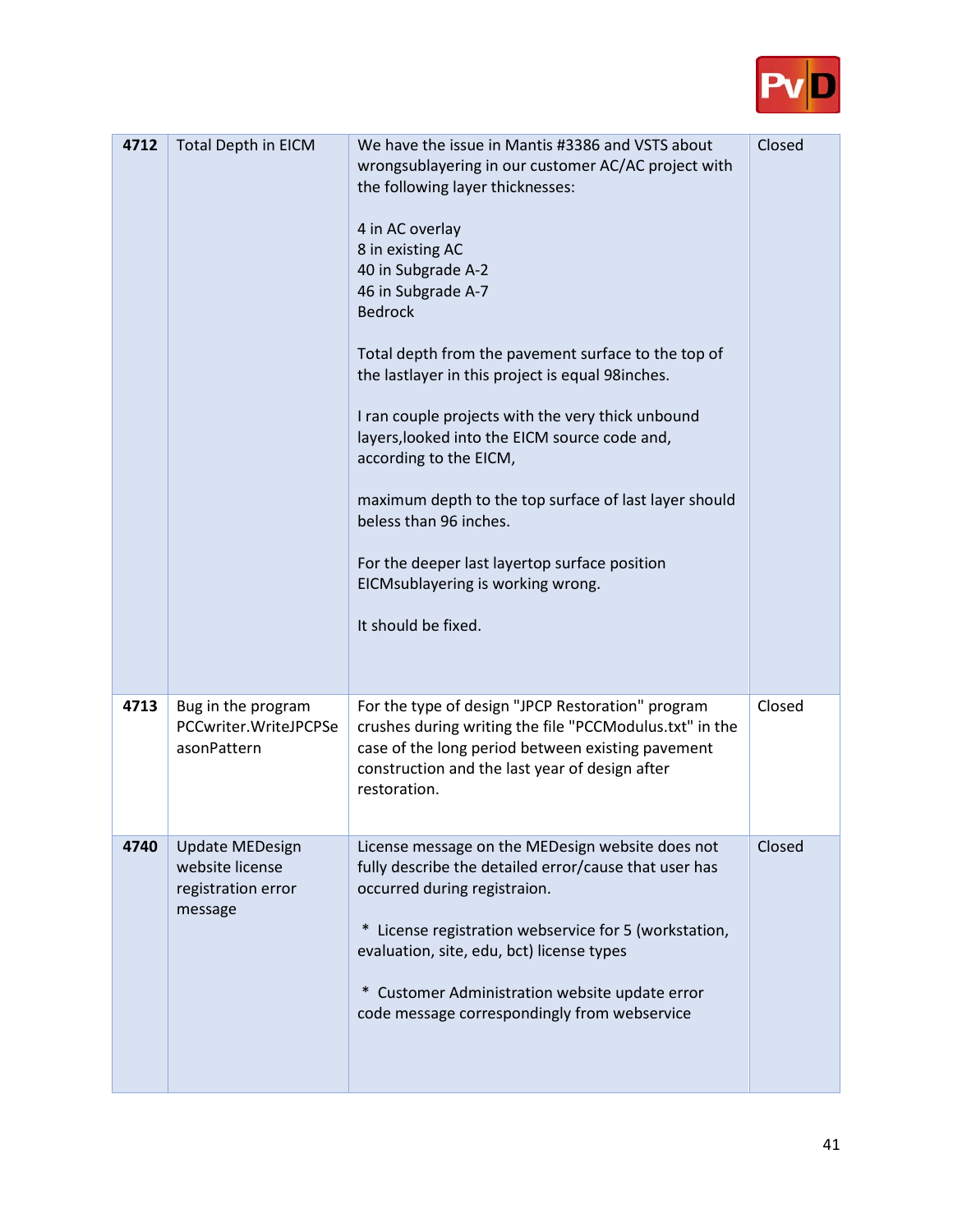| 4712 | Total Depth in EICM | We have the issue in Mantis #3386 and VSTS about wrongsublayering in our customer AC/AC project with the following layer thicknesses:<br><br>4 in AC overlay<br>8 in existing AC<br>40 in Subgrade A-2<br>46 in Subgrade A-7<br>Bedrock<br><br>Total depth from the pavement surface to the top of the lastlayer in this project is equal 98inches.<br><br>I ran couple projects with the very thick unbound layers,looked into the EICM source code and, according to the EICM,<br><br>maximum depth to the top surface of last layer should beless than 96 inches.<br><br>For the deeper last layertop surface position EICMsublayering is working wrong.<br><br>It should be fixed. | Closed |
|---|---|---|---|
| 4713 | Bug in the program PCCwriter.WriteJPCPSeasonPattern | For the type of design "JPCP Restoration" program crushes during writing the file "PCCModulus.txt" in the case of the long period between existing pavement construction and the last year of design after restoration. | Closed |
| 4740 | Update MEDesign website license registration error message | License message on the MEDesign website does not fully describe the detailed error/cause that user has occurred during registraion.<br><br>* License registration webservice for 5 (workstation, evaluation, site, edu, bct) license types<br><br>* Customer Administration website update error code message correspondingly from webservice | Closed |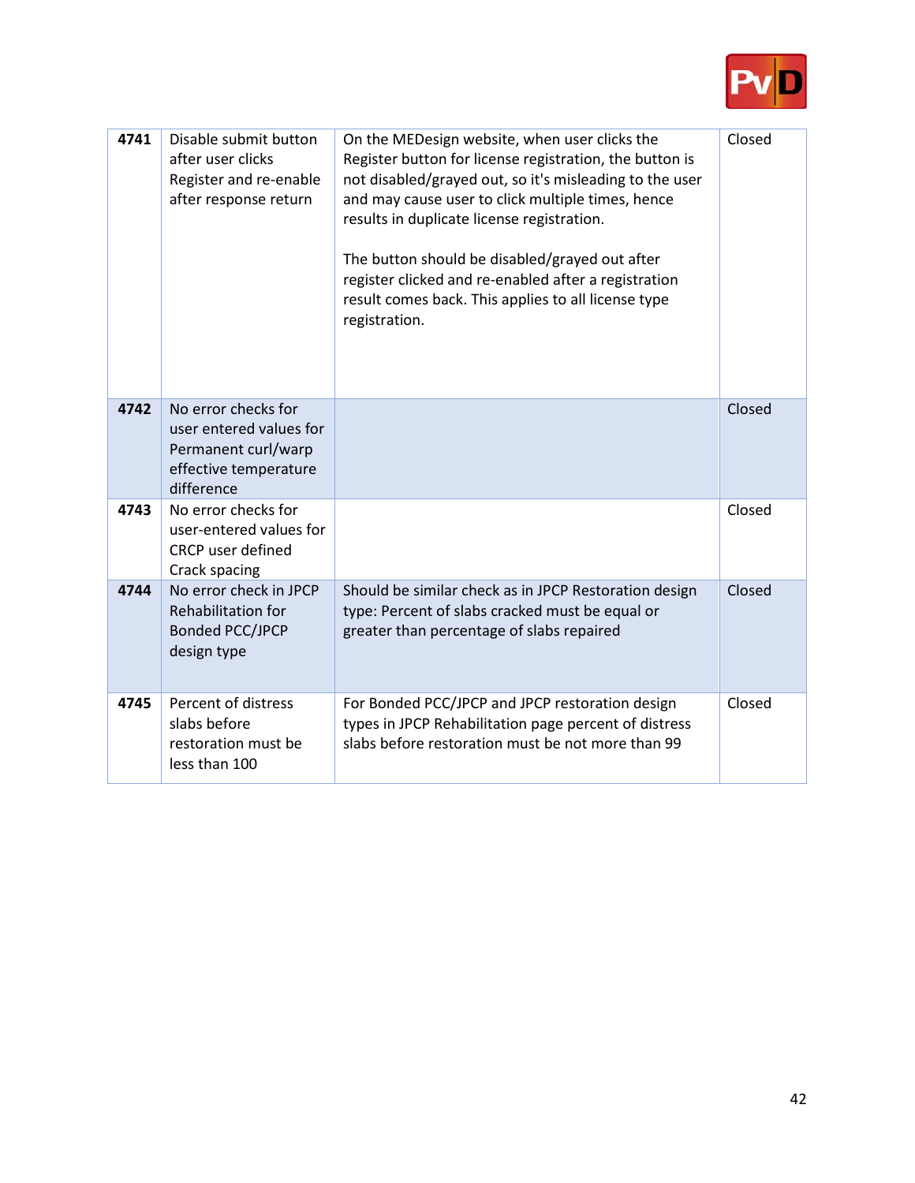| | | | |
|---|---|---|---|
| **4741** | Disable submit button after user clicks Register and re-enable after response return | On the MEDesign website, when user clicks the Register button for license registration, the button is not disabled/grayed out, so it's misleading to the user and may cause user to click multiple times, hence results in duplicate license registration.<br><br>The button should be disabled/grayed out after register clicked and re-enabled after a registration result comes back. This applies to all license type registration. | Closed |
| **4742** | No error checks for user entered values for Permanent curl/warp effective temperature difference | | Closed |
| **4743** | No error checks for user-entered values for CRCP user defined Crack spacing | | Closed |
| **4744** | No error check in JPCP Rehabilitation for Bonded PCC/JPCP design type | Should be similar check as in JPCP Restoration design type: Percent of slabs cracked must be equal or greater than percentage of slabs repaired | Closed |
| **4745** | Percent of distress slabs before restoration must be less than 100 | For Bonded PCC/JPCP and JPCP restoration design types in JPCP Rehabilitation page percent of distress slabs before restoration must be not more than 99 | Closed |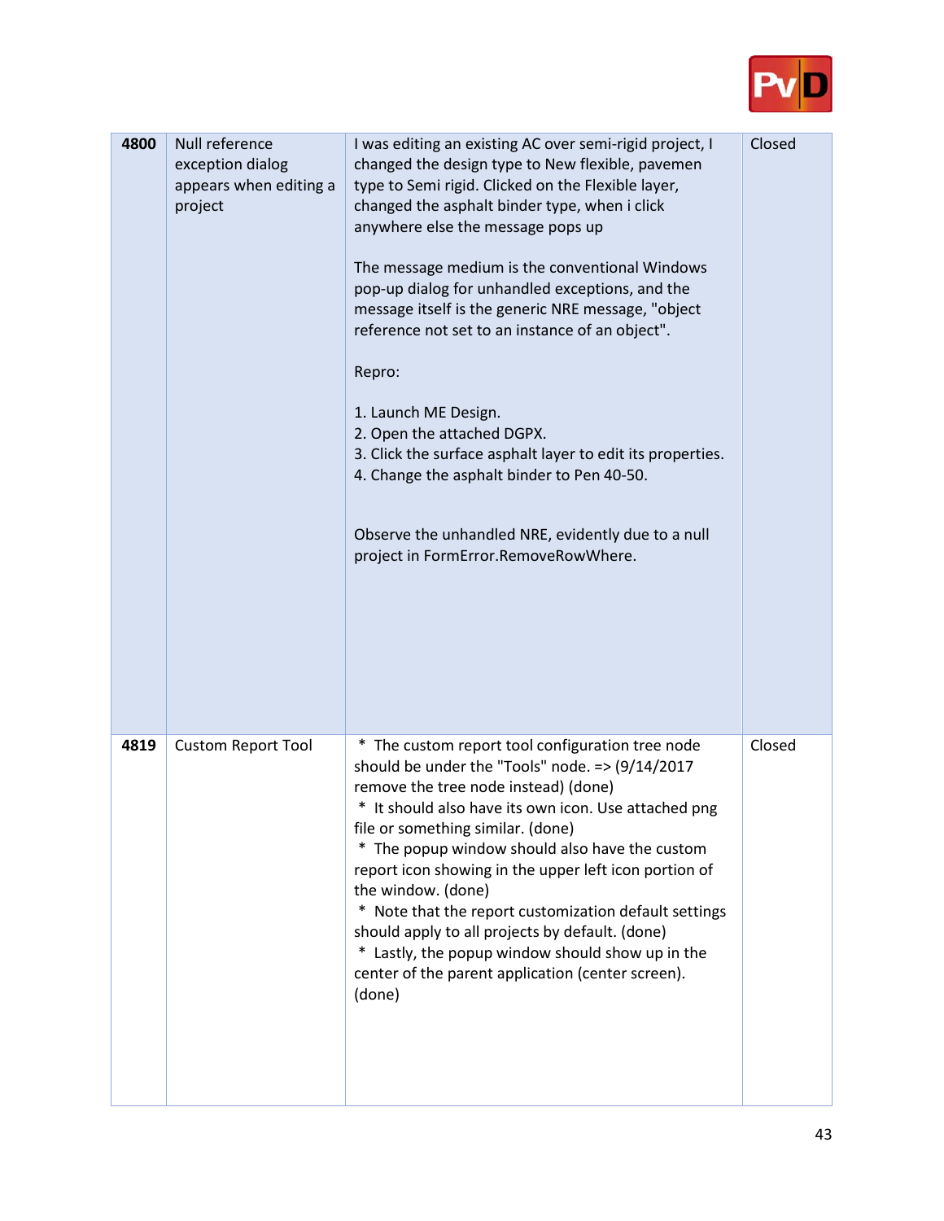| | | | |
|---|---|---|---|
| **4800** | Null reference exception dialog appears when editing a project | I was editing an existing AC over semi-rigid project, I changed the design type to New flexible, pavemen type to Semi rigid. Clicked on the Flexible layer, changed the asphalt binder type, when i click anywhere else the message pops up<br><br>The message medium is the conventional Windows pop-up dialog for unhandled exceptions, and the message itself is the generic NRE message, "object reference not set to an instance of an object".<br><br>Repro:<br><br>1. Launch ME Design.<br>2. Open the attached DGPX.<br>3. Click the surface asphalt layer to edit its properties.<br>4. Change the asphalt binder to Pen 40-50.<br><br>Observe the unhandled NRE, evidently due to a null project in FormError.RemoveRowWhere. | Closed |
| **4819** | Custom Report Tool | * The custom report tool configuration tree node should be under the "Tools" node. => (9/14/2017 remove the tree node instead) (done)<br>* It should also have its own icon. Use attached png file or something similar. (done)<br>* The popup window should also have the custom report icon showing in the upper left icon portion of the window. (done)<br>* Note that the report customization default settings should apply to all projects by default. (done)<br>* Lastly, the popup window should show up in the center of the parent application (center screen). (done) | Closed |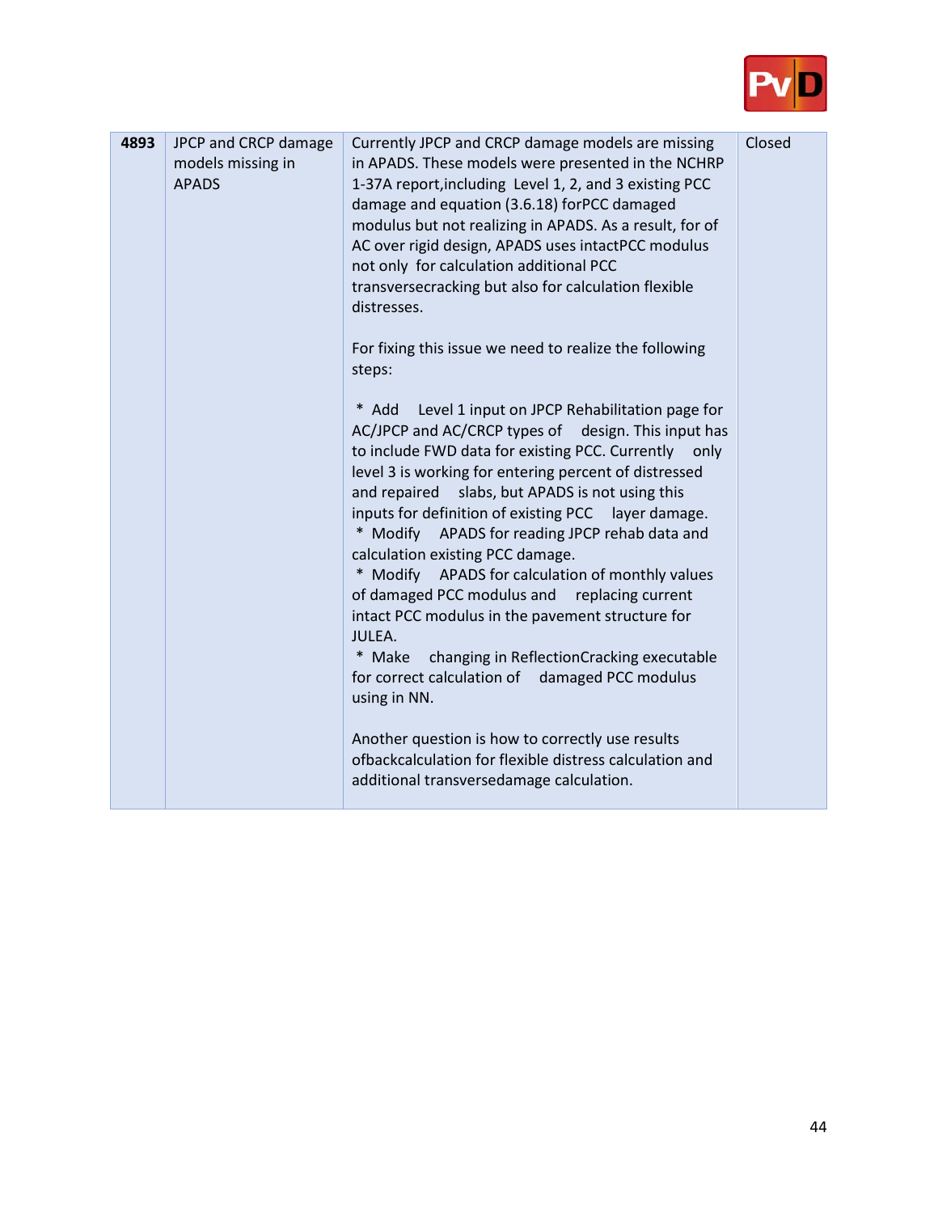| 4893 | JPCP and CRCP damage models missing in APADS | Currently JPCP and CRCP damage models are missing in APADS. These models were presented in the NCHRP 1-37A report,including Level 1, 2, and 3 existing PCC damage and equation (3.6.18) forPCC damaged modulus but not realizing in APADS. As a result, for of AC over rigid design, APADS uses intactPCC modulus not only for calculation additional PCC transversecracking but also for calculation flexible distresses.<br><br>For fixing this issue we need to realize the following steps:<br><br>* Add Level 1 input on JPCP Rehabilitation page for AC/JPCP and AC/CRCP types of design. This input has to include FWD data for existing PCC. Currently only level 3 is working for entering percent of distressed and repaired slabs, but APADS is not using this inputs for definition of existing PCC layer damage.<br>* Modify APADS for reading JPCP rehab data and calculation existing PCC damage.<br>* Modify APADS for calculation of monthly values of damaged PCC modulus and replacing current intact PCC modulus in the pavement structure for JULEA.<br>* Make changing in ReflectionCracking executable for correct calculation of damaged PCC modulus using in NN.<br><br>Another question is how to correctly use results ofbackcalculation for flexible distress calculation and additional transversedamage calculation. | Closed |
|---|---|---|---|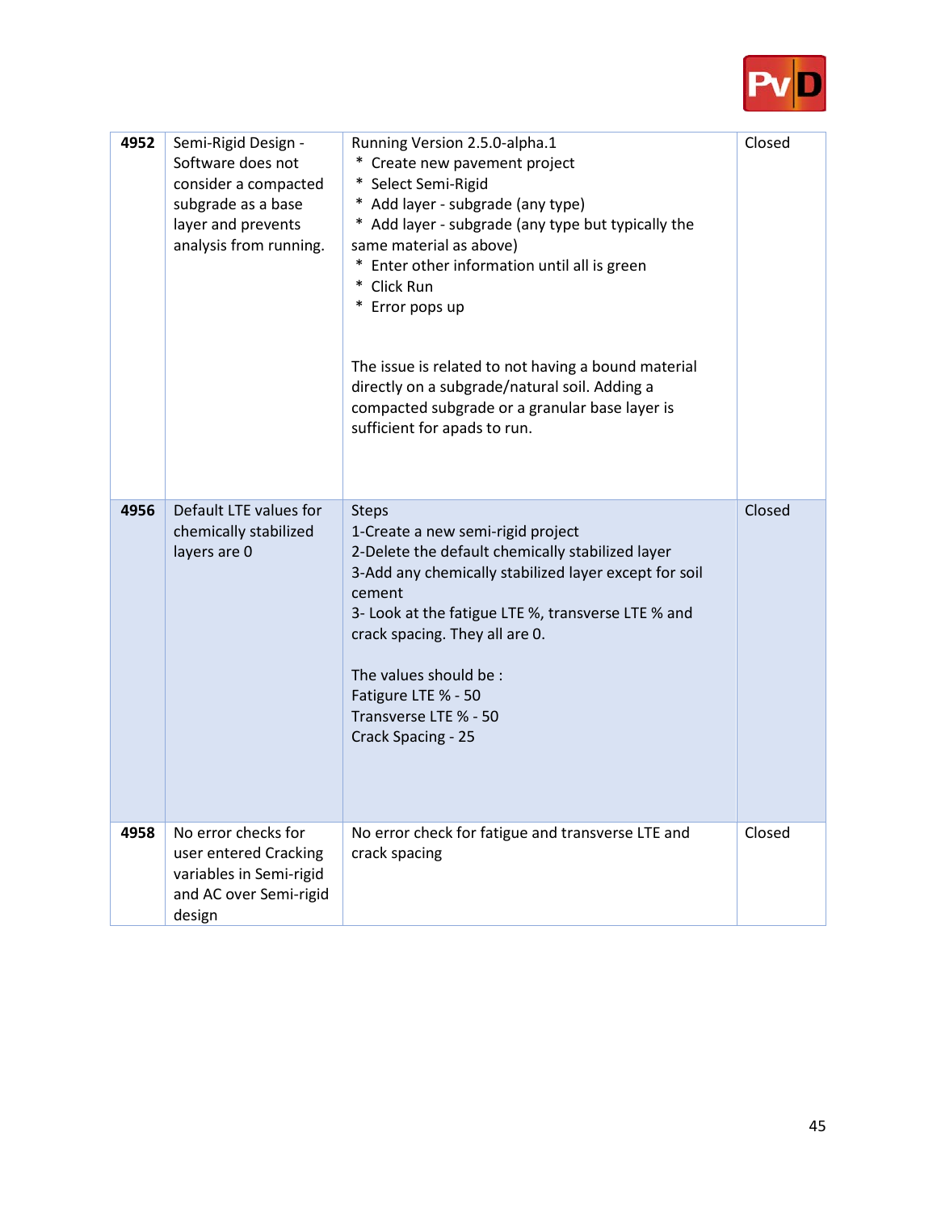| 4952 | Semi-Rigid Design - Software does not consider a compacted subgrade as a base layer and prevents analysis from running. | Running Version 2.5.0-alpha.1<br>* Create new pavement project<br>* Select Semi-Rigid<br>* Add layer - subgrade (any type)<br>* Add layer - subgrade (any type but typically the same material as above)<br>* Enter other information until all is green<br>* Click Run<br>* Error pops up<br><br>The issue is related to not having a bound material directly on a subgrade/natural soil. Adding a compacted subgrade or a granular base layer is sufficient for apads to run. | Closed |
|---|---|---|---|
| 4956 | Default LTE values for chemically stabilized layers are 0 | Steps<br>1-Create a new semi-rigid project<br>2-Delete the default chemically stabilized layer<br>3-Add any chemically stabilized layer except for soil cement<br>3- Look at the fatigue LTE %, transverse LTE % and crack spacing. They all are 0.<br><br>The values should be :<br>Fatigue LTE % - 50<br>Transverse LTE % - 50<br>Crack Spacing - 25 | Closed |
| 4958 | No error checks for user entered Cracking variables in Semi-rigid and AC over Semi-rigid design | No error check for fatigue and transverse LTE and crack spacing | Closed |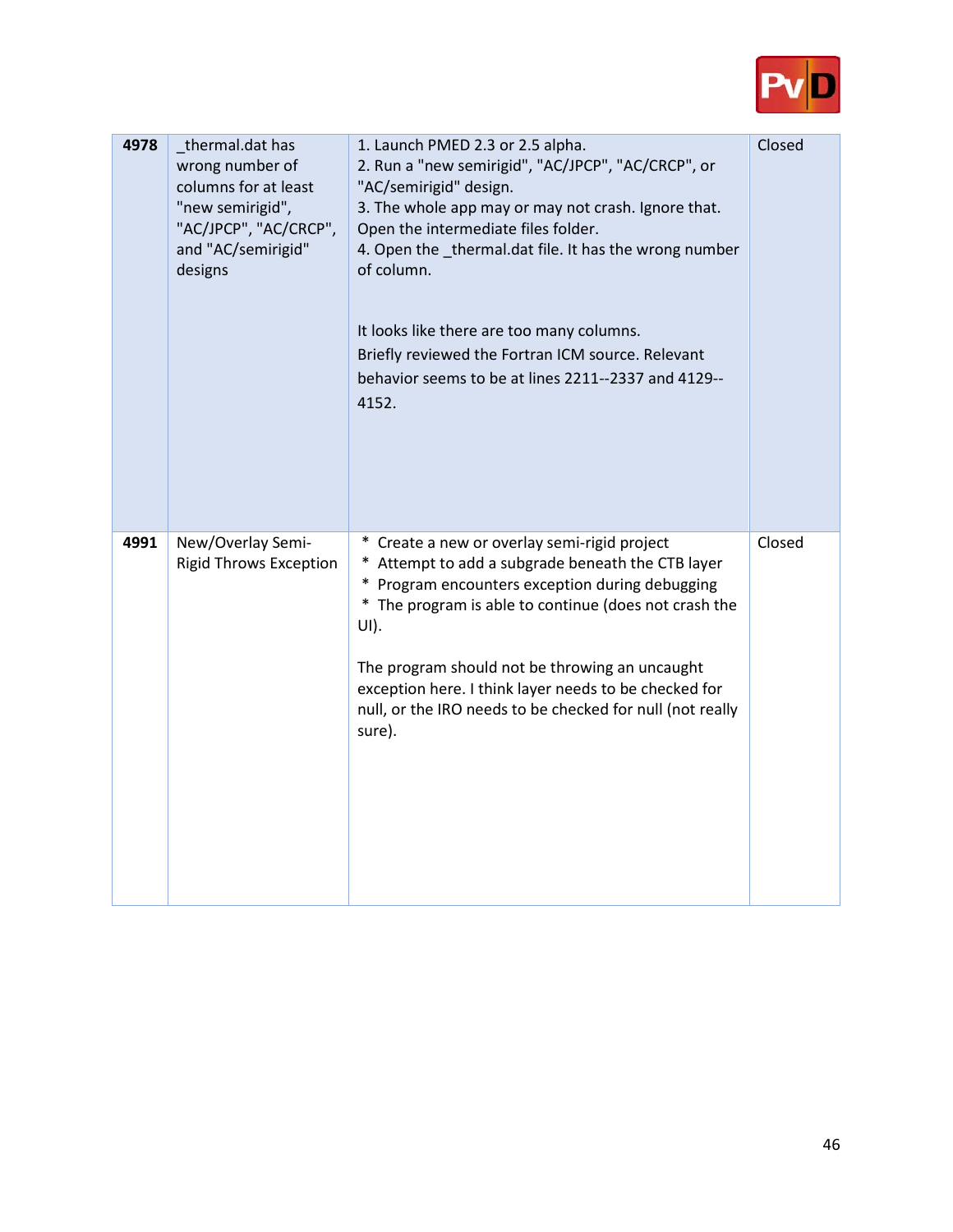| | | | |
|---|---|---|---|
| **4978** | _thermal.dat has wrong number of columns for at least "new semirigid", "AC/JPCP", "AC/CRCP", and "AC/semirigid" designs | 1. Launch PMED 2.3 or 2.5 alpha.<br>2. Run a "new semirigid", "AC/JPCP", "AC/CRCP", or "AC/semirigid" design.<br>3. The whole app may or may not crash. Ignore that. Open the intermediate files folder.<br>4. Open the _thermal.dat file. It has the wrong number of column.<br><br>It looks like there are too many columns.<br>Briefly reviewed the Fortran ICM source. Relevant behavior seems to be at lines 2211--2337 and 4129--4152. | Closed |
| **4991** | New/Overlay Semi-Rigid Throws Exception | * Create a new or overlay semi-rigid project<br>* Attempt to add a subgrade beneath the CTB layer<br>* Program encounters exception during debugging<br>* The program is able to continue (does not crash the UI).<br><br>The program should not be throwing an uncaught exception here. I think layer needs to be checked for null, or the IRO needs to be checked for null (not really sure). | Closed |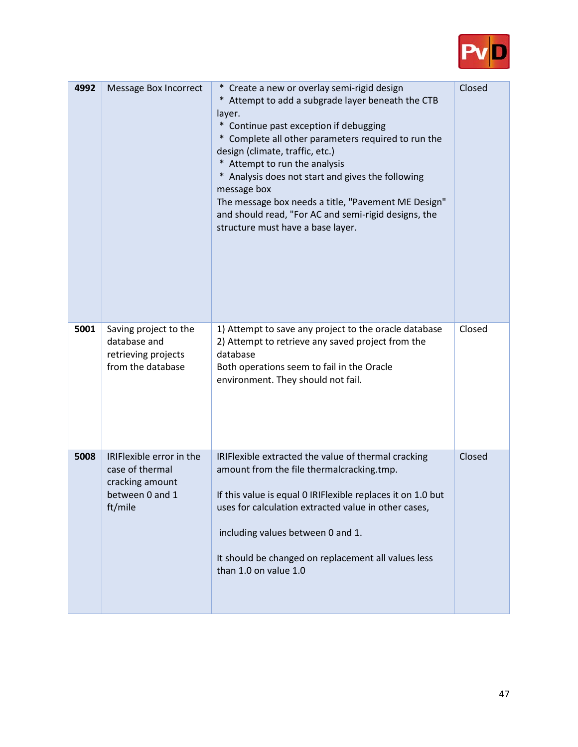| 4992 | Message Box Incorrect | * Create a new or overlay semi-rigid design<br>* Attempt to add a subgrade layer beneath the CTB layer.<br>* Continue past exception if debugging<br>* Complete all other parameters required to run the design (climate, traffic, etc.)<br>* Attempt to run the analysis<br>* Analysis does not start and gives the following message box<br>The message box needs a title, "Pavement ME Design" and should read, "For AC and semi-rigid designs, the structure must have a base layer. | Closed |
|---|---|---|---|
| **5001** | Saving project to the database and retrieving projects from the database | 1) Attempt to save any project to the oracle database<br>2) Attempt to retrieve any saved project from the database<br>Both operations seem to fail in the Oracle environment. They should not fail. | Closed |
| **5008** | IRIFlexible error in the case of thermal cracking amount between 0 and 1 ft/mile | IRIFlexible extracted the value of thermal cracking amount from the file thermalcracking.tmp.<br><br>If this value is equal 0 IRIFlexible replaces it on 1.0 but uses for calculation extracted value in other cases,<br><br>including values between 0 and 1.<br><br>It should be changed on replacement all values less than 1.0 on value 1.0 | Closed |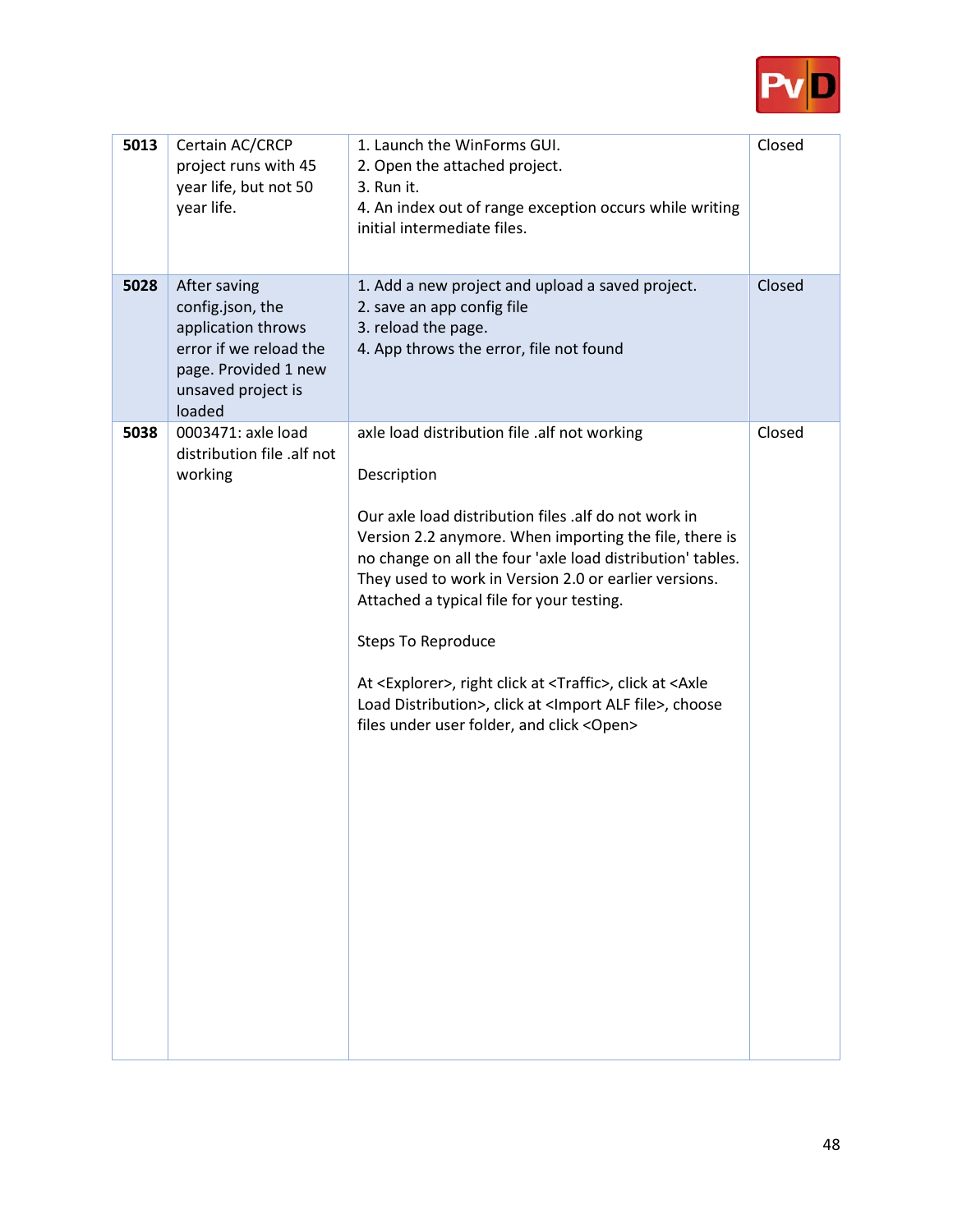| | | | |
|---|---|---|---|
| **5013** | Certain AC/CRCP project runs with 45 year life, but not 50 year life. | 1. Launch the WinForms GUI.<br>2. Open the attached project.<br>3. Run it.<br>4. An index out of range exception occurs while writing initial intermediate files. | Closed |
| **5028** | After saving config.json, the application throws error if we reload the page. Provided 1 new unsaved project is loaded | 1. Add a new project and upload a saved project.<br>2. save an app config file<br>3. reload the page.<br>4. App throws the error, file not found | Closed |
| **5038** | 0003471: axle load distribution file .alf not working | axle load distribution file .alf not working<br><br>Description<br><br>Our axle load distribution files .alf do not work in Version 2.2 anymore. When importing the file, there is no change on all the four 'axle load distribution' tables. They used to work in Version 2.0 or earlier versions. Attached a typical file for your testing.<br><br>Steps To Reproduce<br><br>At <Explorer>, right click at <Traffic>, click at <Axle Load Distribution>, click at <Import ALF file>, choose files under user folder, and click <Open> | Closed |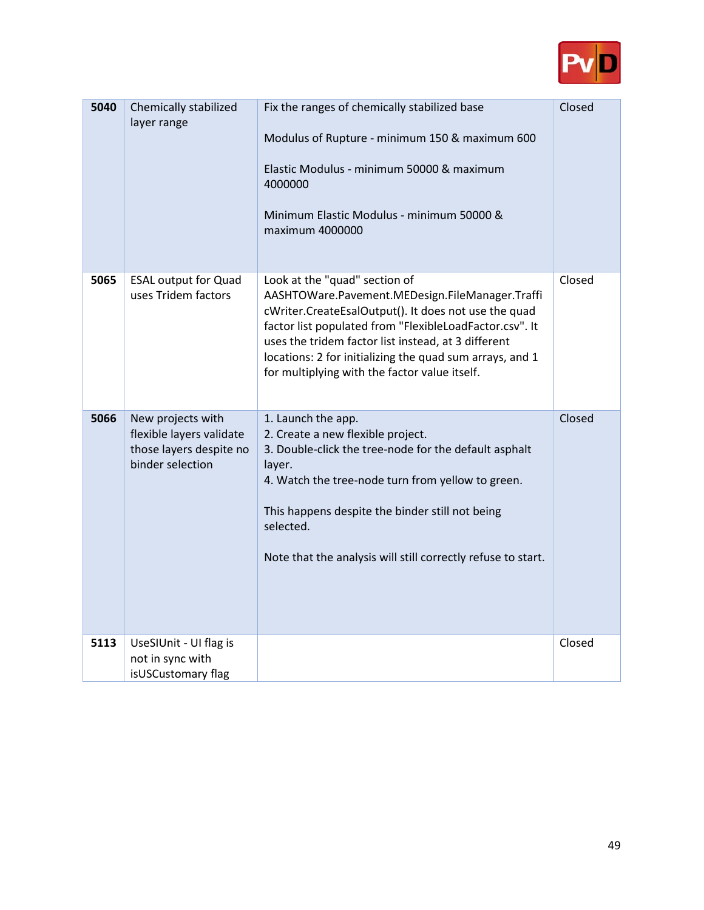| | | | |
|---|---|---|---|
| **5040** | Chemically stabilized layer range | Fix the ranges of chemically stabilized base<br><br>Modulus of Rupture - minimum 150 & maximum 600<br><br>Elastic Modulus - minimum 50000 & maximum 4000000<br><br>Minimum Elastic Modulus - minimum 50000 & maximum 4000000 | Closed |
| **5065** | ESAL output for Quad uses Tridem factors | Look at the "quad" section of AASHTOWare.Pavement.MEDesign.FileManager.TrafficWriter.CreateEsalOutput(). It does not use the quad factor list populated from "FlexibleLoadFactor.csv". It uses the tridem factor list instead, at 3 different locations: 2 for initializing the quad sum arrays, and 1 for multiplying with the factor value itself. | Closed |
| **5066** | New projects with flexible layers validate those layers despite no binder selection | 1. Launch the app.<br>2. Create a new flexible project.<br>3. Double-click the tree-node for the default asphalt layer.<br>4. Watch the tree-node turn from yellow to green.<br><br>This happens despite the binder still not being selected.<br><br>Note that the analysis will still correctly refuse to start. | Closed |
| **5113** | UseSIUnit - UI flag is not in sync with isUSCustomary flag | | Closed |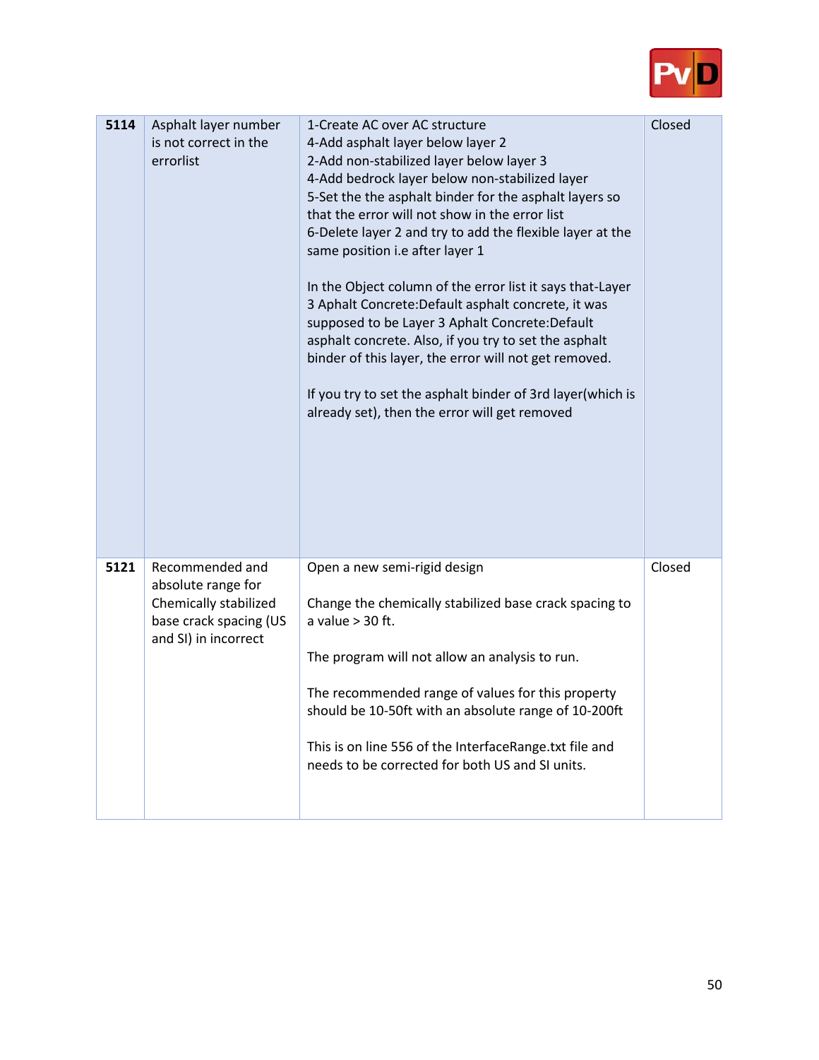| 5114 | Asphalt layer number is not correct in the errorlist | 1-Create AC over AC structure<br>4-Add asphalt layer below layer 2<br>2-Add non-stabilized layer below layer 3<br>4-Add bedrock layer below non-stabilized layer<br>5-Set the the asphalt binder for the asphalt layers so that the error will not show in the error list<br>6-Delete layer 2 and try to add the flexible layer at the same position i.e after layer 1<br><br>In the Object column of the error list it says that-Layer 3 Aphalt Concrete:Default asphalt concrete, it was supposed to be Layer 3 Aphalt Concrete:Default asphalt concrete. Also, if you try to set the asphalt binder of this layer, the error will not get removed.<br><br>If you try to set the asphalt binder of 3rd layer(which is already set), then the error will get removed | Closed |
|---|---|---|---|
| 5121 | Recommended and absolute range for Chemically stabilized base crack spacing (US and SI) in incorrect | Open a new semi-rigid design<br><br>Change the chemically stabilized base crack spacing to a value > 30 ft.<br><br>The program will not allow an analysis to run.<br><br>The recommended range of values for this property should be 10-50ft with an absolute range of 10-200ft<br><br>This is on line 556 of the InterfaceRange.txt file and needs to be corrected for both US and SI units. | Closed |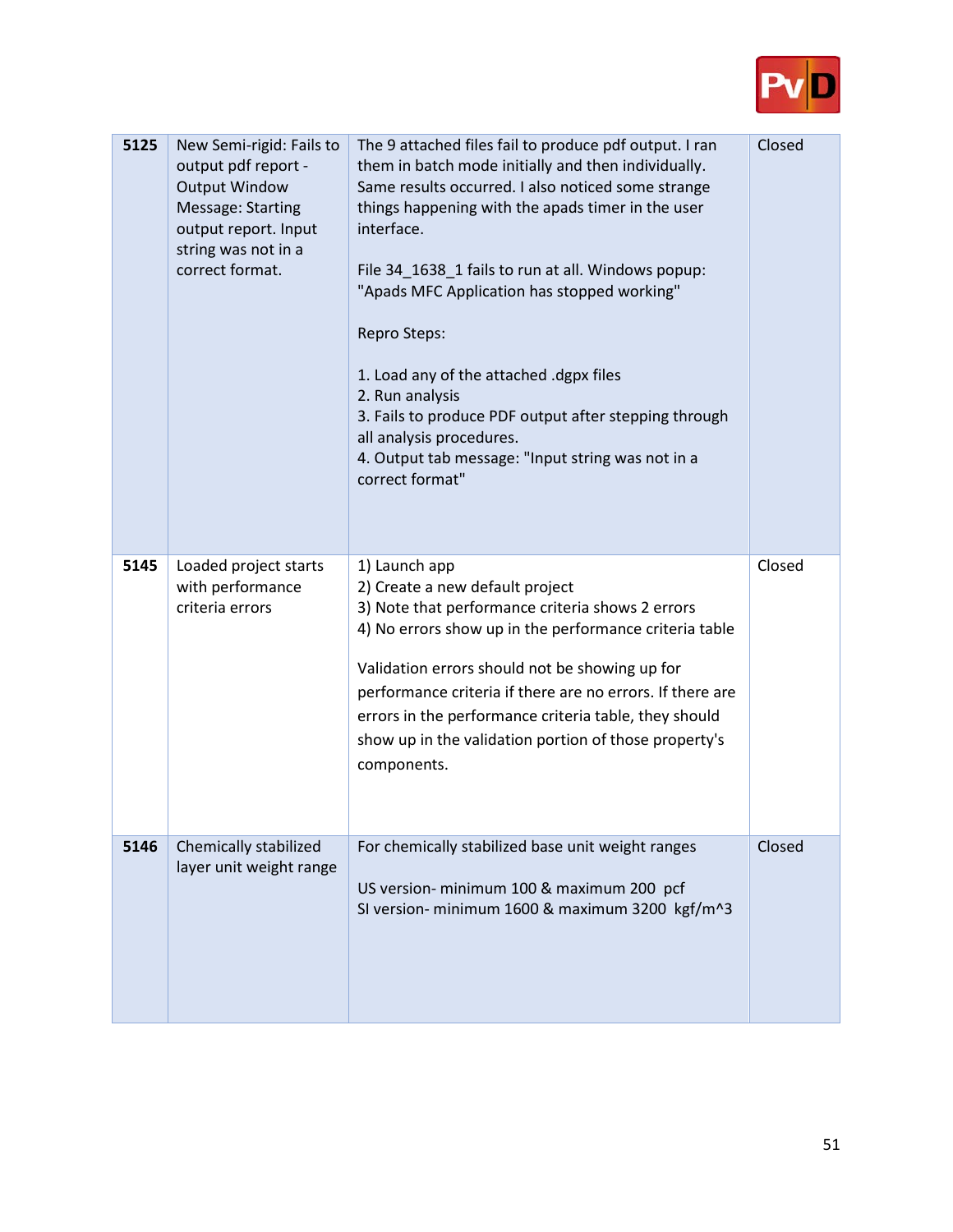| 5125 | New Semi-rigid: Fails to output pdf report - Output Window Message: Starting output report. Input string was not in a correct format. | The 9 attached files fail to produce pdf output. I ran them in batch mode initially and then individually. Same results occurred. I also noticed some strange things happening with the apads timer in the user interface.<br><br>File 34_1638_1 fails to run at all. Windows popup: "Apads MFC Application has stopped working"<br><br>Repro Steps:<br><br>1. Load any of the attached .dgpx files<br>2. Run analysis<br>3. Fails to produce PDF output after stepping through all analysis procedures.<br>4. Output tab message: "Input string was not in a correct format" | Closed |
|---|---|---|---|
| 5145 | Loaded project starts with performance criteria errors | 1) Launch app<br>2) Create a new default project<br>3) Note that performance criteria shows 2 errors<br>4) No errors show up in the performance criteria table<br><br>Validation errors should not be showing up for performance criteria if there are no errors. If there are errors in the performance criteria table, they should show up in the validation portion of those property's components. | Closed |
| 5146 | Chemically stabilized layer unit weight range | For chemically stabilized base unit weight ranges<br><br>US version- minimum 100 & maximum 200 pcf<br>SI version- minimum 1600 & maximum 3200 kgf/m^3 | Closed |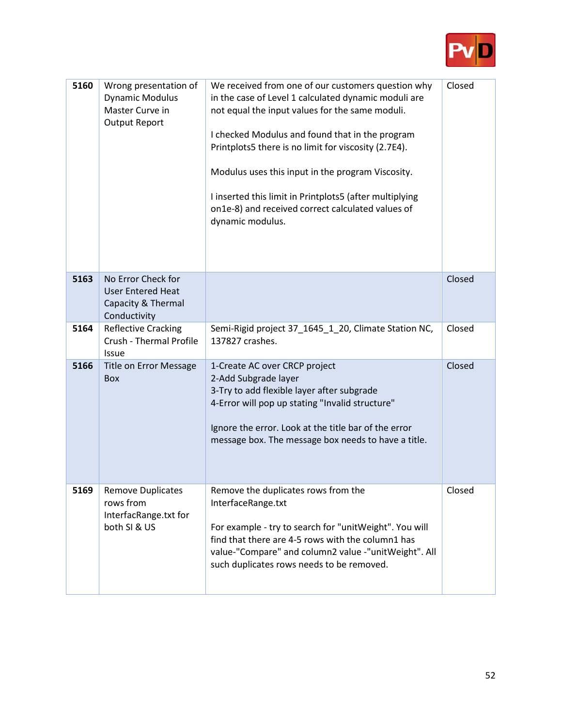| | | | |
|---|---|---|---|
| **5160** | Wrong presentation of Dynamic Modulus Master Curve in Output Report | We received from one of our customers question why in the case of Level 1 calculated dynamic moduli are not equal the input values for the same moduli.<br><br>I checked Modulus and found that in the program Printplots5 there is no limit for viscosity (2.7E4).<br><br>Modulus uses this input in the program Viscosity.<br><br>I inserted this limit in Printplots5 (after multiplying on1e-8) and received correct calculated values of dynamic modulus. | Closed |
| **5163** | No Error Check for User Entered Heat Capacity & Thermal Conductivity | | Closed |
| **5164** | Reflective Cracking Crush - Thermal Profile Issue | Semi-Rigid project 37_1645_1_20, Climate Station NC, 137827 crashes. | Closed |
| **5166** | Title on Error Message Box | 1-Create AC over CRCP project<br>2-Add Subgrade layer<br>3-Try to add flexible layer after subgrade<br>4-Error will pop up stating "Invalid structure"<br><br>Ignore the error. Look at the title bar of the error message box. The message box needs to have a title. | Closed |
| **5169** | Remove Duplicates rows from InterfacRange.txt for both SI & US | Remove the duplicates rows from the InterfaceRange.txt<br><br>For example - try to search for "unitWeight". You will find that there are 4-5 rows with the column1 has value-"Compare" and column2 value -"unitWeight". All such duplicates rows needs to be removed. | Closed |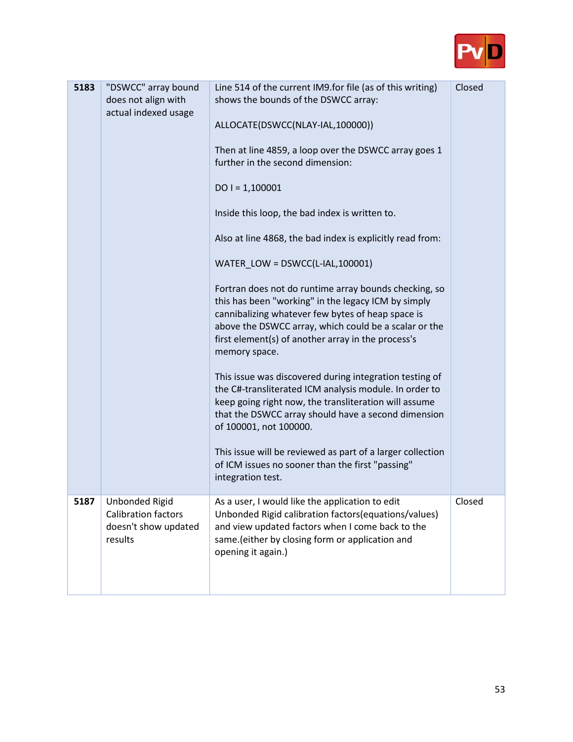| | | | |
|---|---|---|---|
| **5183** | "DSWCC" array bound does not align with actual indexed usage | Line 514 of the current IM9.for file (as of this writing) shows the bounds of the DSWCC array:<br><br>ALLOCATE(DSWCC(NLAY-IAL,100000))<br><br>Then at line 4859, a loop over the DSWCC array goes 1 further in the second dimension:<br><br>DO I = 1,100001<br><br>Inside this loop, the bad index is written to.<br><br>Also at line 4868, the bad index is explicitly read from:<br><br>WATER_LOW = DSWCC(L-IAL,100001)<br><br>Fortran does not do runtime array bounds checking, so this has been "working" in the legacy ICM by simply cannibalizing whatever few bytes of heap space is above the DSWCC array, which could be a scalar or the first element(s) of another array in the process's memory space.<br><br>This issue was discovered during integration testing of the C#-transliterated ICM analysis module. In order to keep going right now, the transliteration will assume that the DSWCC array should have a second dimension of 100001, not 100000.<br><br>This issue will be reviewed as part of a larger collection of ICM issues no sooner than the first "passing" integration test. | Closed |
| **5187** | Unbonded Rigid Calibration factors doesn't show updated results | As a user, I would like the application to edit Unbonded Rigid calibration factors(equations/values) and view updated factors when I come back to the same.(either by closing form or application and opening it again.) | Closed |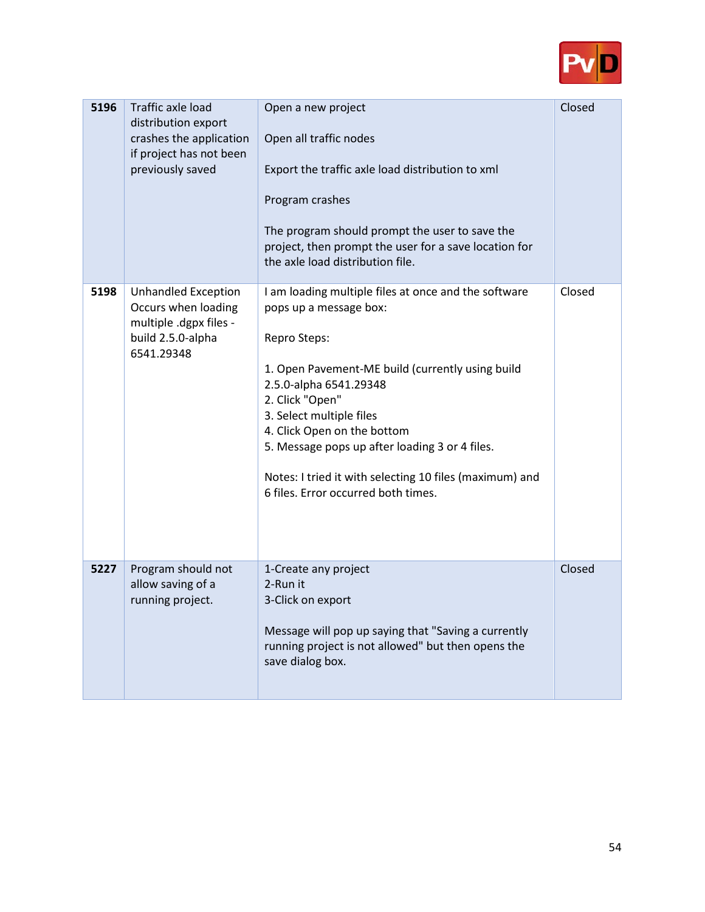| | | | |
|---|---|---|---|
| **5196** | Traffic axle load distribution export crashes the application if project has not been previously saved | Open a new project<br><br>Open all traffic nodes<br><br>Export the traffic axle load distribution to xml<br><br>Program crashes<br><br>The program should prompt the user to save the project, then prompt the user for a save location for the axle load distribution file. | Closed |
| **5198** | Unhandled Exception Occurs when loading multiple .dgpx files - build 2.5.0-alpha 6541.29348 | I am loading multiple files at once and the software pops up a message box:<br><br>Repro Steps:<br><br>1. Open Pavement-ME build (currently using build 2.5.0-alpha 6541.29348<br>2. Click "Open"<br>3. Select multiple files<br>4. Click Open on the bottom<br>5. Message pops up after loading 3 or 4 files.<br><br>Notes: I tried it with selecting 10 files (maximum) and 6 files. Error occurred both times. | Closed |
| **5227** | Program should not allow saving of a running project. | 1-Create any project<br>2-Run it<br>3-Click on export<br><br>Message will pop up saying that "Saving a currently running project is not allowed" but then opens the save dialog box. | Closed |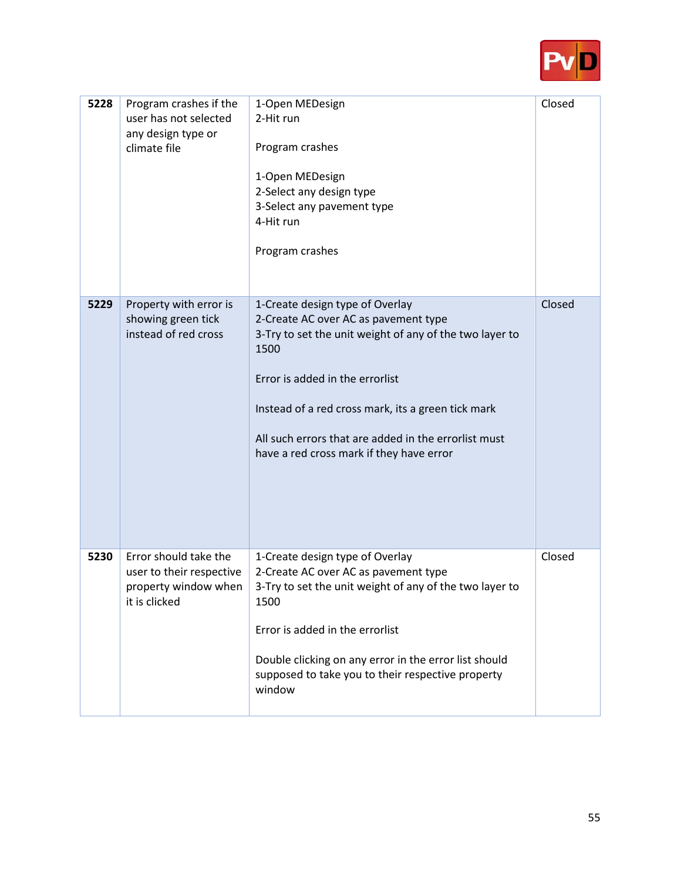| 5228 | Program crashes if the user has not selected any design type or climate file | 1-Open MEDesign<br>2-Hit run<br><br>Program crashes<br><br>1-Open MEDesign<br>2-Select any design type<br>3-Select any pavement type<br>4-Hit run<br><br>Program crashes | Closed |
|---|---|---|---|
| **5229** | Property with error is showing green tick instead of red cross | 1-Create design type of Overlay<br>2-Create AC over AC as pavement type<br>3-Try to set the unit weight of any of the two layer to 1500<br><br>Error is added in the errorlist<br><br>Instead of a red cross mark, its a green tick mark<br><br>All such errors that are added in the errorlist must have a red cross mark if they have error | Closed |
| **5230** | Error should take the user to their respective property window when it is clicked | 1-Create design type of Overlay<br>2-Create AC over AC as pavement type<br>3-Try to set the unit weight of any of the two layer to 1500<br><br>Error is added in the errorlist<br><br>Double clicking on any error in the error list should supposed to take you to their respective property window | Closed |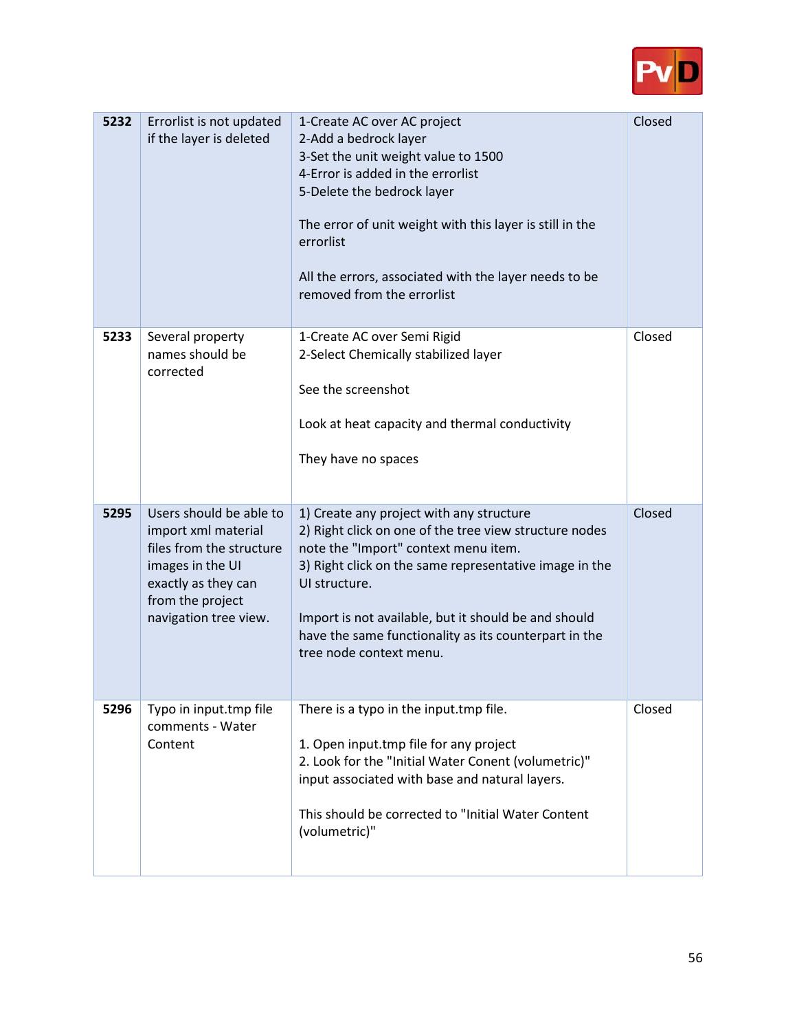| 5232 | Errorlist is not updated if the layer is deleted | 1-Create AC over AC project<br>2-Add a bedrock layer<br>3-Set the unit weight value to 1500<br>4-Error is added in the errorlist<br>5-Delete the bedrock layer<br><br>The error of unit weight with this layer is still in the errorlist<br><br>All the errors, associated with the layer needs to be removed from the errorlist | Closed |
|---|---|---|---|
| 5233 | Several property names should be corrected | 1-Create AC over Semi Rigid<br>2-Select Chemically stabilized layer<br><br>See the screenshot<br><br>Look at heat capacity and thermal conductivity<br><br>They have no spaces | Closed |
| 5295 | Users should be able to import xml material files from the structure images in the UI exactly as they can from the project navigation tree view. | 1) Create any project with any structure<br>2) Right click on one of the tree view structure nodes note the "Import" context menu item.<br>3) Right click on the same representative image in the UI structure.<br><br>Import is not available, but it should be and should have the same functionality as its counterpart in the tree node context menu. | Closed |
| 5296 | Typo in input.tmp file comments - Water Content | There is a typo in the input.tmp file.<br><br>1. Open input.tmp file for any project<br>2. Look for the "Initial Water Conent (volumetric)" input associated with base and natural layers.<br><br>This should be corrected to "Initial Water Content (volumetric)" | Closed |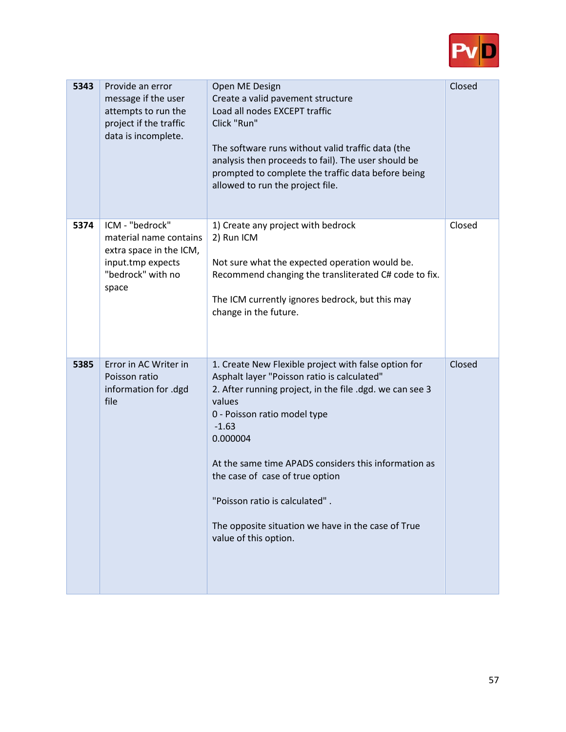| 5343 | Provide an error message if the user attempts to run the project if the traffic data is incomplete. | Open ME Design<br>Create a valid pavement structure<br>Load all nodes EXCEPT traffic<br>Click "Run"<br><br>The software runs without valid traffic data (the analysis then proceeds to fail). The user should be prompted to complete the traffic data before being allowed to run the project file. | Closed |
|---|---|---|---|
| 5374 | ICM - "bedrock" material name contains extra space in the ICM, input.tmp expects "bedrock" with no space | 1) Create any project with bedrock<br>2) Run ICM<br><br>Not sure what the expected operation would be. Recommend changing the transliterated C# code to fix.<br><br>The ICM currently ignores bedrock, but this may change in the future. | Closed |
| 5385 | Error in AC Writer in Poisson ratio information for .dgd file | 1. Create New Flexible project with false option for Asphalt layer "Poisson ratio is calculated"<br>2. After running project, in the file .dgd. we can see 3 values<br>0 - Poisson ratio model type<br>-1.63<br>0.000004<br><br>At the same time APADS considers this information as the case of case of true option<br><br>"Poisson ratio is calculated" .<br><br>The opposite situation we have in the case of True value of this option. | Closed |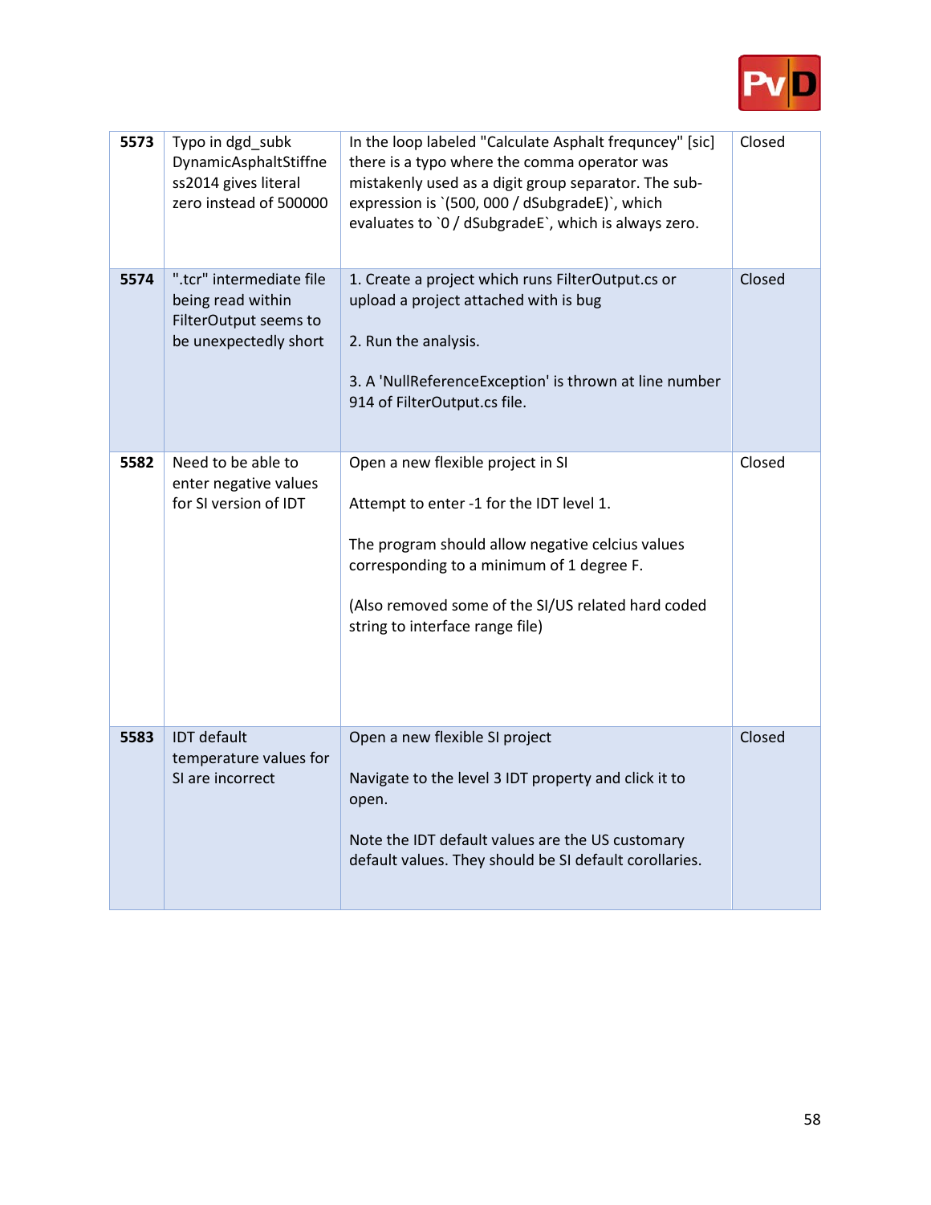| 5573 | Typo in dgd_subk DynamicAsphaltStiffness2014 gives literal zero instead of 500000 | In the loop labeled "Calculate Asphalt frequncey" [sic] there is a typo where the comma operator was mistakenly used as a digit group separator. The sub-expression is `(500, 000 / dSubgradeE)`, which evaluates to `0 / dSubgradeE`, which is always zero. | Closed |
|---|---|---|---|
| **5574** | ".tcr" intermediate file being read within FilterOutput seems to be unexpectedly short | 1. Create a project which runs FilterOutput.cs or upload a project attached with is bug<br><br>2. Run the analysis.<br><br>3. A 'NullReferenceException' is thrown at line number 914 of FilterOutput.cs file. | Closed |
| **5582** | Need to be able to enter negative values for SI version of IDT | Open a new flexible project in SI<br><br>Attempt to enter -1 for the IDT level 1.<br><br>The program should allow negative celcius values corresponding to a minimum of 1 degree F.<br><br>(Also removed some of the SI/US related hard coded string to interface range file) | Closed |
| **5583** | IDT default temperature values for SI are incorrect | Open a new flexible SI project<br><br>Navigate to the level 3 IDT property and click it to open.<br><br>Note the IDT default values are the US customary default values. They should be SI default corollaries. | Closed |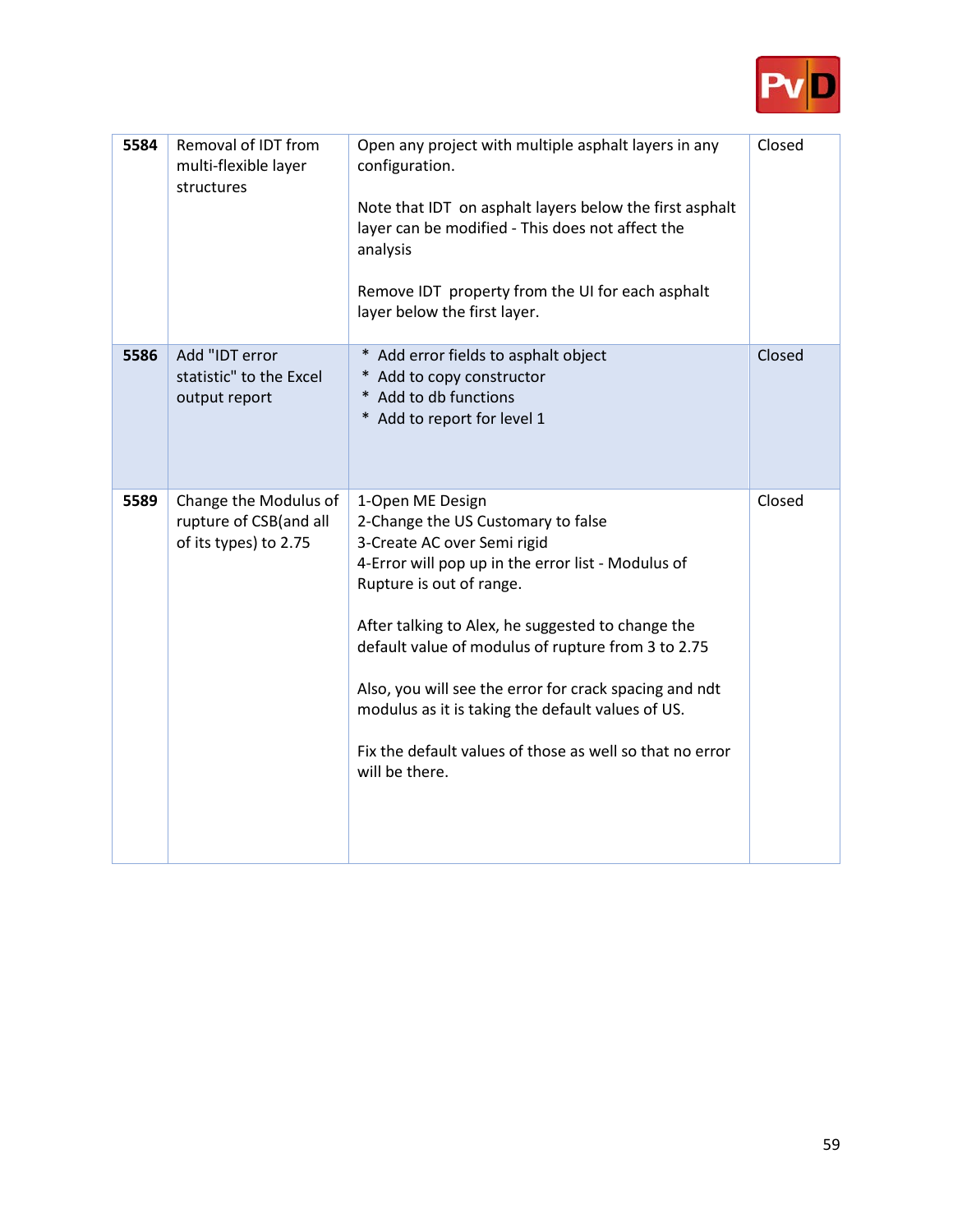| | | | |
|---|---|---|---|
| **5584** | Removal of IDT from multi-flexible layer structures | Open any project with multiple asphalt layers in any configuration.<br><br>Note that IDT on asphalt layers below the first asphalt layer can be modified - This does not affect the analysis<br><br>Remove IDT property from the UI for each asphalt layer below the first layer. | Closed |
| **5586** | Add "IDT error statistic" to the Excel output report | * Add error fields to asphalt object<br>* Add to copy constructor<br>* Add to db functions<br>* Add to report for level 1 | Closed |
| **5589** | Change the Modulus of rupture of CSB(and all of its types) to 2.75 | 1-Open ME Design<br>2-Change the US Customary to false<br>3-Create AC over Semi rigid<br>4-Error will pop up in the error list - Modulus of Rupture is out of range.<br><br>After talking to Alex, he suggested to change the default value of modulus of rupture from 3 to 2.75<br><br>Also, you will see the error for crack spacing and ndt modulus as it is taking the default values of US.<br><br>Fix the default values of those as well so that no error will be there. | Closed |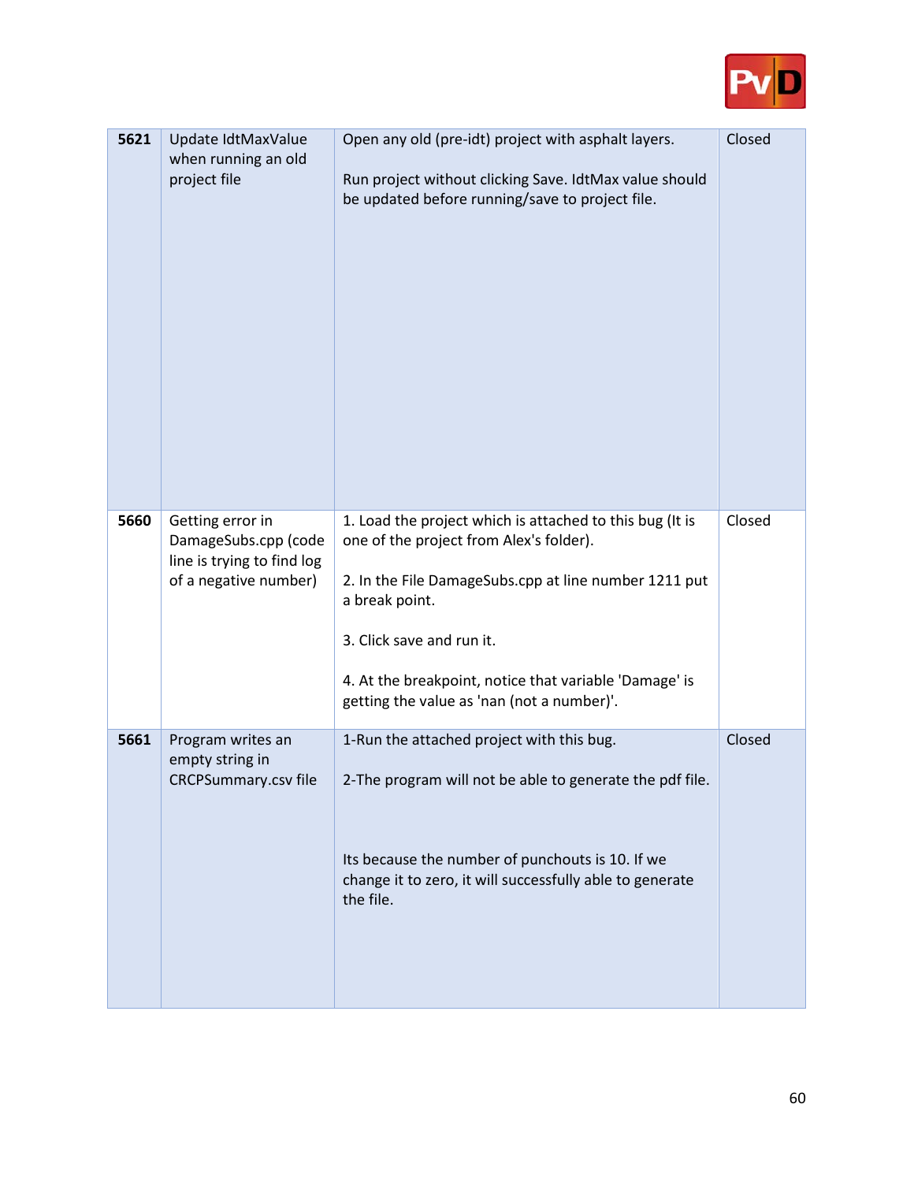| **5621** | Update IdtMaxValue when running an old project file | Open any old (pre-idt) project with asphalt layers.<br><br>Run project without clicking Save. IdtMax value should be updated before running/save to project file. | Closed |
|---|---|---|---|
| **5660** | Getting error in DamageSubs.cpp (code line is trying to find log of a negative number) | 1. Load the project which is attached to this bug (It is one of the project from Alex's folder).<br><br>2. In the File DamageSubs.cpp at line number 1211 put a break point.<br><br>3. Click save and run it.<br><br>4. At the breakpoint, notice that variable 'Damage' is getting the value as 'nan (not a number)'. | Closed |
| **5661** | Program writes an empty string in CRCPSummary.csv file | 1-Run the attached project with this bug.<br><br>2-The program will not be able to generate the pdf file.<br><br>Its because the number of punchouts is 10. If we change it to zero, it will successfully able to generate the file. | Closed |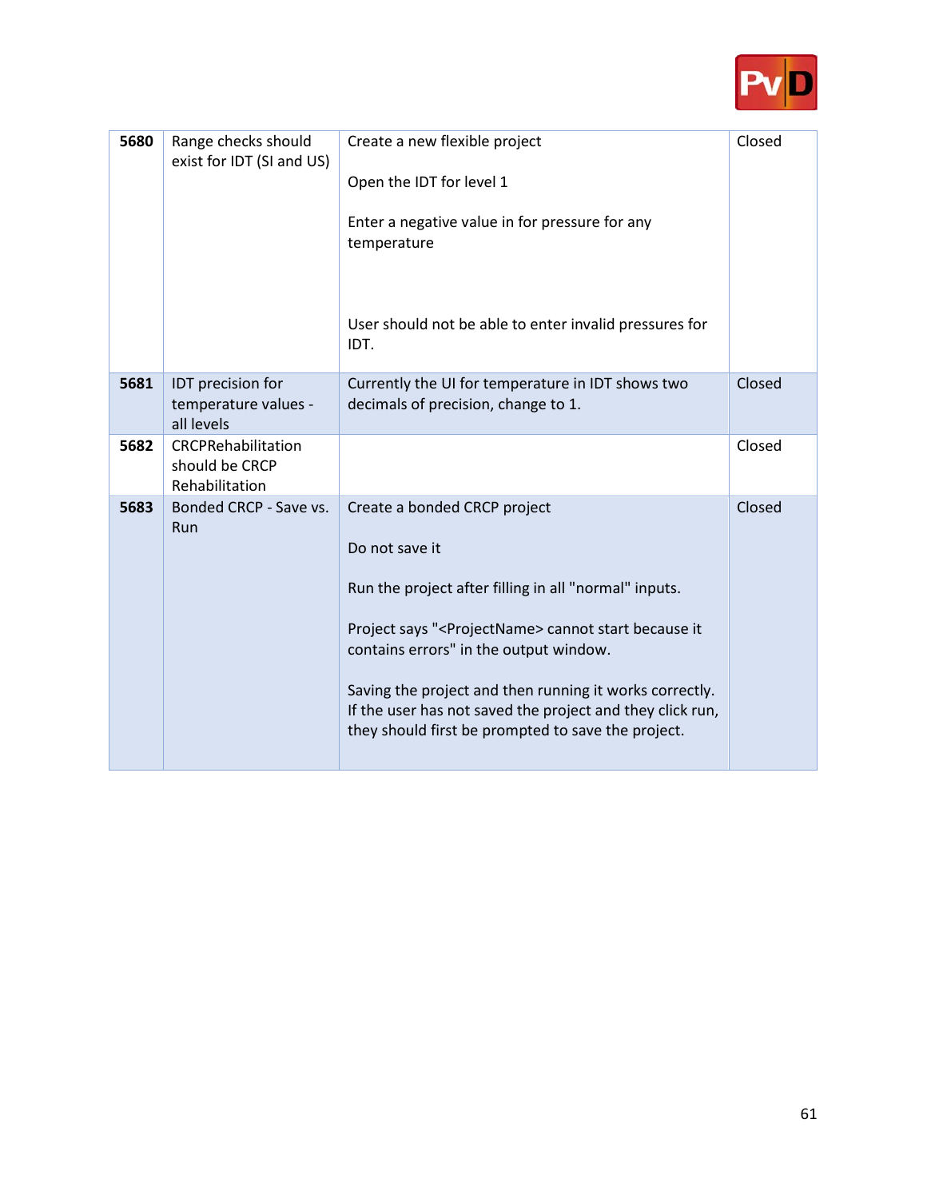| | | | |
|---|---|---|---|
| **5680** | Range checks should exist for IDT (SI and US) | Create a new flexible project<br><br>Open the IDT for level 1<br><br>Enter a negative value in for pressure for any temperature<br><br><br>User should not be able to enter invalid pressures for IDT. | Closed |
| **5681** | IDT precision for temperature values - all levels | Currently the UI for temperature in IDT shows two decimals of precision, change to 1. | Closed |
| **5682** | CRCPRehabilitation should be CRCP Rehabilitation | | Closed |
| **5683** | Bonded CRCP - Save vs. Run | Create a bonded CRCP project<br><br>Do not save it<br><br>Run the project after filling in all "normal" inputs.<br><br>Project says "<ProjectName> cannot start because it contains errors" in the output window.<br><br>Saving the project and then running it works correctly. If the user has not saved the project and they click run, they should first be prompted to save the project. | Closed |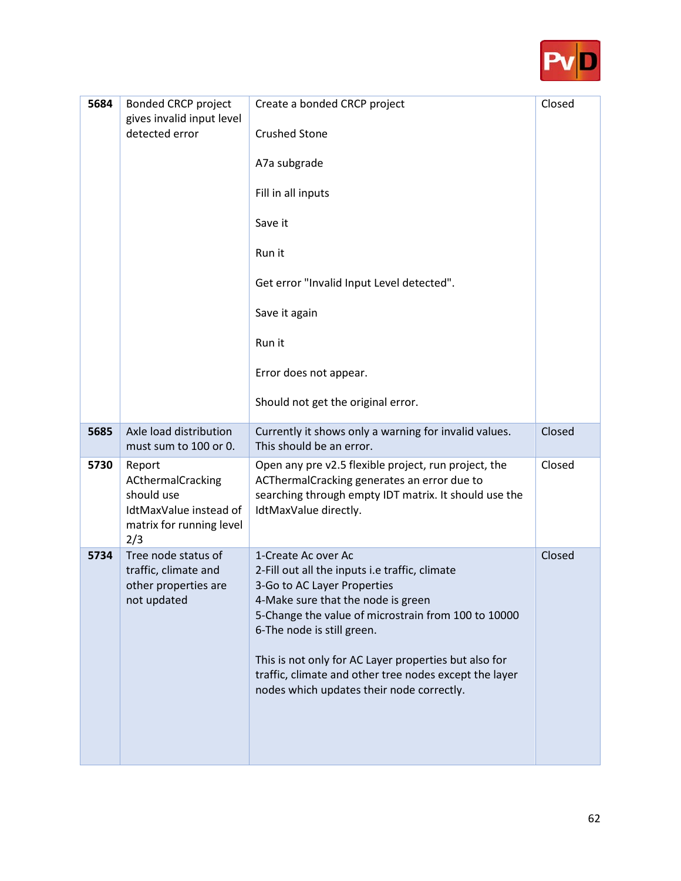| 5684 | Bonded CRCP project gives invalid input level detected error | Create a bonded CRCP project<br><br>Crushed Stone<br><br>A7a subgrade<br><br>Fill in all inputs<br><br>Save it<br><br>Run it<br><br>Get error "Invalid Input Level detected".<br><br>Save it again<br><br>Run it<br><br>Error does not appear.<br><br>Should not get the original error. | Closed |
|---|---|---|---|
| 5685 | Axle load distribution must sum to 100 or 0. | Currently it shows only a warning for invalid values. This should be an error. | Closed |
| 5730 | Report ACthermalCracking should use IdtMaxValue instead of matrix for running level 2/3 | Open any pre v2.5 flexible project, run project, the ACThermalCracking generates an error due to searching through empty IDT matrix. It should use the IdtMaxValue directly. | Closed |
| 5734 | Tree node status of traffic, climate and other properties are not updated | 1-Create Ac over Ac<br>2-Fill out all the inputs i.e traffic, climate<br>3-Go to AC Layer Properties<br>4-Make sure that the node is green<br>5-Change the value of microstrain from 100 to 10000<br>6-The node is still green.<br><br>This is not only for AC Layer properties but also for traffic, climate and other tree nodes except the layer nodes which updates their node correctly. | Closed |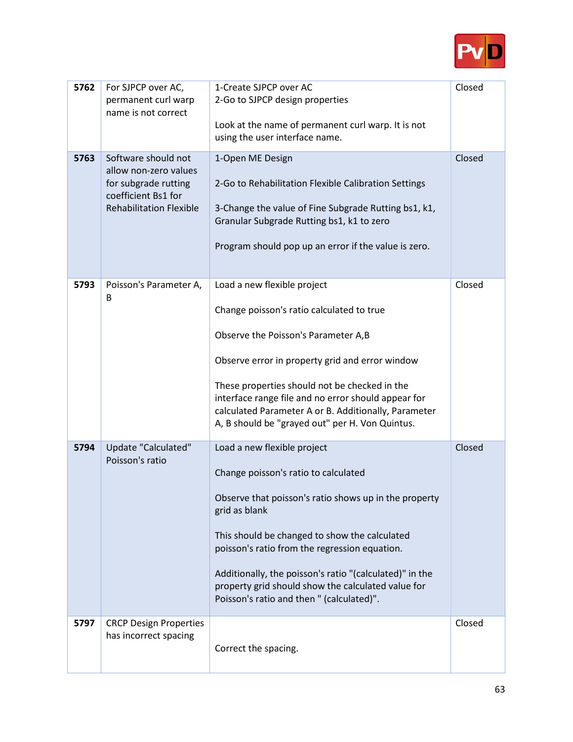| | | | |
|---|---|---|---|
| **5762** | For SJPCP over AC, permanent curl warp name is not correct | 1-Create SJPCP over AC<br>2-Go to SJPCP design properties<br><br>Look at the name of permanent curl warp. It is not using the user interface name. | Closed |
| **5763** | Software should not allow non-zero values for subgrade rutting coefficient Bs1 for Rehabilitation Flexible | 1-Open ME Design<br><br>2-Go to Rehabilitation Flexible Calibration Settings<br><br>3-Change the value of Fine Subgrade Rutting bs1, k1, Granular Subgrade Rutting bs1, k1 to zero<br><br>Program should pop up an error if the value is zero. | Closed |
| **5793** | Poisson's Parameter A, B | Load a new flexible project<br><br>Change poisson's ratio calculated to true<br><br>Observe the Poisson's Parameter A,B<br><br>Observe error in property grid and error window<br><br>These properties should not be checked in the interface range file and no error should appear for calculated Parameter A or B. Additionally, Parameter A, B should be "grayed out" per H. Von Quintus. | Closed |
| **5794** | Update "Calculated" Poisson's ratio | Load a new flexible project<br><br>Change poisson's ratio to calculated<br><br>Observe that poisson's ratio shows up in the property grid as blank<br><br>This should be changed to show the calculated poisson's ratio from the regression equation.<br><br>Additionally, the poisson's ratio "(calculated)" in the property grid should show the calculated value for Poisson's ratio and then " (calculated)". | Closed |
| **5797** | CRCP Design Properties has incorrect spacing | Correct the spacing. | Closed |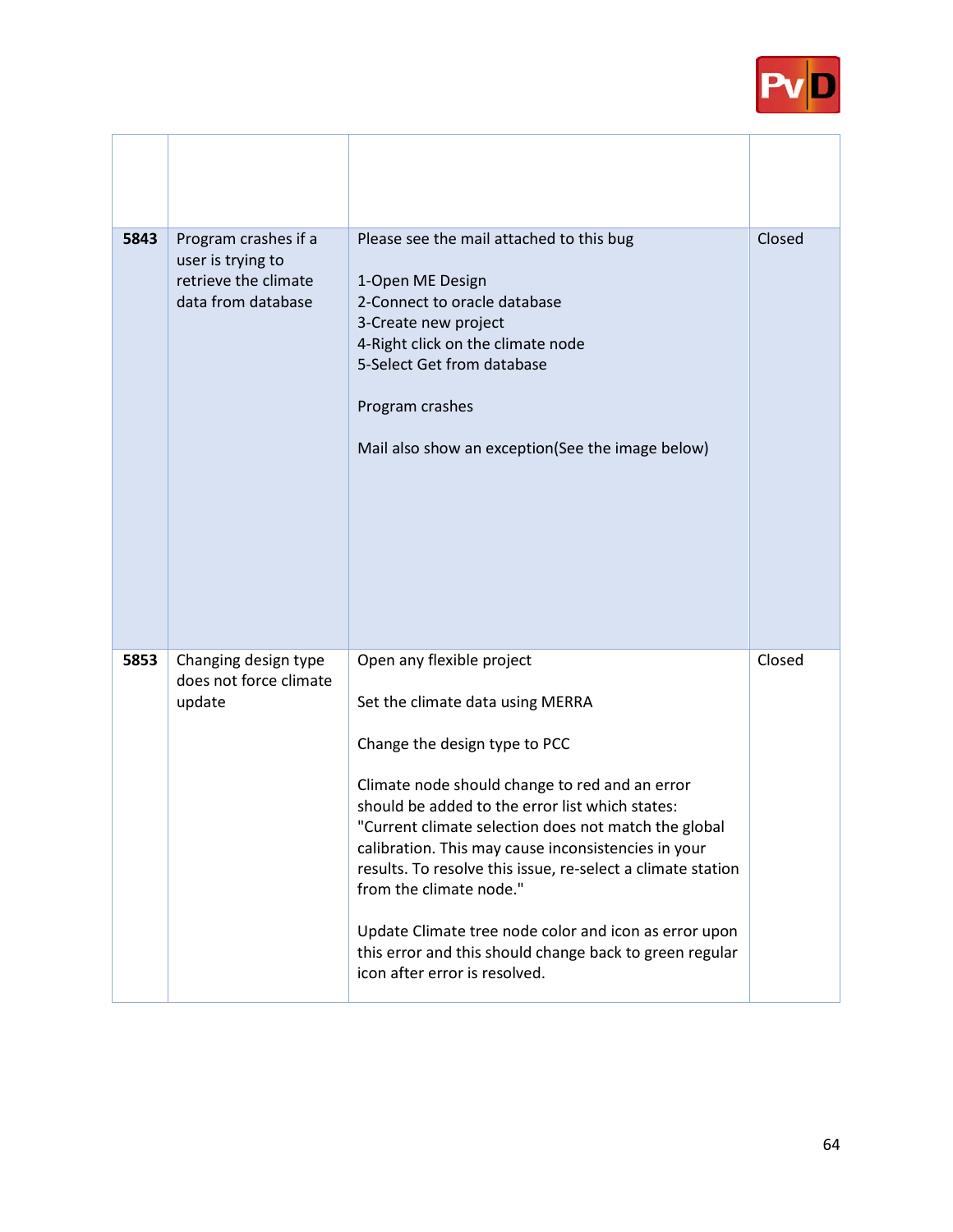| | | | |
|---|---|---|---|
| **5843** | Program crashes if a user is trying to retrieve the climate data from database | Please see the mail attached to this bug<br><br>1-Open ME Design<br>2-Connect to oracle database<br>3-Create new project<br>4-Right click on the climate node<br>5-Select Get from database<br><br>Program crashes<br><br>Mail also show an exception(See the image below) | Closed |
| **5853** | Changing design type does not force climate update | Open any flexible project<br><br>Set the climate data using MERRA<br><br>Change the design type to PCC<br><br>Climate node should change to red and an error should be added to the error list which states: "Current climate selection does not match the global calibration. This may cause inconsistencies in your results. To resolve this issue, re-select a climate station from the climate node."<br><br>Update Climate tree node color and icon as error upon this error and this should change back to green regular icon after error is resolved. | Closed |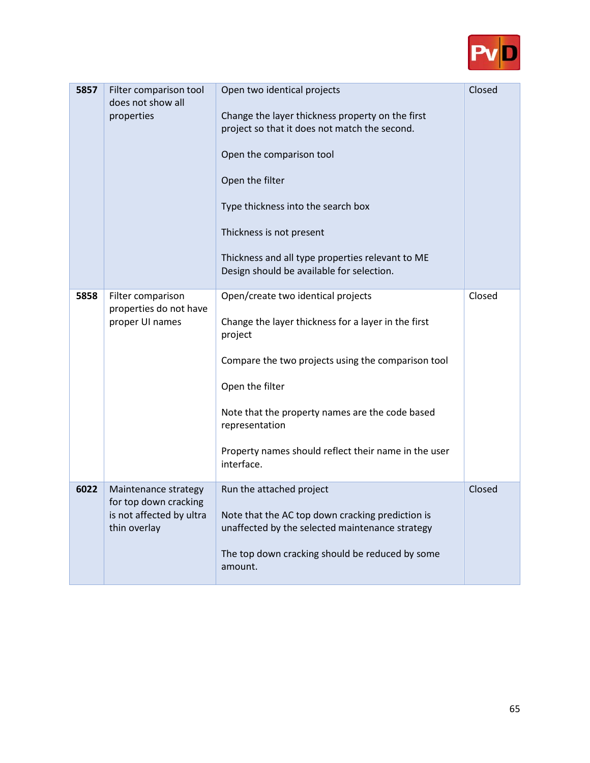| | | | |
|---|---|---|---|
| **5857** | Filter comparison tool does not show all properties | Open two identical projects<br><br>Change the layer thickness property on the first project so that it does not match the second.<br><br>Open the comparison tool<br><br>Open the filter<br><br>Type thickness into the search box<br><br>Thickness is not present<br><br>Thickness and all type properties relevant to ME Design should be available for selection. | Closed |
| **5858** | Filter comparison properties do not have proper UI names | Open/create two identical projects<br><br>Change the layer thickness for a layer in the first project<br><br>Compare the two projects using the comparison tool<br><br>Open the filter<br><br>Note that the property names are the code based representation<br><br>Property names should reflect their name in the user interface. | Closed |
| **6022** | Maintenance strategy for top down cracking is not affected by ultra thin overlay | Run the attached project<br><br>Note that the AC top down cracking prediction is unaffected by the selected maintenance strategy<br><br>The top down cracking should be reduced by some amount. | Closed |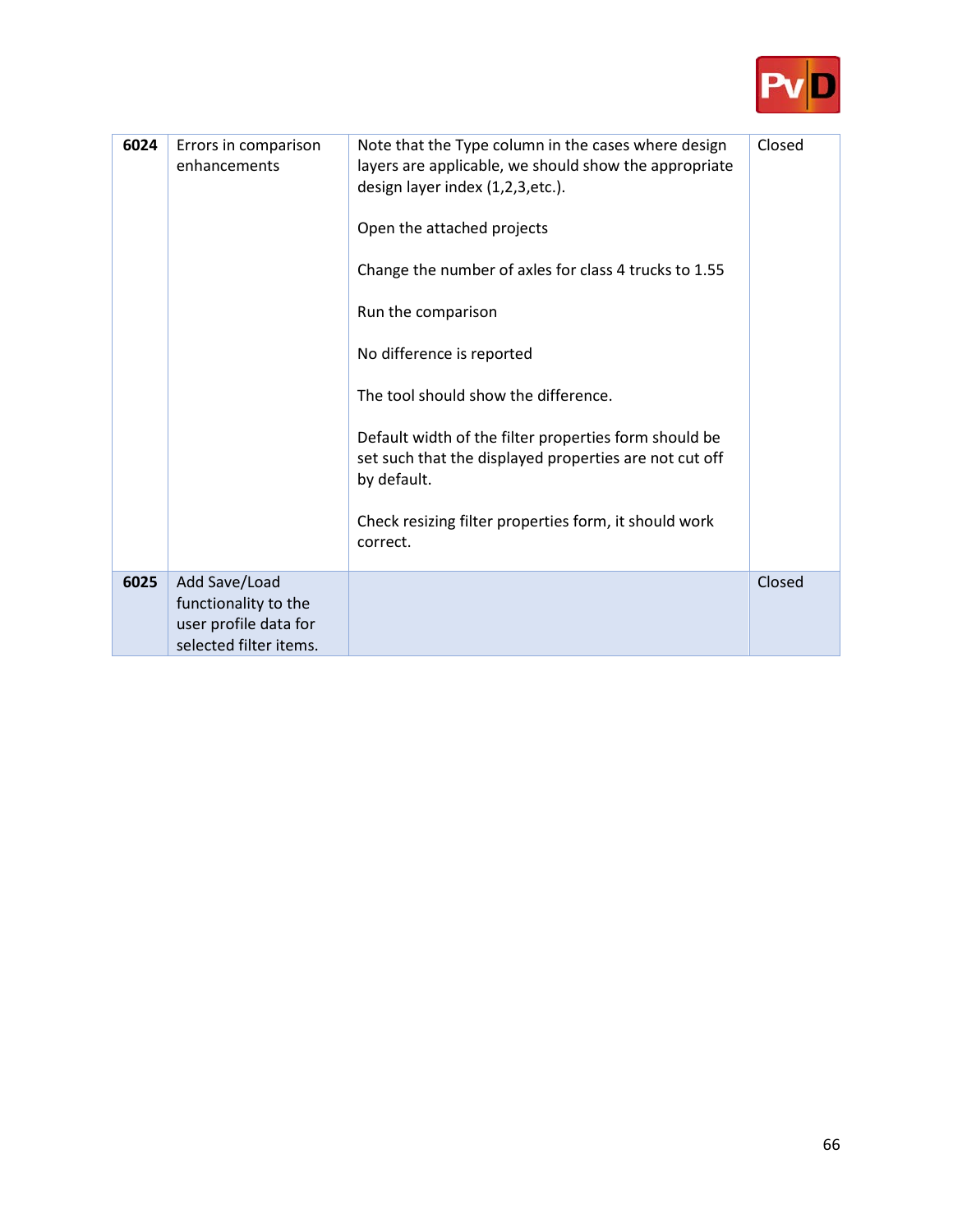| | | | |
|---|---|---|---|
| **6024** | Errors in comparison enhancements | Note that the Type column in the cases where design layers are applicable, we should show the appropriate design layer index (1,2,3,etc.).<br><br>Open the attached projects<br><br>Change the number of axles for class 4 trucks to 1.55<br><br>Run the comparison<br><br>No difference is reported<br><br>The tool should show the difference.<br><br>Default width of the filter properties form should be set such that the displayed properties are not cut off by default.<br><br>Check resizing filter properties form, it should work correct. | Closed |
| **6025** | Add Save/Load functionality to the user profile data for selected filter items. | | Closed |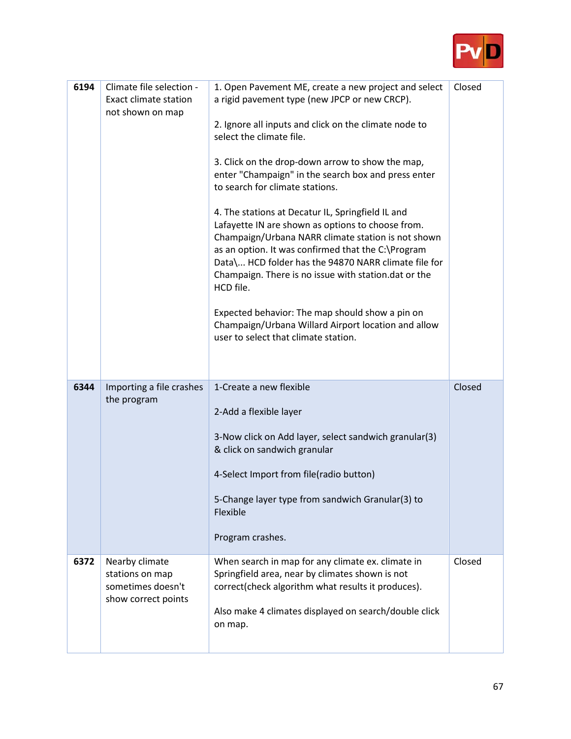| 6194 | Climate file selection - Exact climate station not shown on map | 1. Open Pavement ME, create a new project and select a rigid pavement type (new JPCP or new CRCP).<br><br>2. Ignore all inputs and click on the climate node to select the climate file.<br><br>3. Click on the drop-down arrow to show the map, enter "Champaign" in the search box and press enter to search for climate stations.<br><br>4. The stations at Decatur IL, Springfield IL and Lafayette IN are shown as options to choose from. Champaign/Urbana NARR climate station is not shown as an option. It was confirmed that the C:\Program Data\... HCD folder has the 94870 NARR climate file for Champaign. There is no issue with station.dat or the HCD file.<br><br>Expected behavior: The map should show a pin on Champaign/Urbana Willard Airport location and allow user to select that climate station. | Closed |
|---|---|---|---|
| 6344 | Importing a file crashes the program | 1-Create a new flexible<br><br>2-Add a flexible layer<br><br>3-Now click on Add layer, select sandwich granular(3) & click on sandwich granular<br><br>4-Select Import from file(radio button)<br><br>5-Change layer type from sandwich Granular(3) to Flexible<br><br>Program crashes. | Closed |
| 6372 | Nearby climate stations on map sometimes doesn't show correct points | When search in map for any climate ex. climate in Springfield area, near by climates shown is not correct(check algorithm what results it produces).<br><br>Also make 4 climates displayed on search/double click on map. | Closed |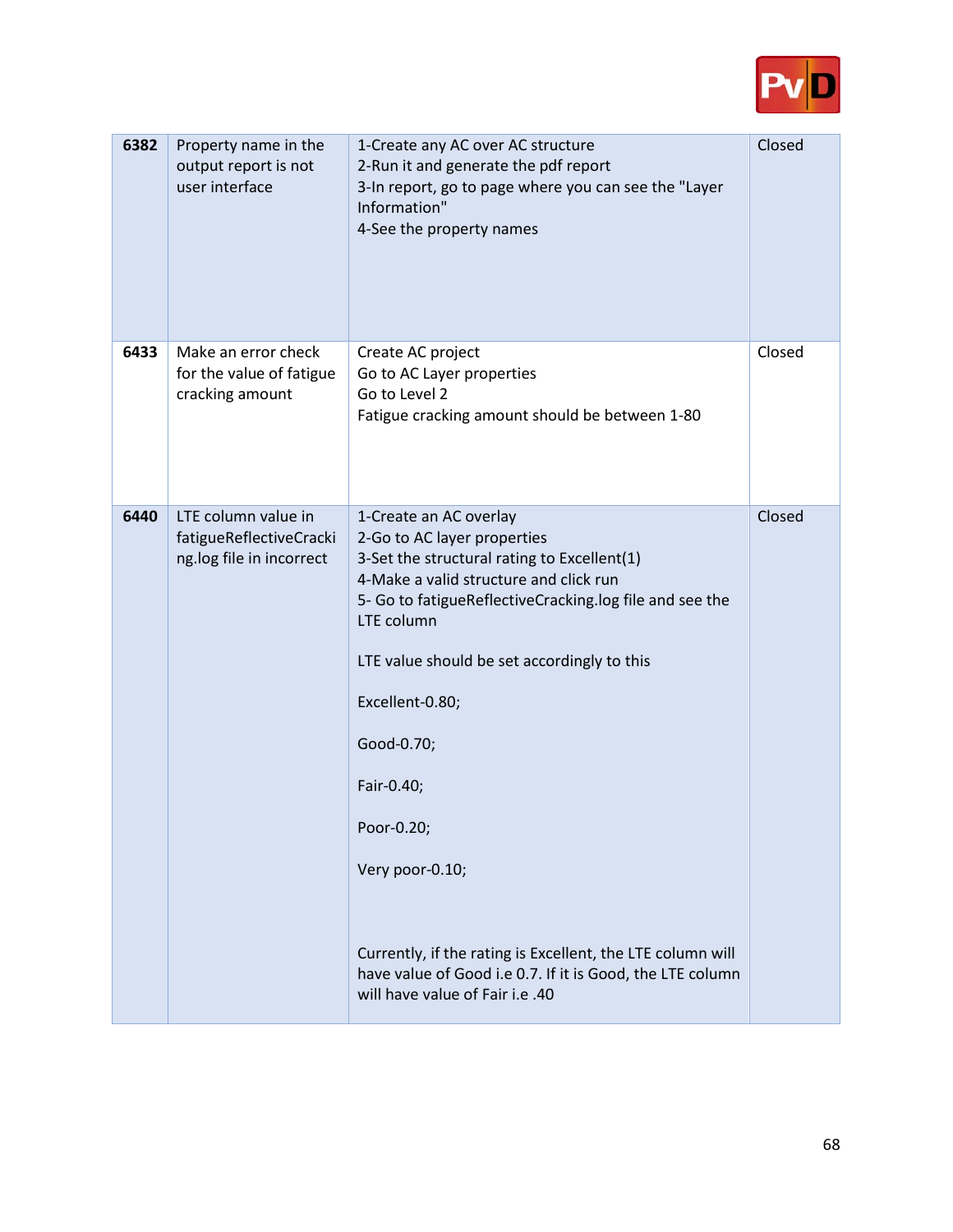| **6382** | Property name in the output report is not user interface | 1-Create any AC over AC structure<br>2-Run it and generate the pdf report<br>3-In report, go to page where you can see the "Layer Information"<br>4-See the property names | Closed |
|---|---|---|---|
| **6433** | Make an error check for the value of fatigue cracking amount | Create AC project<br>Go to AC Layer properties<br>Go to Level 2<br>Fatigue cracking amount should be between 1-80 | Closed |
| **6440** | LTE column value in fatigueReflectiveCracking.log file in incorrect | 1-Create an AC overlay<br>2-Go to AC layer properties<br>3-Set the structural rating to Excellent(1)<br>4-Make a valid structure and click run<br>5- Go to fatigueReflectiveCracking.log file and see the LTE column<br><br>LTE value should be set accordingly to this<br><br>Excellent-0.80;<br><br>Good-0.70;<br><br>Fair-0.40;<br><br>Poor-0.20;<br><br>Very poor-0.10;<br><br>Currently, if the rating is Excellent, the LTE column will have value of Good i.e 0.7. If it is Good, the LTE column will have value of Fair i.e .40 | Closed |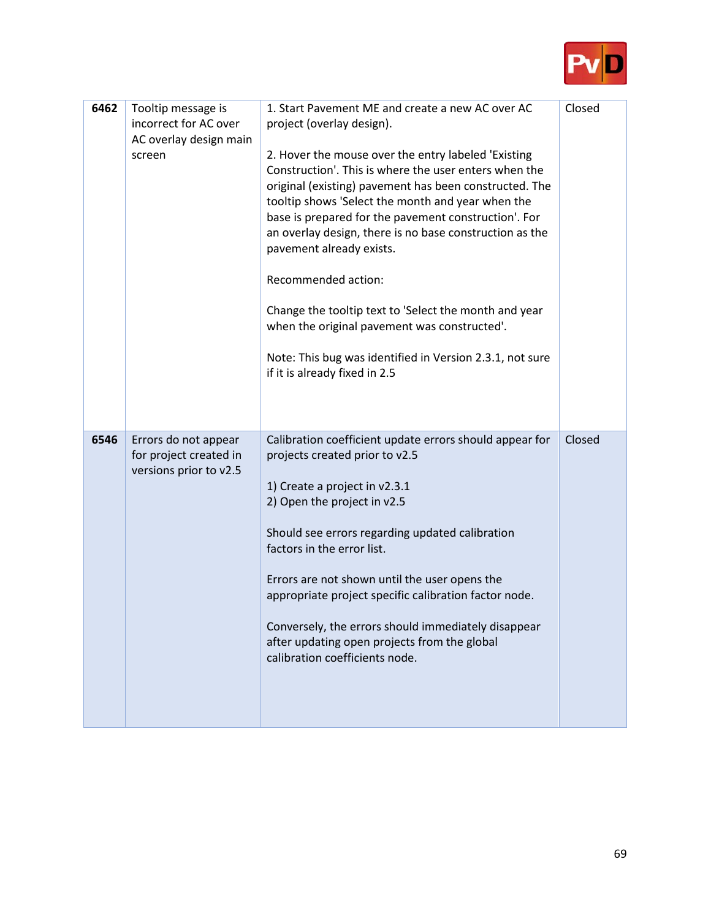| 6462 | Tooltip message is incorrect for AC over AC overlay design main screen | 1. Start Pavement ME and create a new AC over AC project (overlay design).<br><br>2. Hover the mouse over the entry labeled 'Existing Construction'. This is where the user enters when the original (existing) pavement has been constructed. The tooltip shows 'Select the month and year when the base is prepared for the pavement construction'. For an overlay design, there is no base construction as the pavement already exists.<br><br>Recommended action:<br><br>Change the tooltip text to 'Select the month and year when the original pavement was constructed'.<br><br>Note: This bug was identified in Version 2.3.1, not sure if it is already fixed in 2.5 | Closed |
|---|---|---|---|
| 6546 | Errors do not appear for project created in versions prior to v2.5 | Calibration coefficient update errors should appear for projects created prior to v2.5<br><br>1) Create a project in v2.3.1<br>2) Open the project in v2.5<br><br>Should see errors regarding updated calibration factors in the error list.<br><br>Errors are not shown until the user opens the appropriate project specific calibration factor node.<br><br>Conversely, the errors should immediately disappear after updating open projects from the global calibration coefficients node. | Closed |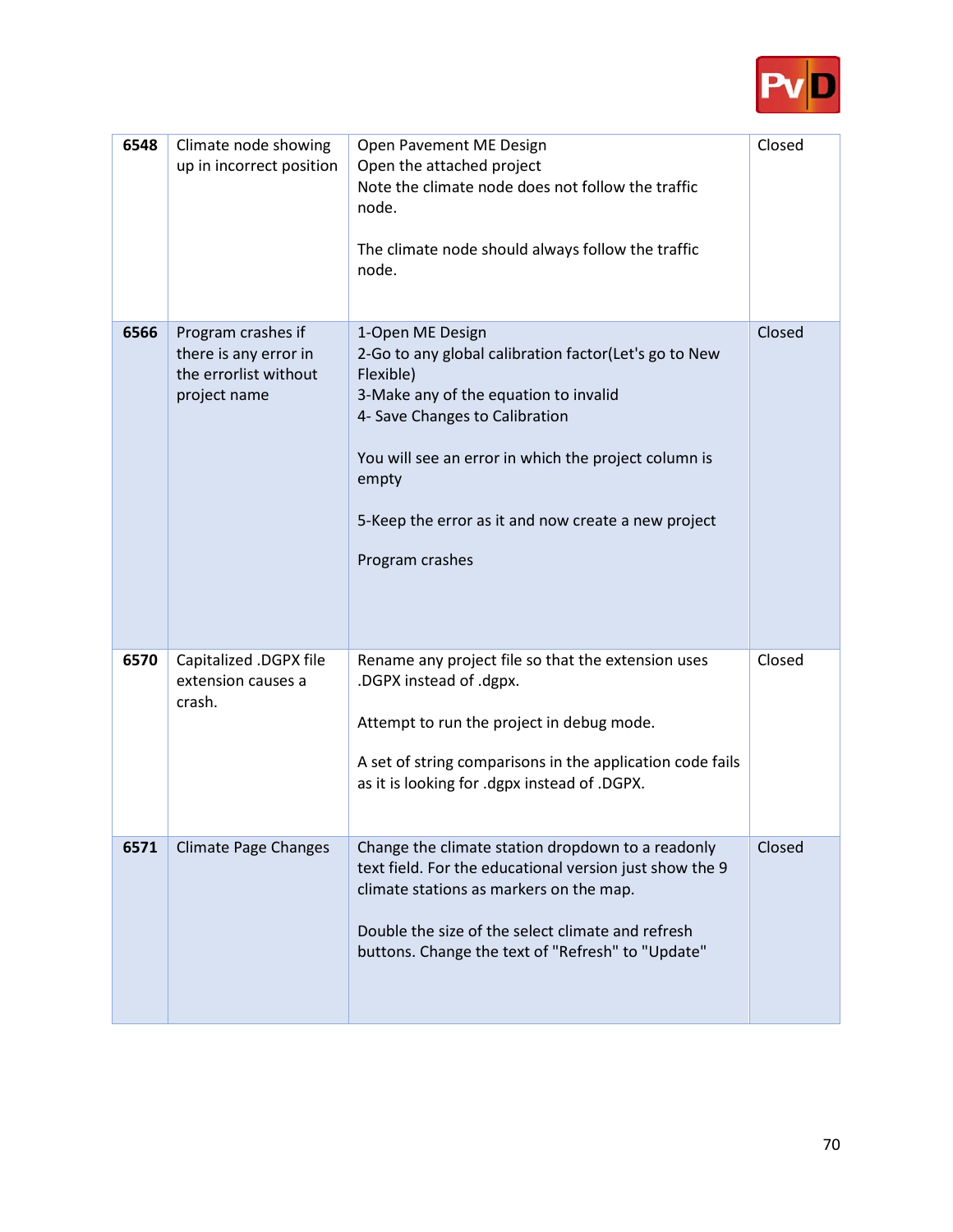| 6548 | Climate node showing up in incorrect position | Open Pavement ME Design<br>Open the attached project<br>Note the climate node does not follow the traffic node.<br><br>The climate node should always follow the traffic node. | Closed |
|---|---|---|---|
| **6566** | Program crashes if there is any error in the errorlist without project name | 1-Open ME Design<br>2-Go to any global calibration factor(Let's go to New Flexible)<br>3-Make any of the equation to invalid<br>4- Save Changes to Calibration<br><br>You will see an error in which the project column is empty<br><br>5-Keep the error as it and now create a new project<br><br>Program crashes | Closed |
| **6570** | Capitalized .DGPX file extension causes a crash. | Rename any project file so that the extension uses .DGPX instead of .dgpx.<br><br>Attempt to run the project in debug mode.<br><br>A set of string comparisons in the application code fails as it is looking for .dgpx instead of .DGPX. | Closed |
| **6571** | Climate Page Changes | Change the climate station dropdown to a readonly text field. For the educational version just show the 9 climate stations as markers on the map.<br><br>Double the size of the select climate and refresh buttons. Change the text of "Refresh" to "Update" | Closed |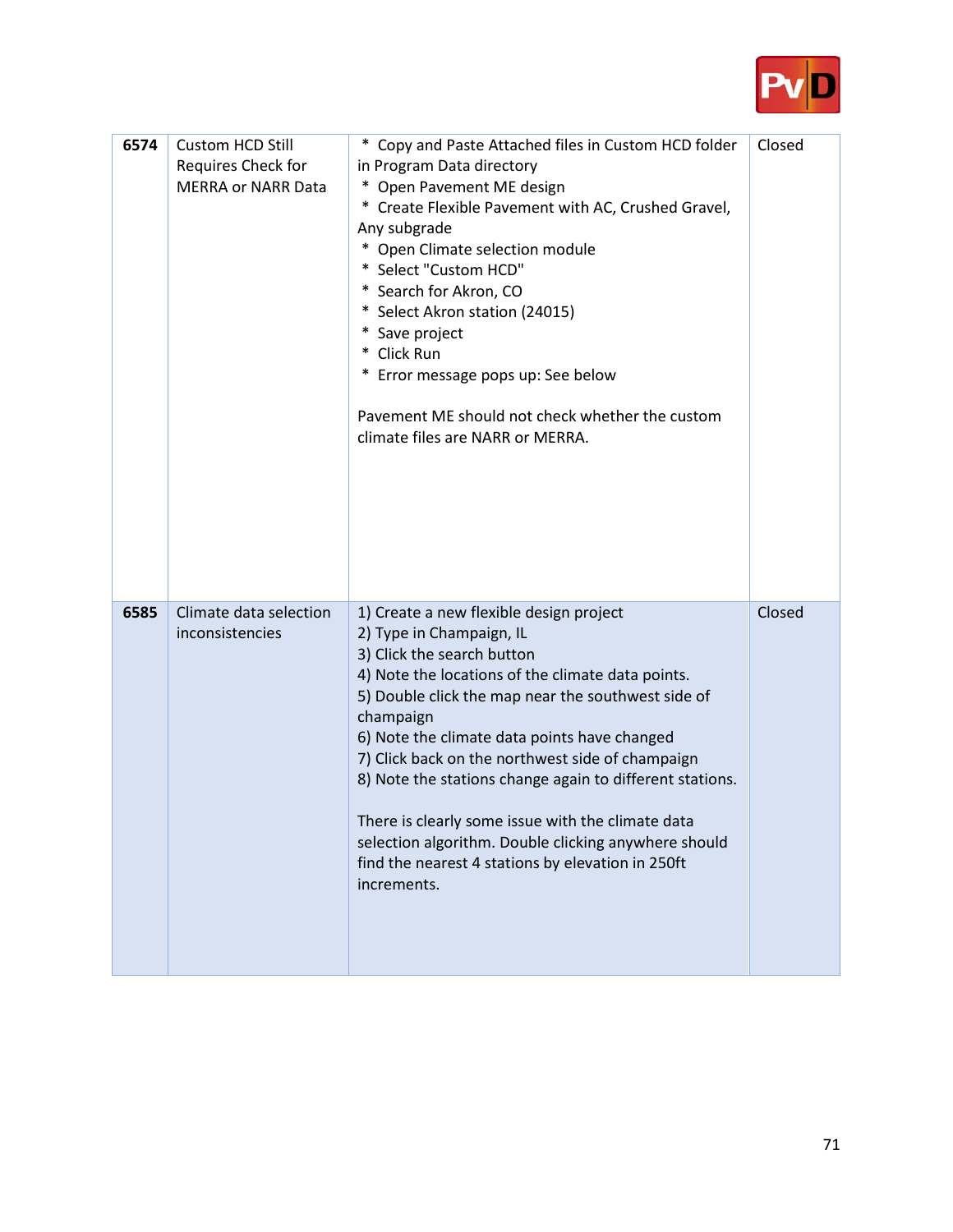| | | | |
|---|---|---|---|
| **6574** | Custom HCD Still Requires Check for MERRA or NARR Data | * Copy and Paste Attached files in Custom HCD folder in Program Data directory<br>* Open Pavement ME design<br>* Create Flexible Pavement with AC, Crushed Gravel, Any subgrade<br>* Open Climate selection module<br>* Select "Custom HCD"<br>* Search for Akron, CO<br>* Select Akron station (24015)<br>* Save project<br>* Click Run<br>* Error message pops up: See below<br><br>Pavement ME should not check whether the custom climate files are NARR or MERRA. | Closed |
| **6585** | Climate data selection inconsistencies | 1) Create a new flexible design project<br>2) Type in Champaign, IL<br>3) Click the search button<br>4) Note the locations of the climate data points.<br>5) Double click the map near the southwest side of champaign<br>6) Note the climate data points have changed<br>7) Click back on the northwest side of champaign<br>8) Note the stations change again to different stations.<br><br>There is clearly some issue with the climate data selection algorithm. Double clicking anywhere should find the nearest 4 stations by elevation in 250ft increments. | Closed |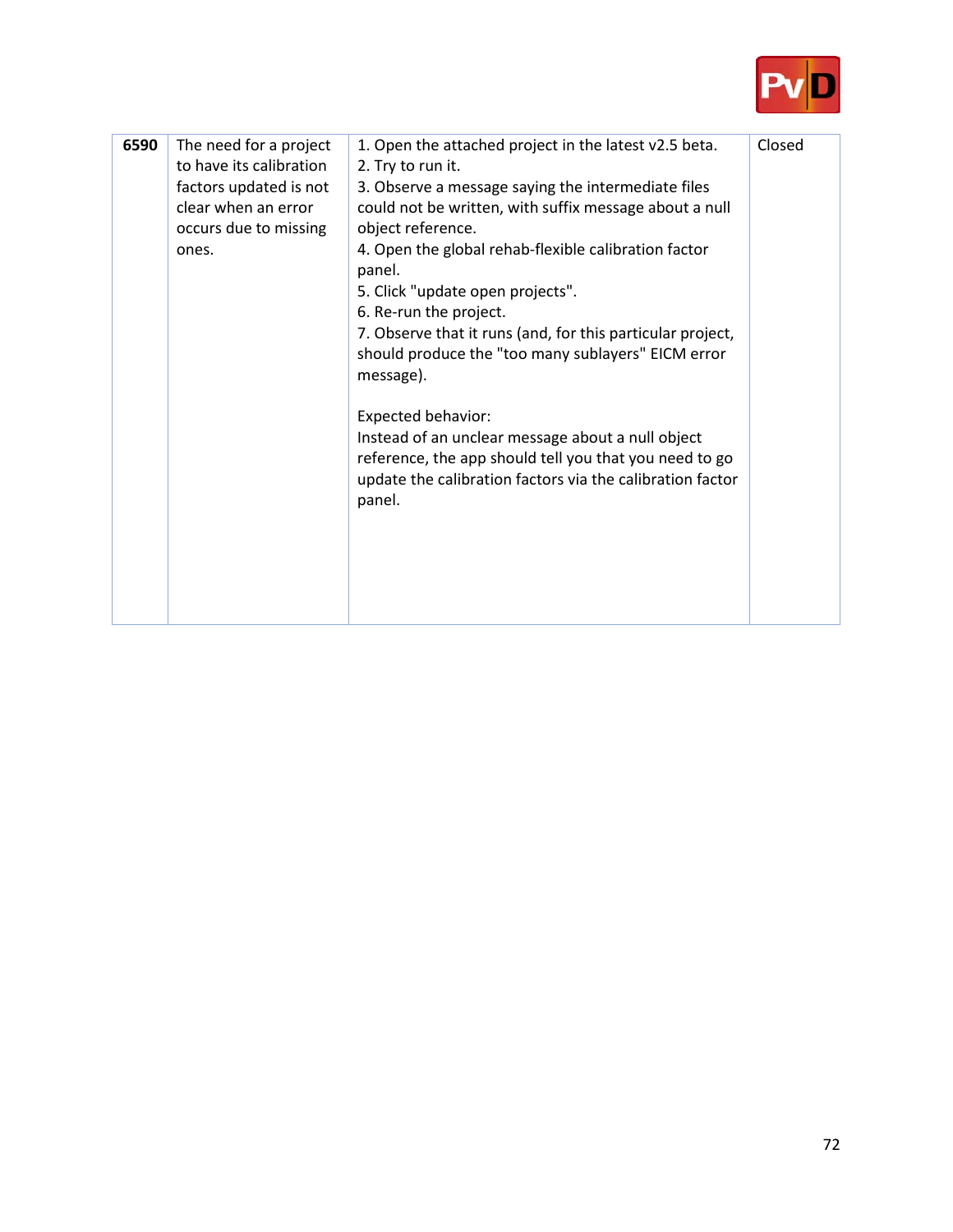| | | | |
|---|---|---|---|
| **6590** | The need for a project to have its calibration factors updated is not clear when an error occurs due to missing ones. | 1. Open the attached project in the latest v2.5 beta.<br>2. Try to run it.<br>3. Observe a message saying the intermediate files could not be written, with suffix message about a null object reference.<br>4. Open the global rehab-flexible calibration factor panel.<br>5. Click "update open projects".<br>6. Re-run the project.<br>7. Observe that it runs (and, for this particular project, should produce the "too many sublayers" EICM error message).<br><br>Expected behavior:<br>Instead of an unclear message about a null object reference, the app should tell you that you need to go update the calibration factors via the calibration factor panel. | Closed |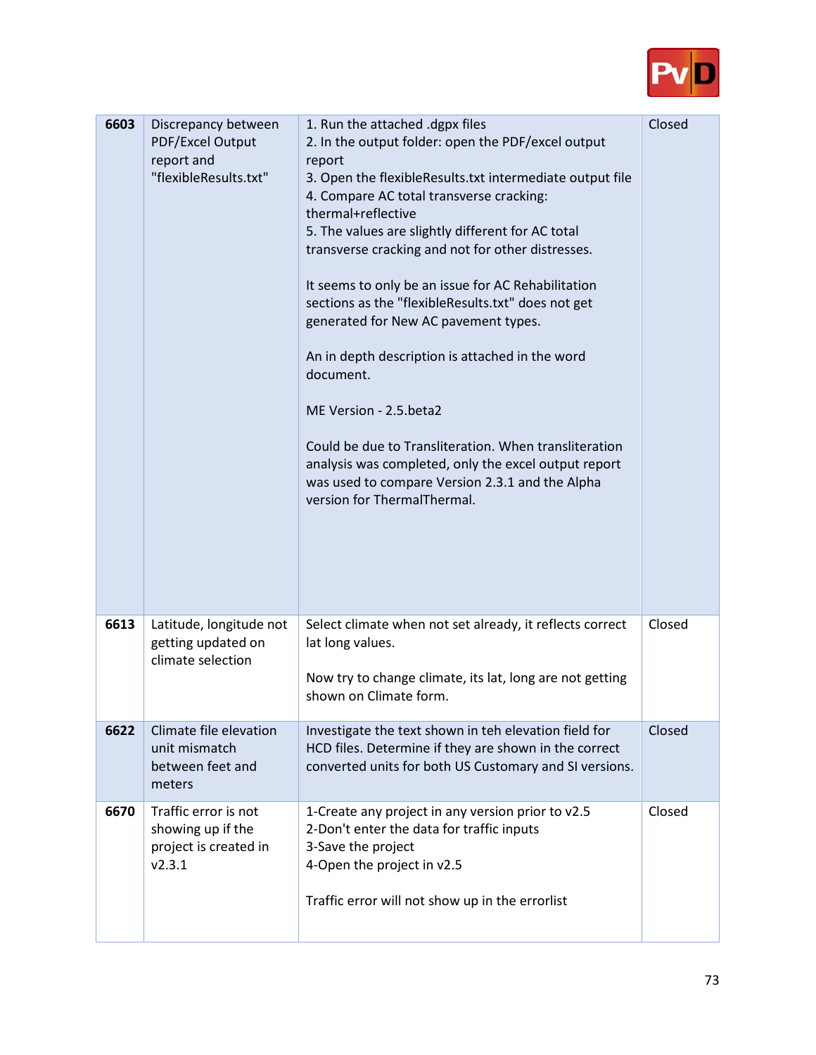| | | | |
|---|---|---|---|
| **6603** | Discrepancy between PDF/Excel Output report and "flexibleResults.txt" | 1. Run the attached .dgpx files<br>2. In the output folder: open the PDF/excel output report<br>3. Open the flexibleResults.txt intermediate output file<br>4. Compare AC total transverse cracking: thermal+reflective<br>5. The values are slightly different for AC total transverse cracking and not for other distresses.<br><br>It seems to only be an issue for AC Rehabilitation sections as the "flexibleResults.txt" does not get generated for New AC pavement types.<br><br>An in depth description is attached in the word document.<br><br>ME Version - 2.5.beta2<br><br>Could be due to Transliteration. When transliteration analysis was completed, only the excel output report was used to compare Version 2.3.1 and the Alpha version for ThermalThermal. | Closed |
| **6613** | Latitude, longitude not getting updated on climate selection | Select climate when not set already, it reflects correct lat long values.<br><br>Now try to change climate, its lat, long are not getting shown on Climate form. | Closed |
| **6622** | Climate file elevation unit mismatch between feet and meters | Investigate the text shown in teh elevation field for HCD files. Determine if they are shown in the correct converted units for both US Customary and SI versions. | Closed |
| **6670** | Traffic error is not showing up if the project is created in v2.3.1 | 1-Create any project in any version prior to v2.5<br>2-Don't enter the data for traffic inputs<br>3-Save the project<br>4-Open the project in v2.5<br><br>Traffic error will not show up in the errorlist | Closed |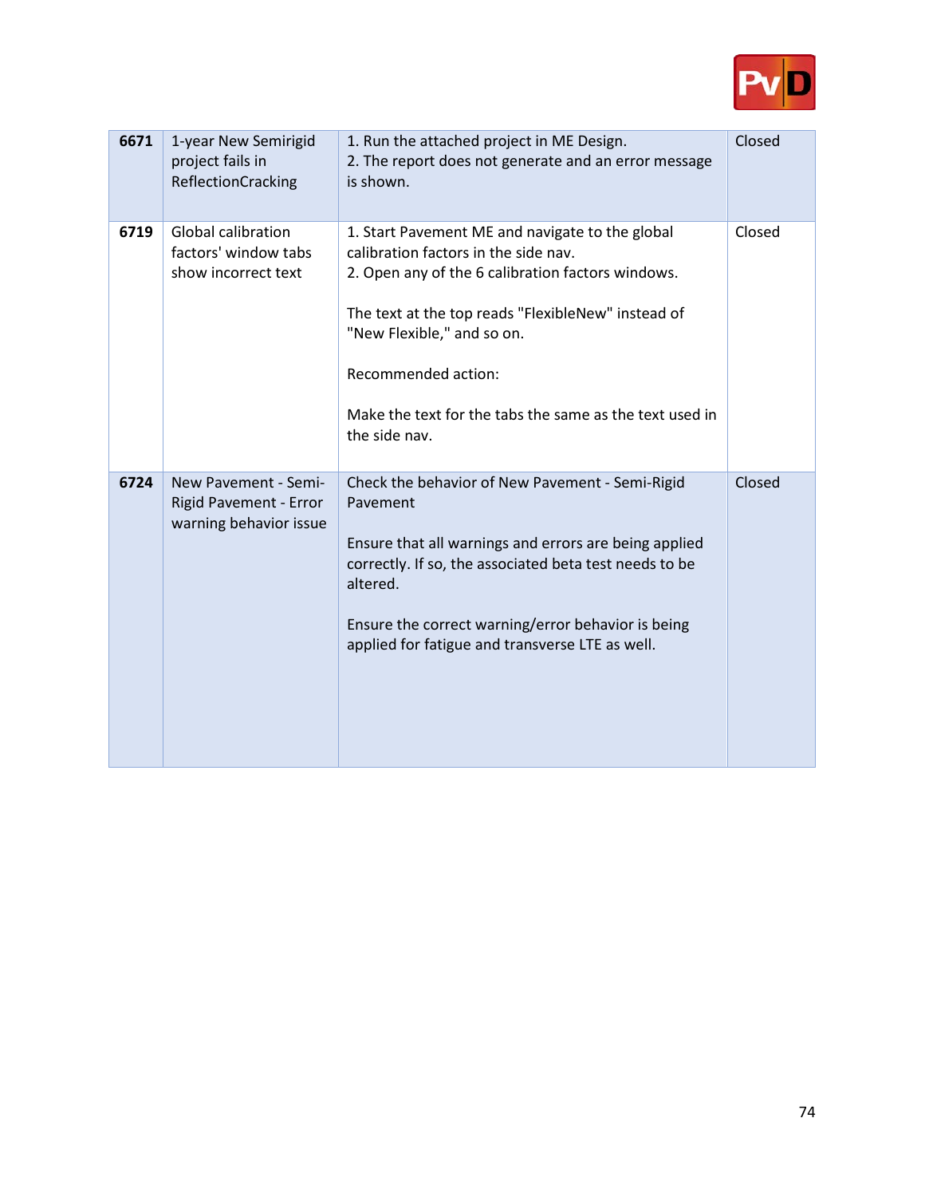| | | | |
|---|---|---|---|
| **6671** | 1-year New Semirigid project fails in ReflectionCracking | 1. Run the attached project in ME Design.<br>2. The report does not generate and an error message is shown. | Closed |
| **6719** | Global calibration factors' window tabs show incorrect text | 1. Start Pavement ME and navigate to the global calibration factors in the side nav.<br>2. Open any of the 6 calibration factors windows.<br><br>The text at the top reads "FlexibleNew" instead of "New Flexible," and so on.<br><br>Recommended action:<br><br>Make the text for the tabs the same as the text used in the side nav. | Closed |
| **6724** | New Pavement - Semi-Rigid Pavement - Error warning behavior issue | Check the behavior of New Pavement - Semi-Rigid Pavement<br><br>Ensure that all warnings and errors are being applied correctly. If so, the associated beta test needs to be altered.<br><br>Ensure the correct warning/error behavior is being applied for fatigue and transverse LTE as well. | Closed |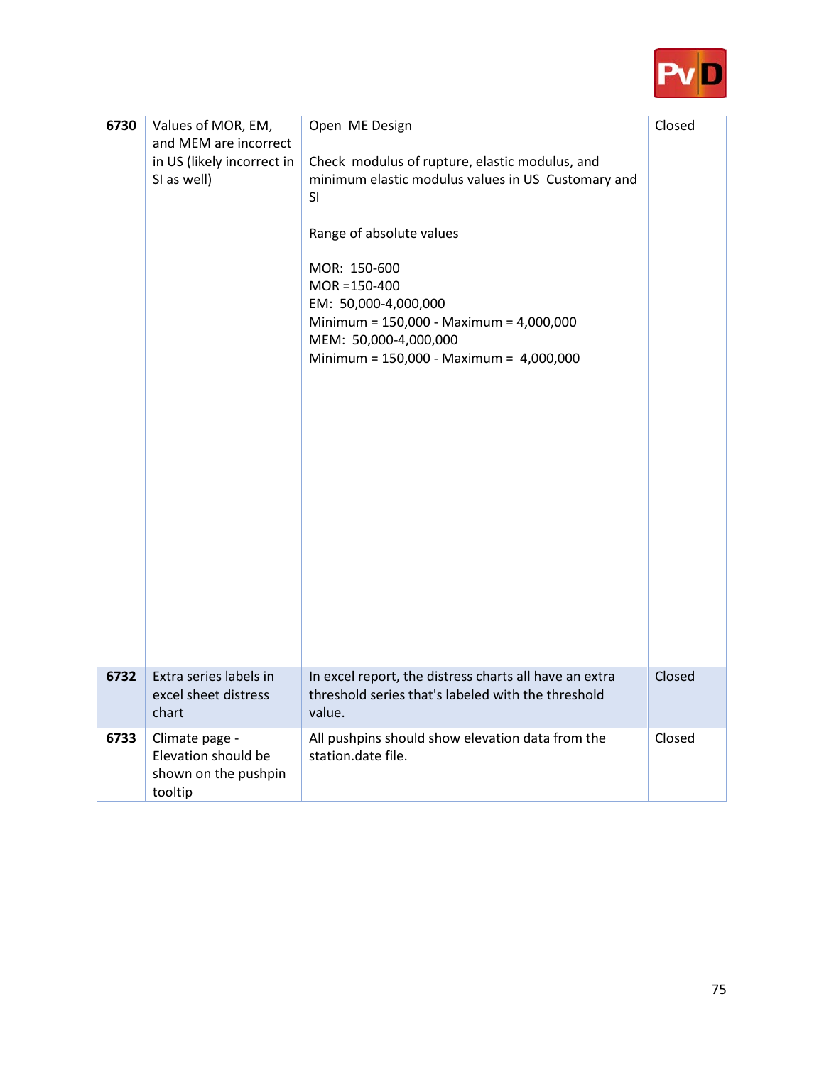| 6730 | Values of MOR, EM, and MEM are incorrect in US (likely incorrect in SI as well) | Open ME Design<br><br>Check modulus of rupture, elastic modulus, and minimum elastic modulus values in US Customary and SI<br><br>Range of absolute values<br><br>MOR: 150-600<br>MOR =150-400<br>EM: 50,000-4,000,000<br>Minimum = 150,000 - Maximum = 4,000,000<br>MEM: 50,000-4,000,000<br>Minimum = 150,000 - Maximum = 4,000,000 | Closed |
|---|---|---|---|
| 6732 | Extra series labels in excel sheet distress chart | In excel report, the distress charts all have an extra threshold series that's labeled with the threshold value. | Closed |
| 6733 | Climate page - Elevation should be shown on the pushpin tooltip | All pushpins should show elevation data from the station.date file. | Closed |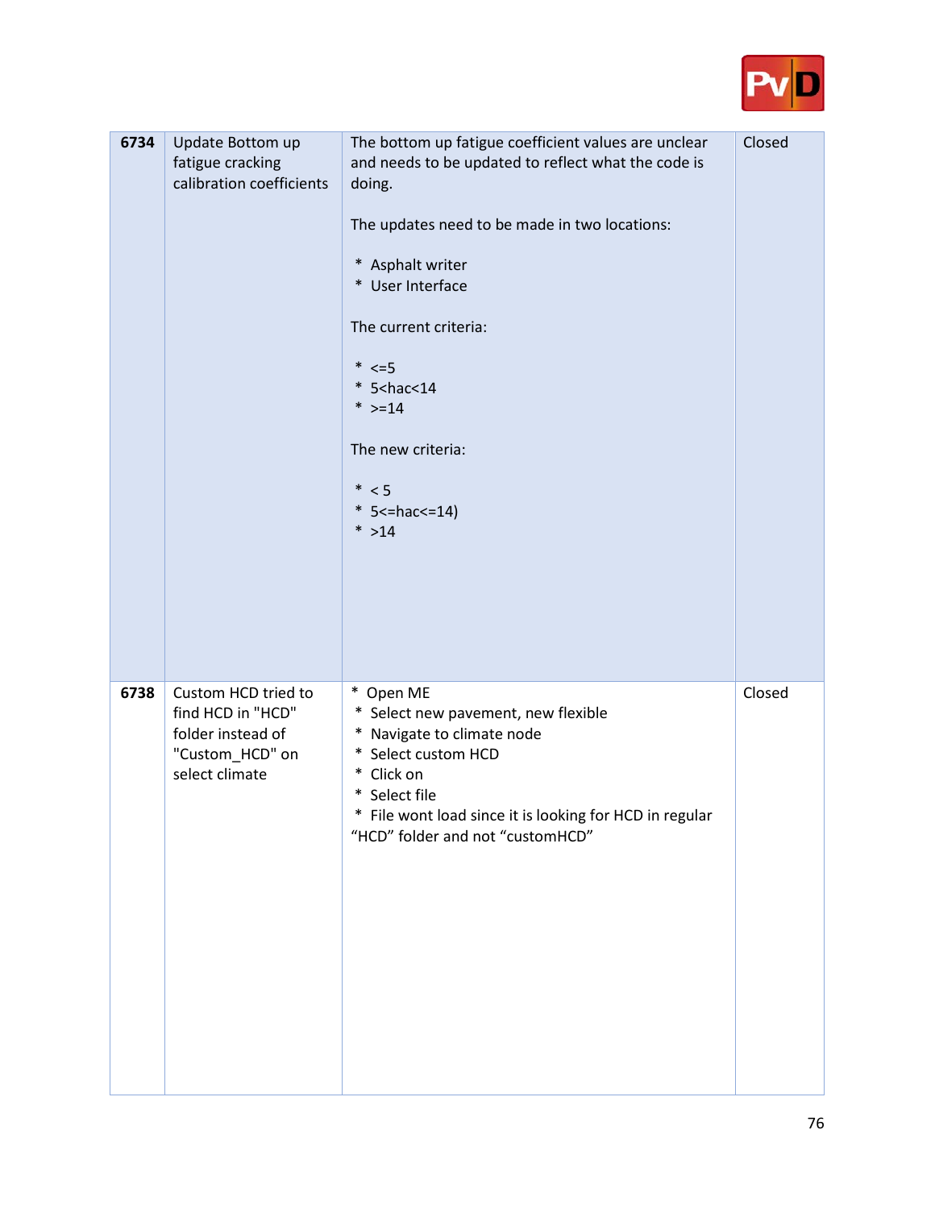| | | | |
|---|---|---|---|
| **6734** | Update Bottom up fatigue cracking calibration coefficients | The bottom up fatigue coefficient values are unclear and needs to be updated to reflect what the code is doing.<br><br>The updates need to be made in two locations:<br><br>* Asphalt writer<br>* User Interface<br><br>The current criteria:<br><br>* <=5<br>* 5<hac<14<br>* >=14<br><br>The new criteria:<br><br>* < 5<br>* 5<=hac<=14)<br>* >14 | Closed |
| **6738** | Custom HCD tried to find HCD in "HCD" folder instead of "Custom_HCD" on select climate | * Open ME<br>* Select new pavement, new flexible<br>* Navigate to climate node<br>* Select custom HCD<br>* Click on<br>* Select file<br>* File wont load since it is looking for HCD in regular "HCD" folder and not "customHCD" | Closed |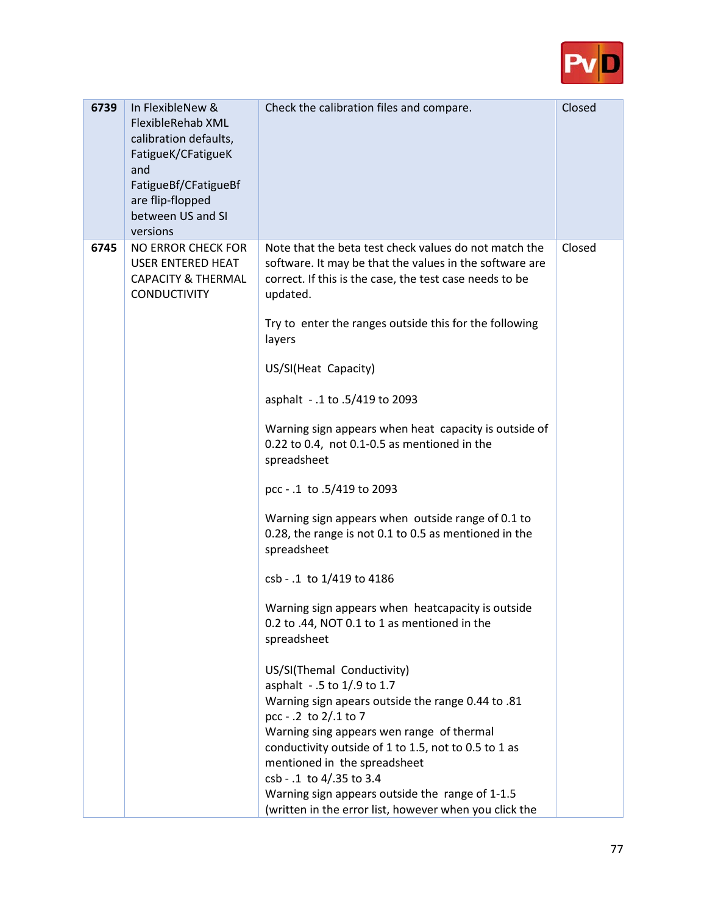| | | | |
|---|---|---|---|
| **6739** | In FlexibleNew & FlexibleRehab XML calibration defaults, FatigueK/CFatigueK and FatigueBf/CFatigueBf are flip-flopped between US and SI versions | Check the calibration files and compare. | Closed |
| **6745** | NO ERROR CHECK FOR USER ENTERED HEAT CAPACITY & THERMAL CONDUCTIVITY | Note that the beta test check values do not match the software. It may be that the values in the software are correct. If this is the case, the test case needs to be updated.<br><br>Try to enter the ranges outside this for the following layers<br><br>US/SI(Heat Capacity)<br><br>asphalt - .1 to .5/419 to 2093<br><br>Warning sign appears when heat capacity is outside of 0.22 to 0.4, not 0.1-0.5 as mentioned in the spreadsheet<br><br>pcc - .1 to .5/419 to 2093<br><br>Warning sign appears when outside range of 0.1 to 0.28, the range is not 0.1 to 0.5 as mentioned in the spreadsheet<br><br>csb - .1 to 1/419 to 4186<br><br>Warning sign appears when heatcapacity is outside 0.2 to .44, NOT 0.1 to 1 as mentioned in the spreadsheet<br><br>US/SI(Themal Conductivity)<br>asphalt - .5 to 1/.9 to 1.7<br>Warning sign apears outside the range 0.44 to .81<br>pcc - .2 to 2/.1 to 7<br>Warning sing appears wen range of thermal conductivity outside of 1 to 1.5, not to 0.5 to 1 as mentioned in the spreadsheet<br>csb - .1 to 4/.35 to 3.4<br>Warning sign appears outside the range of 1-1.5 (written in the error list, however when you click the | Closed |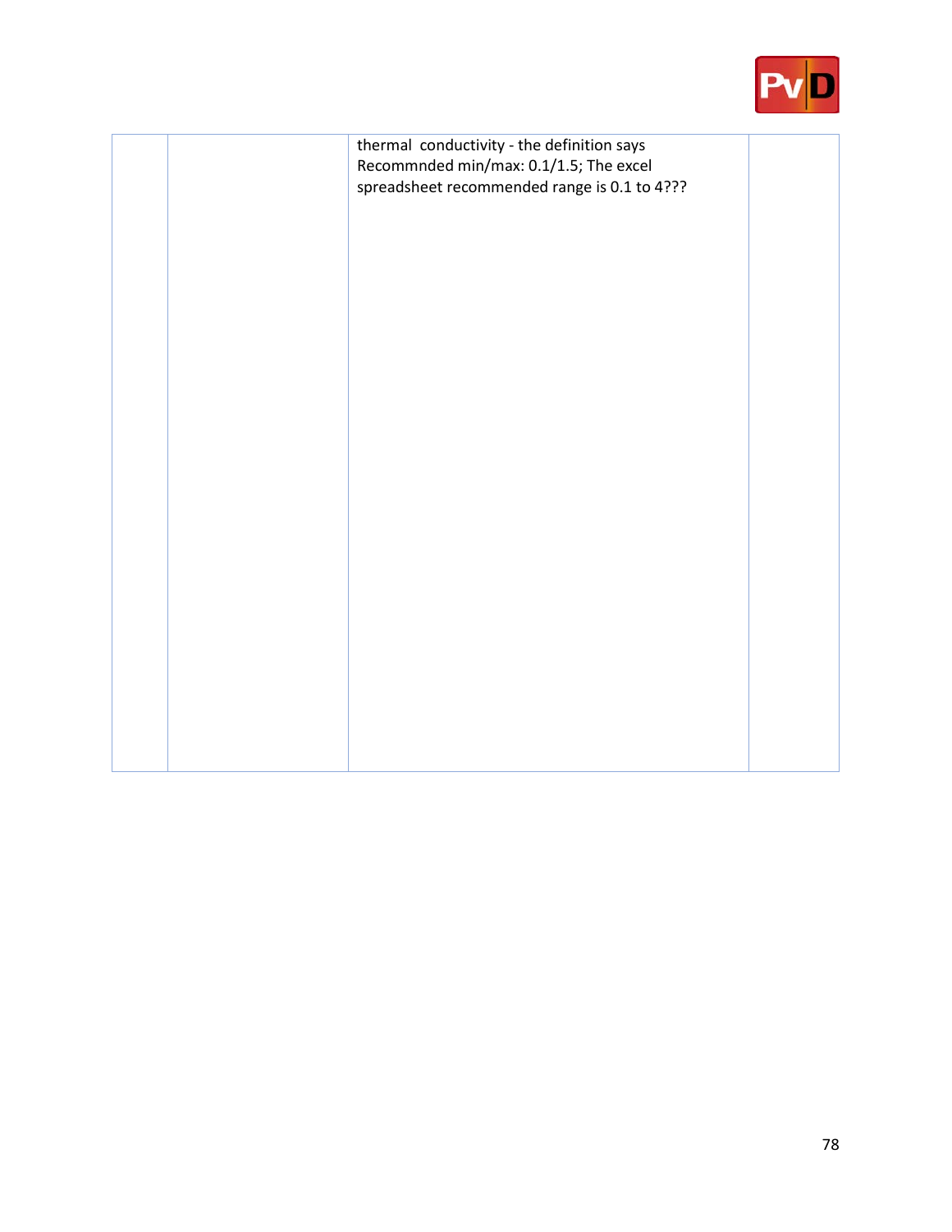|  |  | thermal conductivity - the definition says Recommnded min/max: 0.1/1.5; The excel spreadsheet recommended range is 0.1 to 4??? |  |
| --- | --- | --- | --- |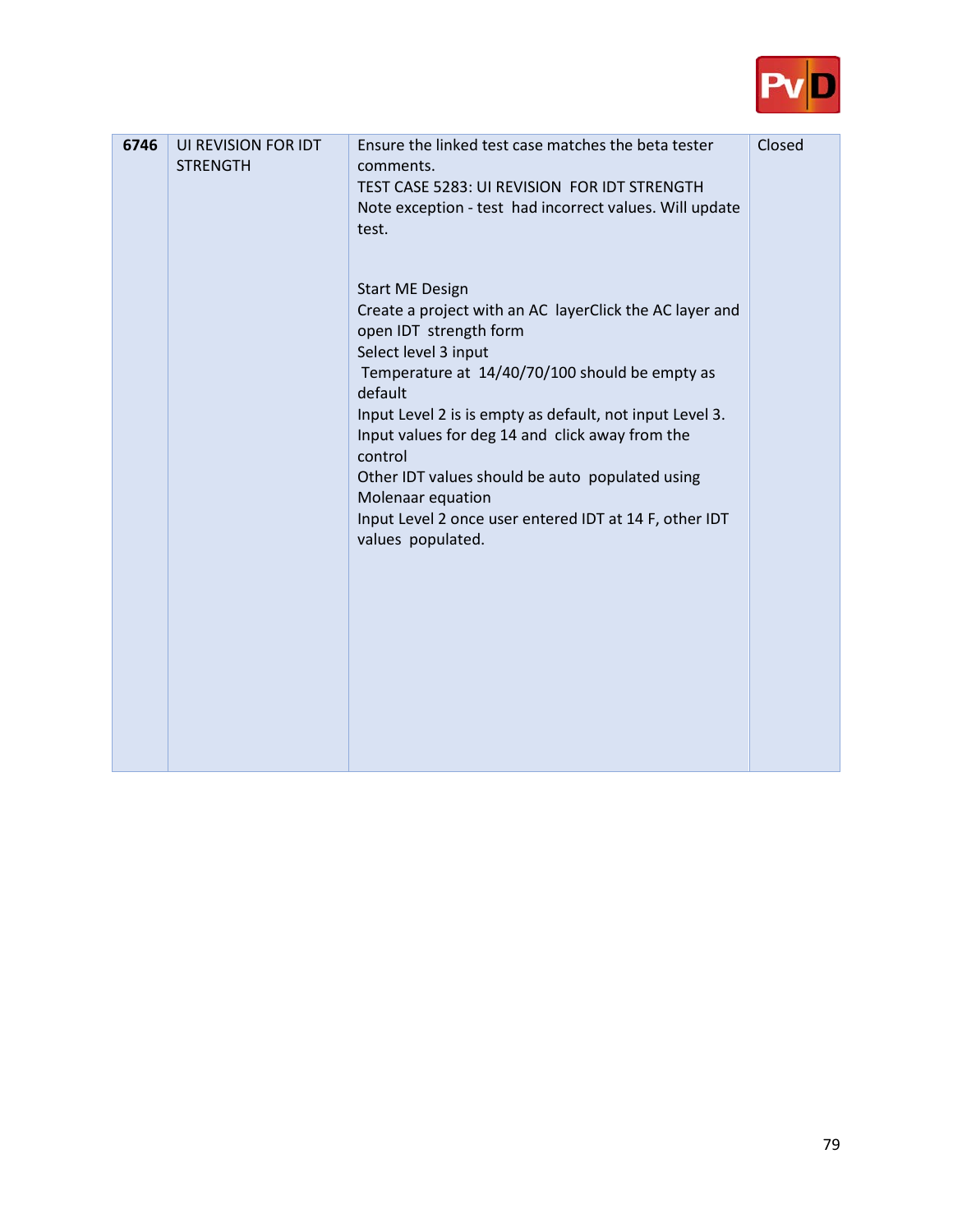| | | | |
|---|---|---|---|
| **6746** | UI REVISION FOR IDT STRENGTH | Ensure the linked test case matches the beta tester comments.<br>TEST CASE 5283: UI REVISION FOR IDT STRENGTH<br>Note exception - test had incorrect values. Will update test.<br><br>Start ME Design<br>Create a project with an AC layerClick the AC layer and open IDT strength form<br>Select level 3 input<br>Temperature at 14/40/70/100 should be empty as default<br>Input Level 2 is is empty as default, not input Level 3.<br>Input values for deg 14 and click away from the control<br>Other IDT values should be auto populated using Molenaar equation<br>Input Level 2 once user entered IDT at 14 F, other IDT values populated. | Closed |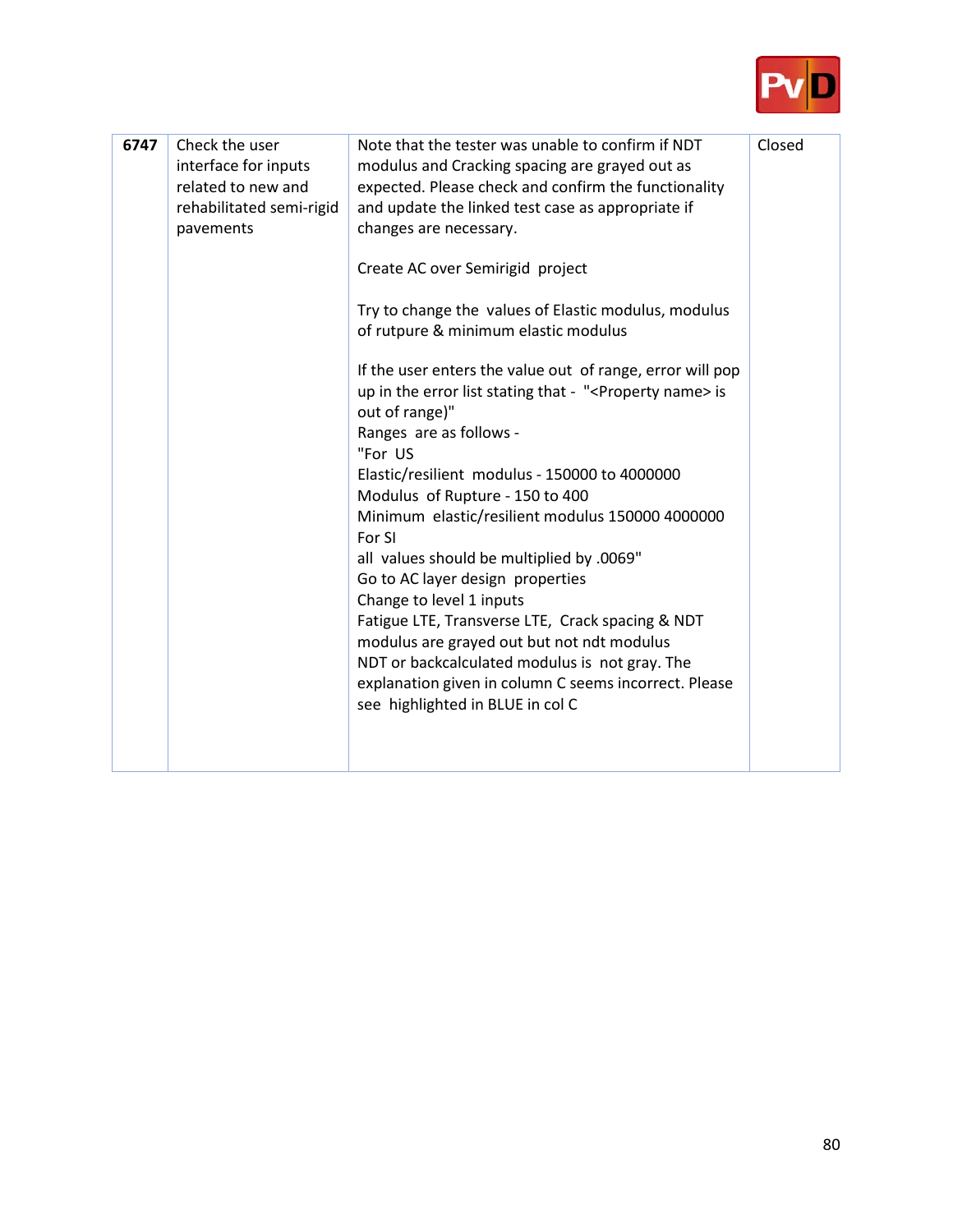| **6747** | Check the user interface for inputs related to new and rehabilitated semi-rigid pavements | Note that the tester was unable to confirm if NDT modulus and Cracking spacing are grayed out as expected. Please check and confirm the functionality and update the linked test case as appropriate if changes are necessary.<br><br>Create AC over Semirigid project<br><br>Try to change the values of Elastic modulus, modulus of rutpure & minimum elastic modulus<br><br>If the user enters the value out of range, error will pop up in the error list stating that - "<Property name> is out of range)"<br>Ranges are as follows -<br>"For US<br>Elastic/resilient modulus - 150000 to 4000000<br>Modulus of Rupture - 150 to 400<br>Minimum elastic/resilient modulus 150000 4000000<br>For SI<br>all values should be multiplied by .0069"<br>Go to AC layer design properties<br>Change to level 1 inputs<br>Fatigue LTE, Transverse LTE, Crack spacing & NDT modulus are grayed out but not ndt modulus<br>NDT or backcalculated modulus is not gray. The explanation given in column C seems incorrect. Please see highlighted in BLUE in col C | Closed |
|---|---|---|---|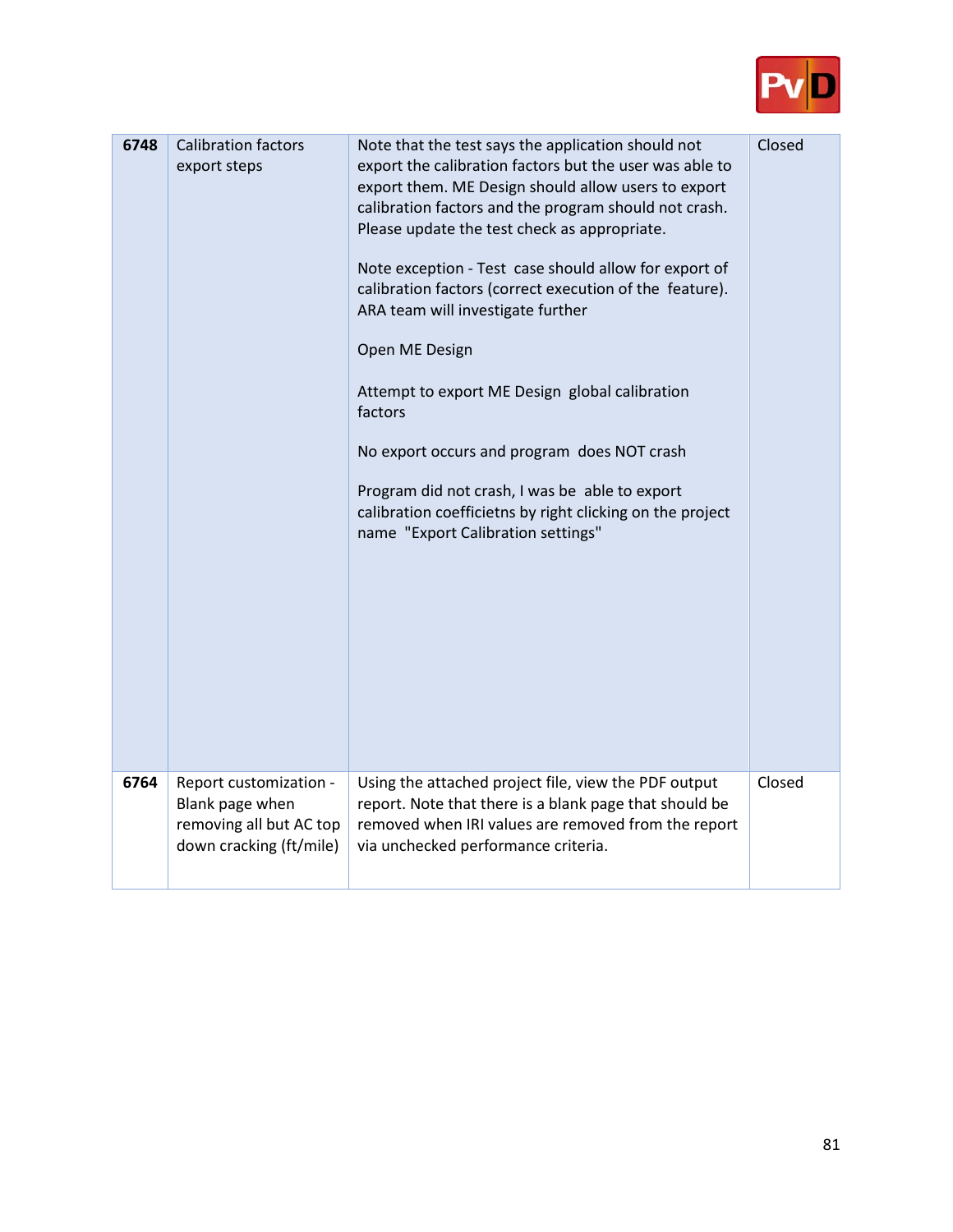| **6748** | Calibration factors export steps | Note that the test says the application should not export the calibration factors but the user was able to export them. ME Design should allow users to export calibration factors and the program should not crash. Please update the test check as appropriate.<br><br>Note exception - Test case should allow for export of calibration factors (correct execution of the feature). ARA team will investigate further<br><br>Open ME Design<br><br>Attempt to export ME Design global calibration factors<br><br>No export occurs and program does NOT crash<br><br>Program did not crash, I was be able to export calibration coefficietns by right clicking on the project name "Export Calibration settings" | Closed |
|---|---|---|---|
| **6764** | Report customization - Blank page when removing all but AC top down cracking (ft/mile) | Using the attached project file, view the PDF output report. Note that there is a blank page that should be removed when IRI values are removed from the report via unchecked performance criteria. | Closed |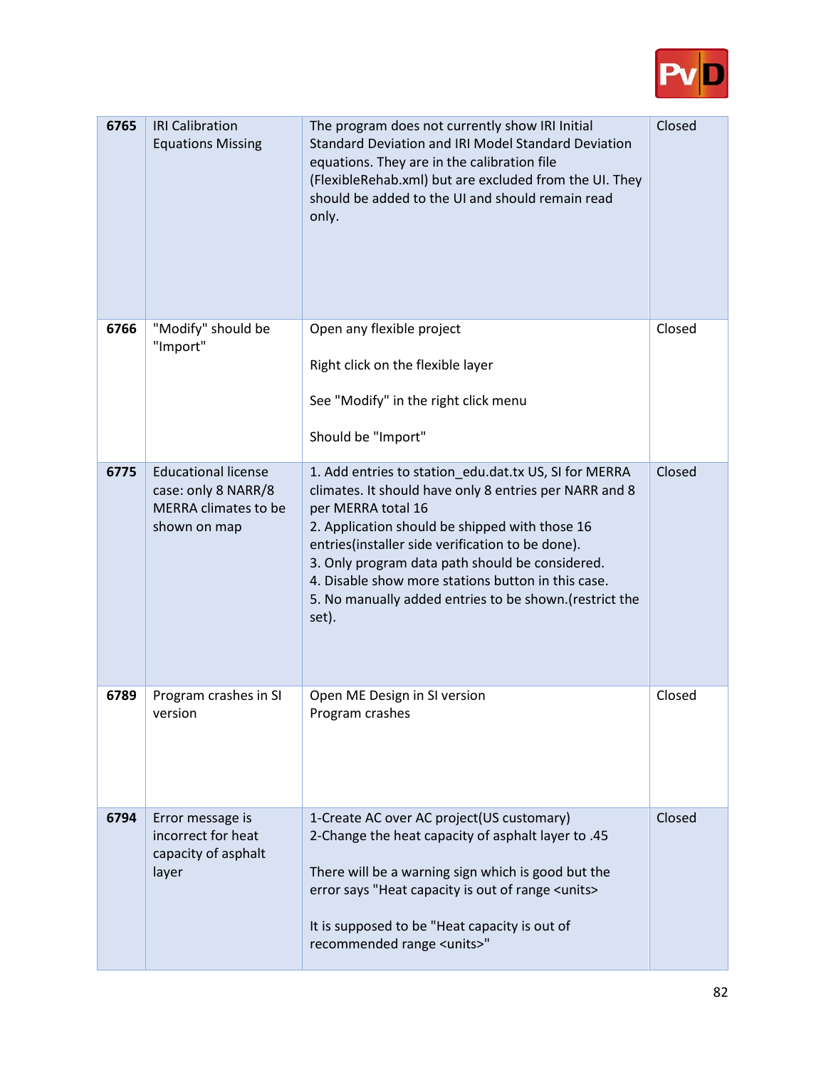| 6765 | IRI Calibration Equations Missing | The program does not currently show IRI Initial Standard Deviation and IRI Model Standard Deviation equations. They are in the calibration file (FlexibleRehab.xml) but are excluded from the UI. They should be added to the UI and should remain read only. | Closed |
|---|---|---|---|
| 6766 | "Modify" should be "Import" | Open any flexible project<br><br>Right click on the flexible layer<br><br>See "Modify" in the right click menu<br><br>Should be "Import" | Closed |
| 6775 | Educational license case: only 8 NARR/8 MERRA climates to be shown on map | 1. Add entries to station_edu.dat.tx US, SI for MERRA climates. It should have only 8 entries per NARR and 8 per MERRA total 16<br>2. Application should be shipped with those 16 entries(installer side verification to be done).<br>3. Only program data path should be considered.<br>4. Disable show more stations button in this case.<br>5. No manually added entries to be shown.(restrict the set). | Closed |
| 6789 | Program crashes in SI version | Open ME Design in SI version<br>Program crashes | Closed |
| 6794 | Error message is incorrect for heat capacity of asphalt layer | 1-Create AC over AC project(US customary)<br>2-Change the heat capacity of asphalt layer to .45<br><br>There will be a warning sign which is good but the error says "Heat capacity is out of range <units><br><br>It is supposed to be "Heat capacity is out of recommended range <units>" | Closed |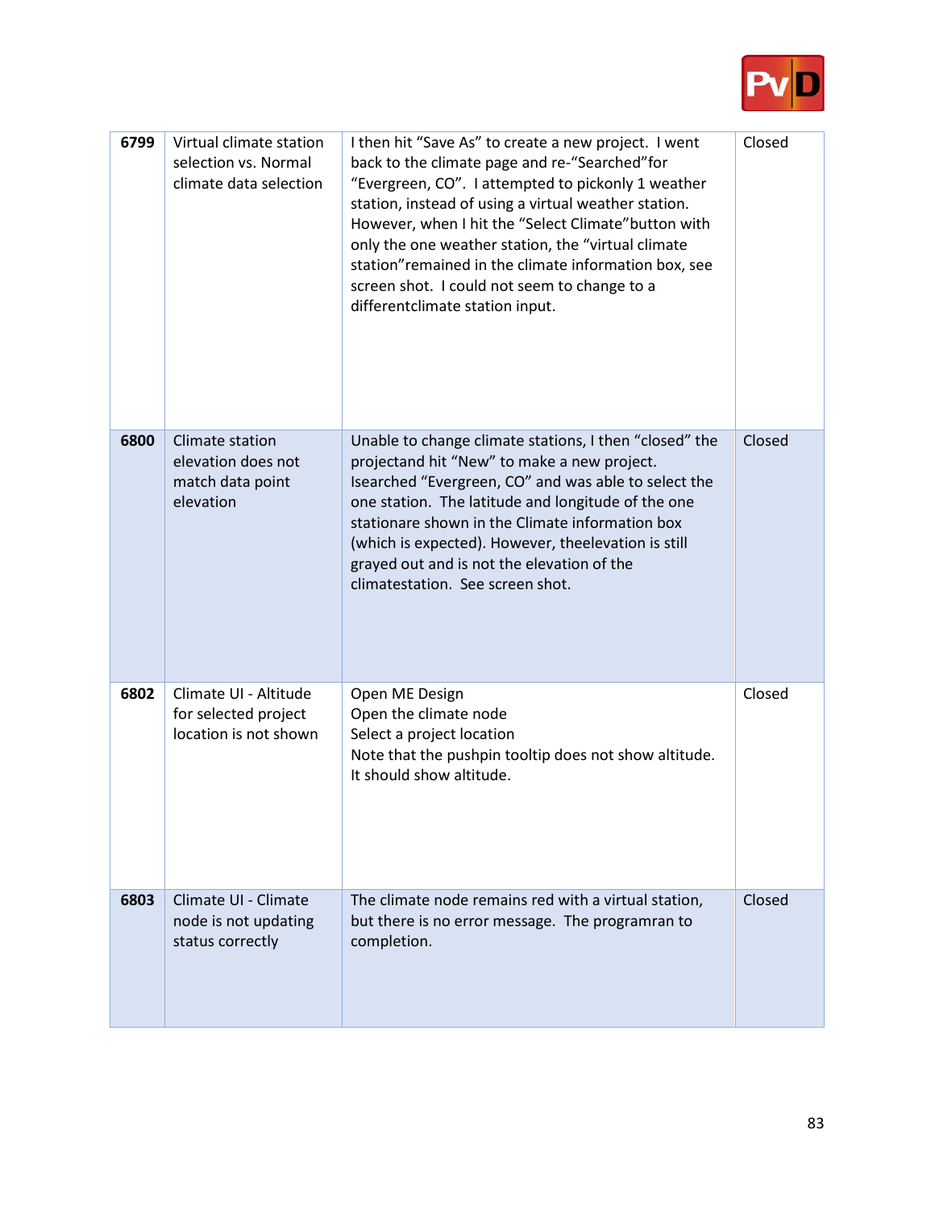| | | | |
|---|---|---|---|
| **6799** | Virtual climate station selection vs. Normal climate data selection | I then hit “Save As” to create a new project. I went back to the climate page and re-“Searched”for “Evergreen, CO”. I attempted to pickonly 1 weather station, instead of using a virtual weather station. However, when I hit the “Select Climate”button with only the one weather station, the “virtual climate station”remained in the climate information box, see screen shot. I could not seem to change to a differentclimate station input. | Closed |
| **6800** | Climate station elevation does not match data point elevation | Unable to change climate stations, I then “closed” the projectand hit “New” to make a new project. Isearched “Evergreen, CO” and was able to select the one station. The latitude and longitude of the one stationare shown in the Climate information box (which is expected). However, theelevation is still grayed out and is not the elevation of the climatestation. See screen shot. | Closed |
| **6802** | Climate UI - Altitude for selected project location is not shown | Open ME Design<br>Open the climate node<br>Select a project location<br>Note that the pushpin tooltip does not show altitude. It should show altitude. | Closed |
| **6803** | Climate UI - Climate node is not updating status correctly | The climate node remains red with a virtual station, but there is no error message. The programran to completion. | Closed |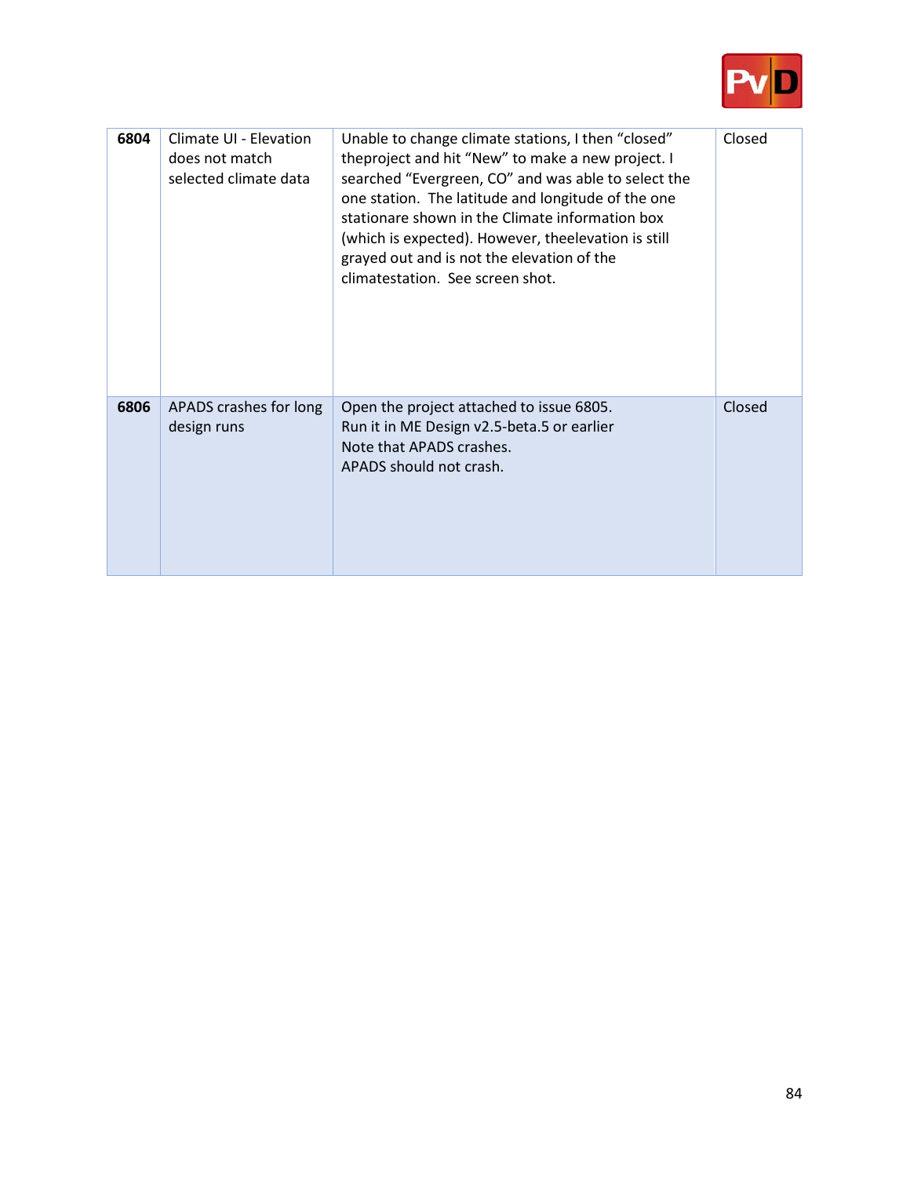| | | | |
|---|---|---|---|
| **6804** | Climate UI - Elevation does not match selected climate data | Unable to change climate stations, I then “closed” theproject and hit “New” to make a new project. I searched “Evergreen, CO” and was able to select the one station. The latitude and longitude of the one stationare shown in the Climate information box (which is expected). However, theelevation is still grayed out and is not the elevation of the climatestation. See screen shot. | Closed |
| **6806** | APADS crashes for long design runs | Open the project attached to issue 6805.<br>Run it in ME Design v2.5-beta.5 or earlier<br>Note that APADS crashes.<br>APADS should not crash. | Closed |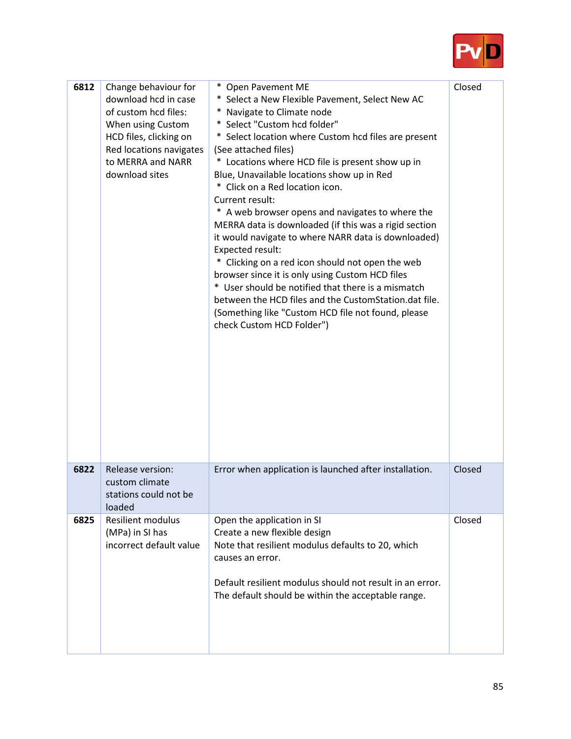| 6812 | Change behaviour for download hcd in case of custom hcd files: When using Custom HCD files, clicking on Red locations navigates to MERRA and NARR download sites | * Open Pavement ME<br>* Select a New Flexible Pavement, Select New AC<br>* Navigate to Climate node<br>* Select "Custom hcd folder"<br>* Select location where Custom hcd files are present (See attached files)<br>* Locations where HCD file is present show up in Blue, Unavailable locations show up in Red<br>* Click on a Red location icon.<br>Current result:<br>* A web browser opens and navigates to where the MERRA data is downloaded (if this was a rigid section it would navigate to where NARR data is downloaded)<br>Expected result:<br>* Clicking on a red icon should not open the web browser since it is only using Custom HCD files<br>* User should be notified that there is a mismatch between the HCD files and the CustomStation.dat file. (Something like "Custom HCD file not found, please check Custom HCD Folder") | Closed |
|---|---|---|---|
| 6822 | Release version: custom climate stations could not be loaded | Error when application is launched after installation. | Closed |
| 6825 | Resilient modulus (MPa) in SI has incorrect default value | Open the application in SI<br>Create a new flexible design<br>Note that resilient modulus defaults to 20, which causes an error.<br><br>Default resilient modulus should not result in an error. The default should be within the acceptable range. | Closed |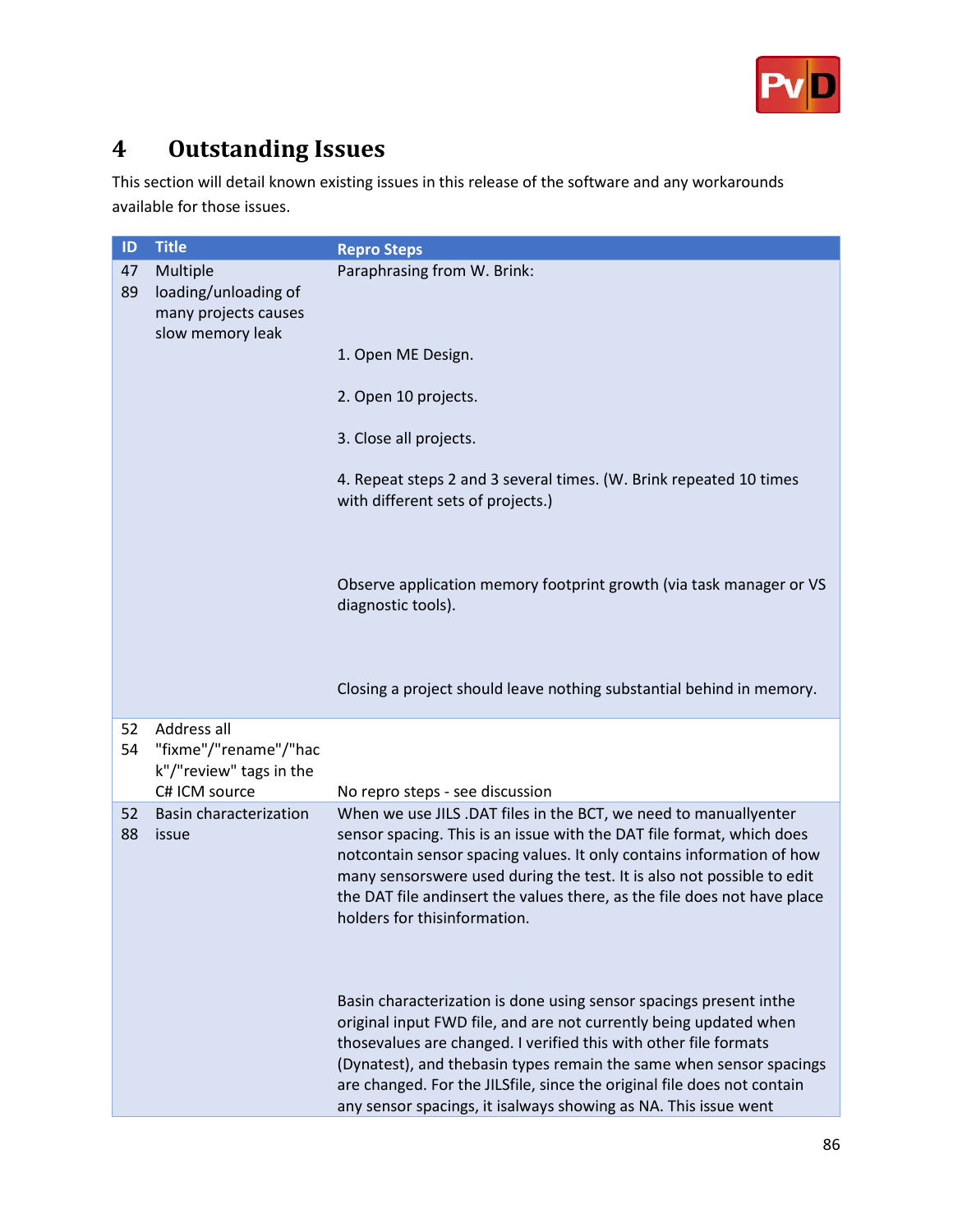# 4 Outstanding Issues

This section will detail known existing issues in this release of the software and any workarounds available for those issues.

| ID | Title | Repro Steps |
|---|---|---|
| 4789 | Multiple loading/unloading of many projects causes slow memory leak | Paraphrasing from W. Brink:<br><br>1. Open ME Design.<br><br>2. Open 10 projects.<br><br>3. Close all projects.<br><br>4. Repeat steps 2 and 3 several times. (W. Brink repeated 10 times with different sets of projects.)<br><br>Observe application memory footprint growth (via task manager or VS diagnostic tools).<br><br>Closing a project should leave nothing substantial behind in memory. |
| 5254 | Address all "fixme"/"rename"/"hack"/"review" tags in the C# ICM source | No repro steps - see discussion |
| 5288 | Basin characterization issue | When we use JILS .DAT files in the BCT, we need to manuallyenter sensor spacing. This is an issue with the DAT file format, which does notcontain sensor spacing values. It only contains information of how many sensorswere used during the test. It is also not possible to edit the DAT file andinsert the values there, as the file does not have place holders for thisinformation.<br><br>Basin characterization is done using sensor spacings present inthe original input FWD file, and are not currently being updated when thosevalues are changed. I verified this with other file formats (Dynatest), and thebasin types remain the same when sensor spacings are changed. For the JILSfile, since the original file does not contain any sensor spacings, it isalways showing as NA. This issue went |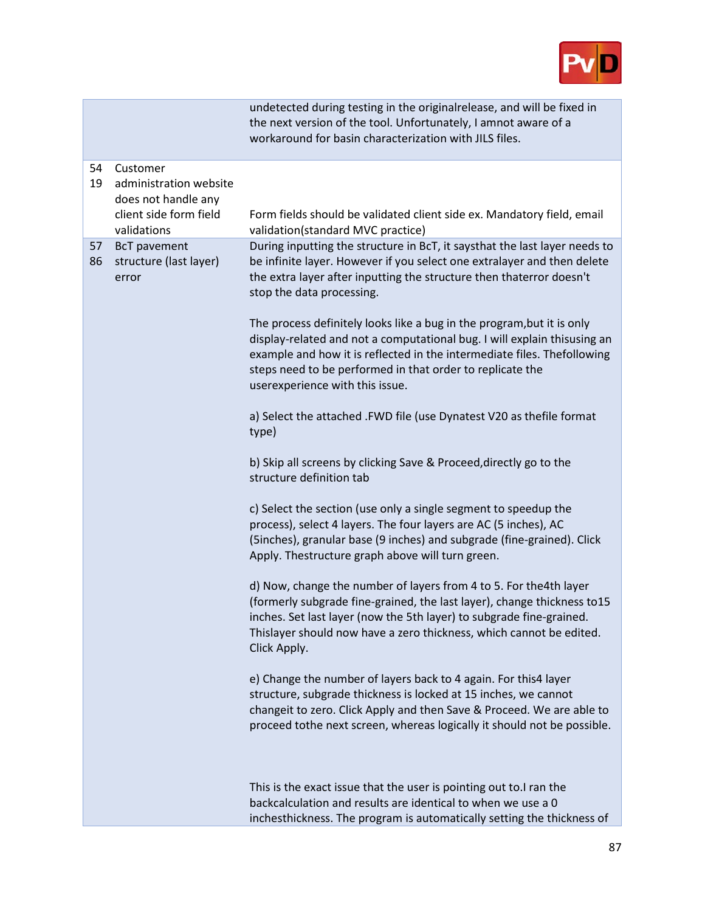| | | |
|---|---|---|
| | | undetected during testing in the originalrelease, and will be fixed in the next version of the tool. Unfortunately, I amnot aware of a workaround for basin characterization with JILS files. |
| 5419 | Customer administration website does not handle any client side form field validations | Form fields should be validated client side ex. Mandatory field, email validation(standard MVC practice) |
| 5786 | BcT pavement structure (last layer) error | During inputting the structure in BcT, it saysthat the last layer needs to be infinite layer. However if you select one extralayer and then delete the extra layer after inputting the structure then thaterror doesn't stop the data processing.<br><br>The process definitely looks like a bug in the program,but it is only display-related and not a computational bug. I will explain thisusing an example and how it is reflected in the intermediate files. Thefollowing steps need to be performed in that order to replicate the userexperience with this issue.<br><br>a) Select the attached .FWD file (use Dynatest V20 as thefile format type)<br><br>b) Skip all screens by clicking Save & Proceed,directly go to the structure definition tab<br><br>c) Select the section (use only a single segment to speedup the process), select 4 layers. The four layers are AC (5 inches), AC (5inches), granular base (9 inches) and subgrade (fine-grained). Click Apply. Thestructure graph above will turn green.<br><br>d) Now, change the number of layers from 4 to 5. For the4th layer (formerly subgrade fine-grained, the last layer), change thickness to15 inches. Set last layer (now the 5th layer) to subgrade fine-grained. Thislayer should now have a zero thickness, which cannot be edited. Click Apply.<br><br>e) Change the number of layers back to 4 again. For this4 layer structure, subgrade thickness is locked at 15 inches, we cannot changeit to zero. Click Apply and then Save & Proceed. We are able to proceed tothe next screen, whereas logically it should not be possible.<br><br>This is the exact issue that the user is pointing out to.I ran the backcalculation and results are identical to when we use a 0 inchesthickness. The program is automatically setting the thickness of |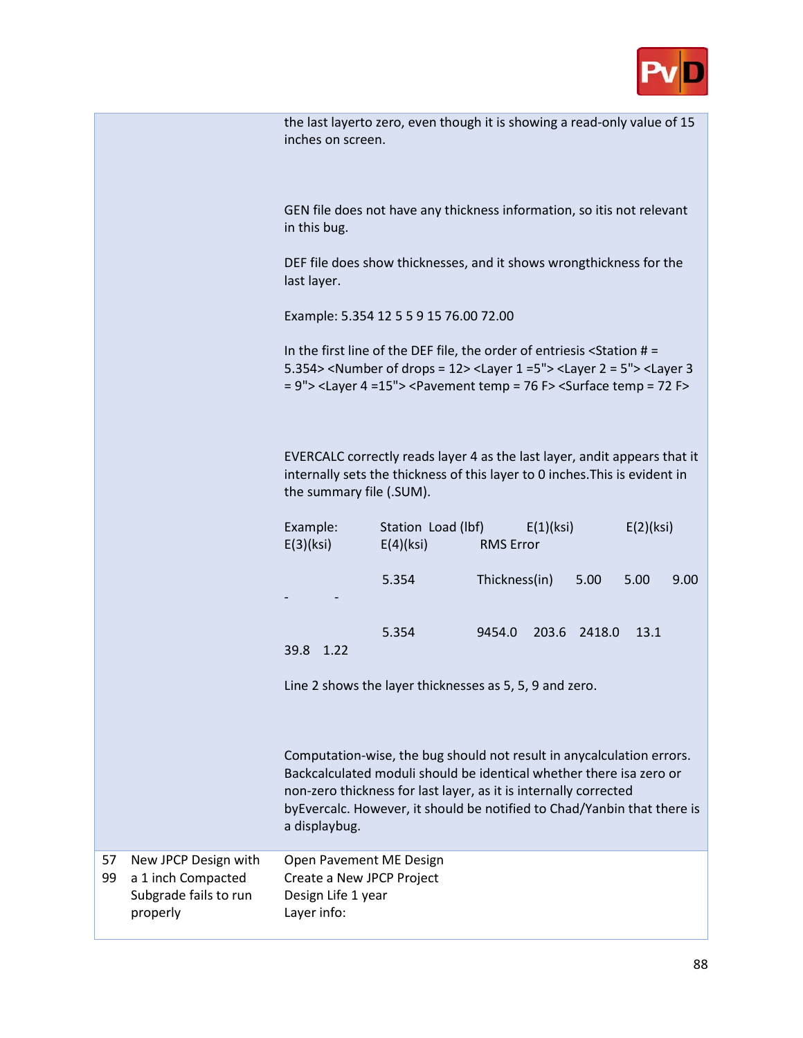| | | |
|---|---|---|
| | | the last layerto zero, even though it is showing a read-only value of 15 inches on screen.<br><br>GEN file does not have any thickness information, so itis not relevant in this bug.<br><br>DEF file does show thicknesses, and it shows wrongthickness for the last layer.<br><br>Example: 5.354 12 5 5 9 15 76.00 72.00<br><br>In the first line of the DEF file, the order of entriesis <Station # = 5.354> <Number of drops = 12> <Layer 1 =5"> <Layer 2 = 5"> <Layer 3 = 9"> <Layer 4 =15"> <Pavement temp = 76 F> <Surface temp = 72 F><br><br>EVERCALC correctly reads layer 4 as the last layer, andit appears that it internally sets the thickness of this layer to 0 inches.This is evident in the summary file (.SUM).<br><br>Example: Station Load (lbf) E(1)(ksi) E(2)(ksi) E(3)(ksi) E(4)(ksi) RMS Error<br><br>5.354 Thickness(in) 5.00 5.00 9.00 - -<br><br>5.354 9454.0 203.6 2418.0 13.1 39.8 1.22<br><br>Line 2 shows the layer thicknesses as 5, 5, 9 and zero.<br><br>Computation-wise, the bug should not result in anycalculation errors. Backcalculated moduli should be identical whether there isa zero or non-zero thickness for last layer, as it is internally corrected byEvercalc. However, it should be notified to Chad/Yanbin that there is a displaybug. |
| 57<br>99 | New JCPC Design with a 1 inch Compacted Subgrade fails to run properly | Open Pavement ME Design<br>Create a New JPCP Project<br>Design Life 1 year<br>Layer info: |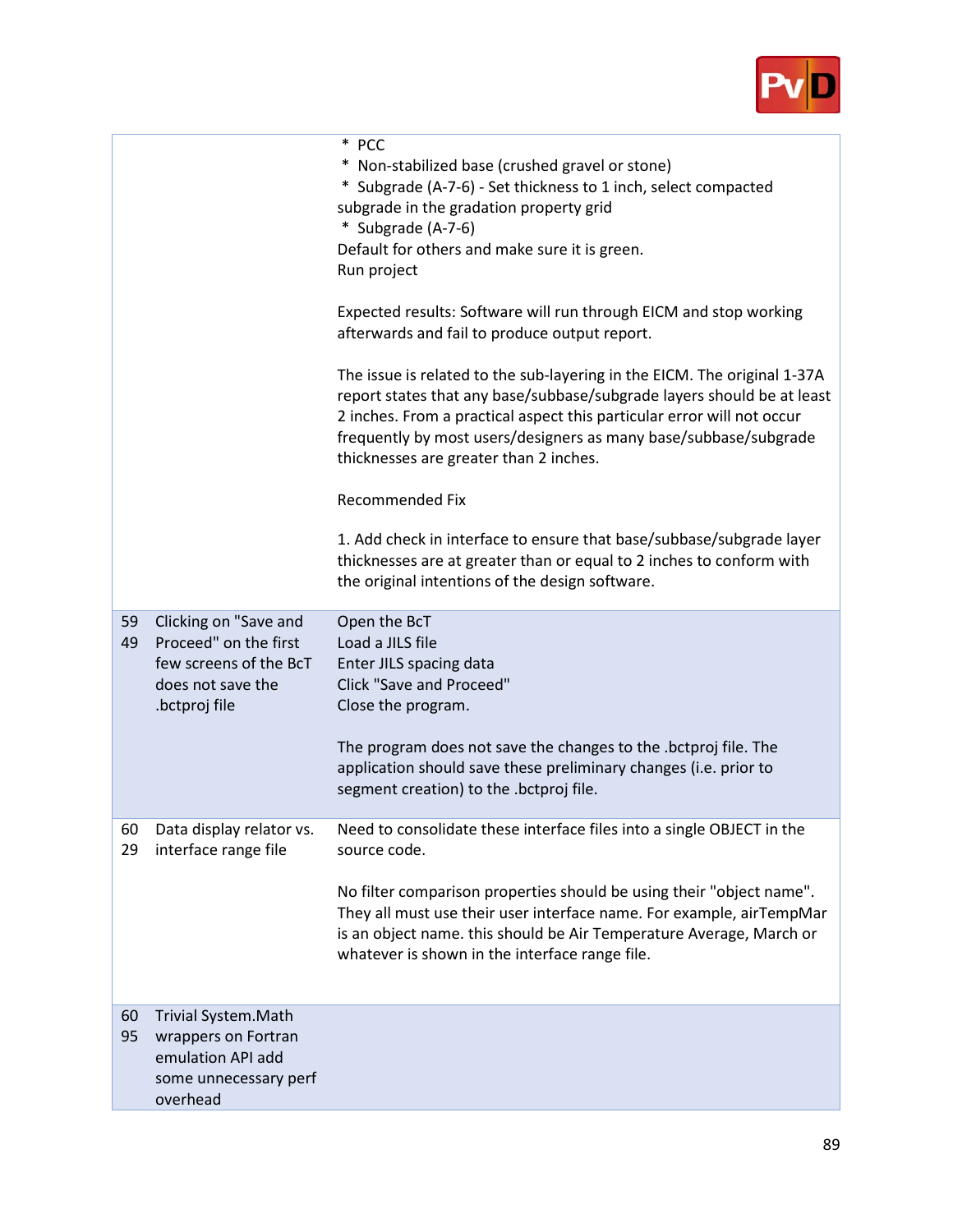| | | |
|---|---|---|
| | | * PCC<br>* Non-stabilized base (crushed gravel or stone)<br>* Subgrade (A-7-6) - Set thickness to 1 inch, select compacted subgrade in the gradation property grid<br>* Subgrade (A-7-6)<br>Default for others and make sure it is green.<br>Run project<br><br>Expected results: Software will run through EICM and stop working afterwards and fail to produce output report.<br><br>The issue is related to the sub-layering in the EICM. The original 1-37A report states that any base/subbase/subgrade layers should be at least 2 inches. From a practical aspect this particular error will not occur frequently by most users/designers as many base/subbase/subgrade thicknesses are greater than 2 inches.<br><br>Recommended Fix<br><br>1. Add check in interface to ensure that base/subbase/subgrade layer thicknesses are at greater than or equal to 2 inches to conform with the original intentions of the design software. |
| 5949 | Clicking on "Save and Proceed" on the first few screens of the BcT does not save the .bctproj file | Open the BcT<br>Load a JILS file<br>Enter JILS spacing data<br>Click "Save and Proceed"<br>Close the program.<br><br>The program does not save the changes to the .bctproj file. The application should save these preliminary changes (i.e. prior to segment creation) to the .bctproj file. |
| 6029 | Data display relator vs. interface range file | Need to consolidate these interface files into a single OBJECT in the source code.<br><br>No filter comparison properties should be using their "object name". They all must use their user interface name. For example, airTempMar is an object name. this should be Air Temperature Average, March or whatever is shown in the interface range file. |
| 6095 | Trivial System.Math wrappers on Fortran emulation API add some unnecessary perf overhead | |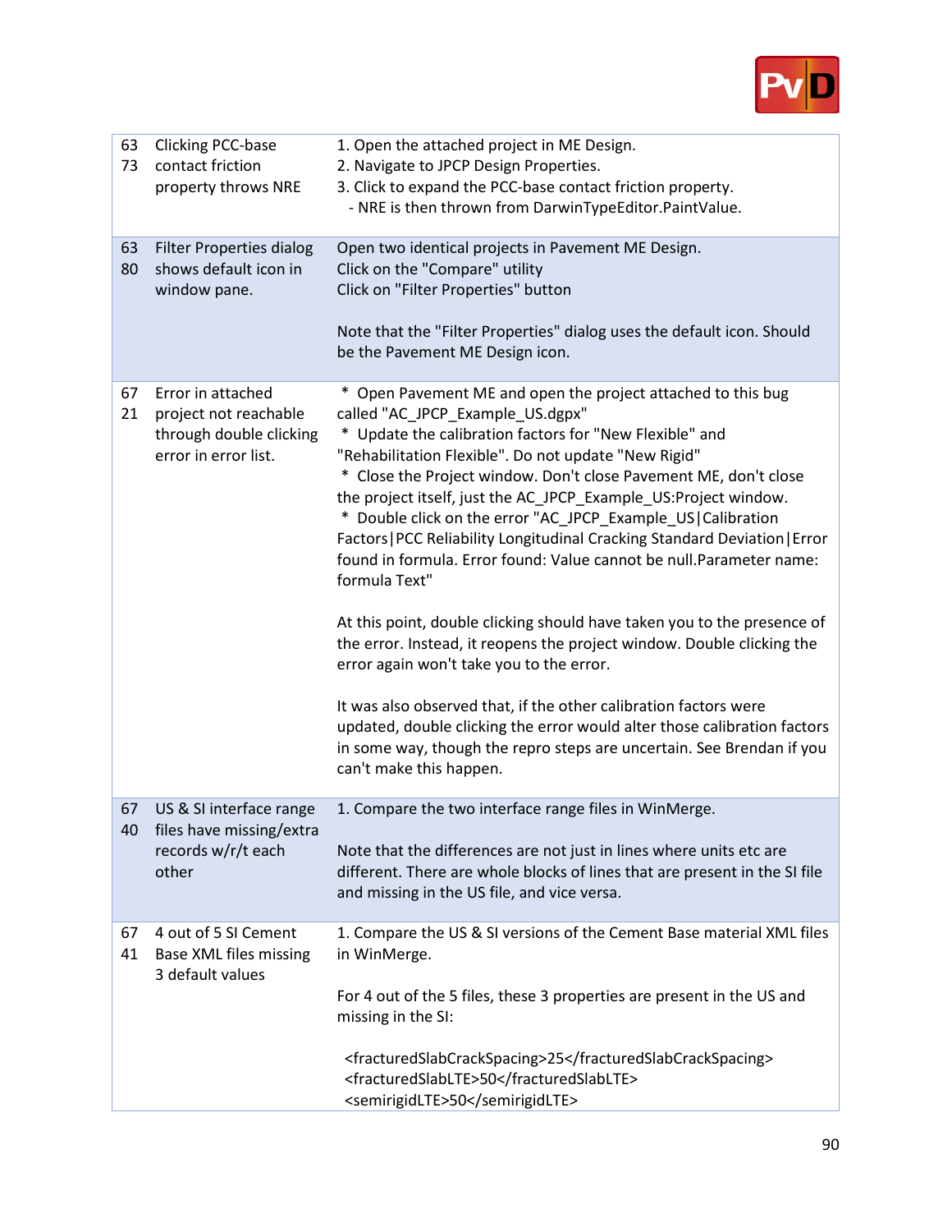| ID | Title | Description |
|---|---|---|
| 6373 | Clicking PCC-base contact friction property throws NRE | 1. Open the attached project in ME Design.<br>2. Navigate to JPCP Design Properties.<br>3. Click to expand the PCC-base contact friction property.<br>- NRE is then thrown from DarwinTypeEditor.PaintValue. |
| 6380 | Filter Properties dialog shows default icon in window pane. | Open two identical projects in Pavement ME Design.<br>Click on the "Compare" utility<br>Click on "Filter Properties" button<br><br>Note that the "Filter Properties" dialog uses the default icon. Should be the Pavement ME Design icon. |
| 6721 | Error in attached project not reachable through double clicking error in error list. | * Open Pavement ME and open the project attached to this bug called "AC_JPCP_Example_US.dgpx"<br>* Update the calibration factors for "New Flexible" and "Rehabilitation Flexible". Do not update "New Rigid"<br>* Close the Project window. Don't close Pavement ME, don't close the project itself, just the AC_JPCP_Example_US:Project window.<br>* Double click on the error "AC_JPCP_Example_US\|Calibration Factors\|PCC Reliability Longitudinal Cracking Standard Deviation\|Error found in formula. Error found: Value cannot be null.Parameter name: formula Text"<br><br>At this point, double clicking should have taken you to the presence of the error. Instead, it reopens the project window. Double clicking the error again won't take you to the error.<br><br>It was also observed that, if the other calibration factors were updated, double clicking the error would alter those calibration factors in some way, though the repro steps are uncertain. See Brendan if you can't make this happen. |
| 6740 | US & SI interface range files have missing/extra records w/r/t each other | 1. Compare the two interface range files in WinMerge.<br><br>Note that the differences are not just in lines where units etc are different. There are whole blocks of lines that are present in the SI file and missing in the US file, and vice versa. |
| 6741 | 4 out of 5 SI Cement Base XML files missing 3 default values | 1. Compare the US & SI versions of the Cement Base material XML files in WinMerge.<br><br>For 4 out of the 5 files, these 3 properties are present in the US and missing in the SI:<br><br>&lt;fracturedSlabCrackSpacing&gt;25&lt;/fracturedSlabCrackSpacing&gt;<br>&lt;fracturedSlabLTE&gt;50&lt;/fracturedSlabLTE&gt;<br>&lt;semirigidLTE&gt;50&lt;/semirigidLTE&gt; |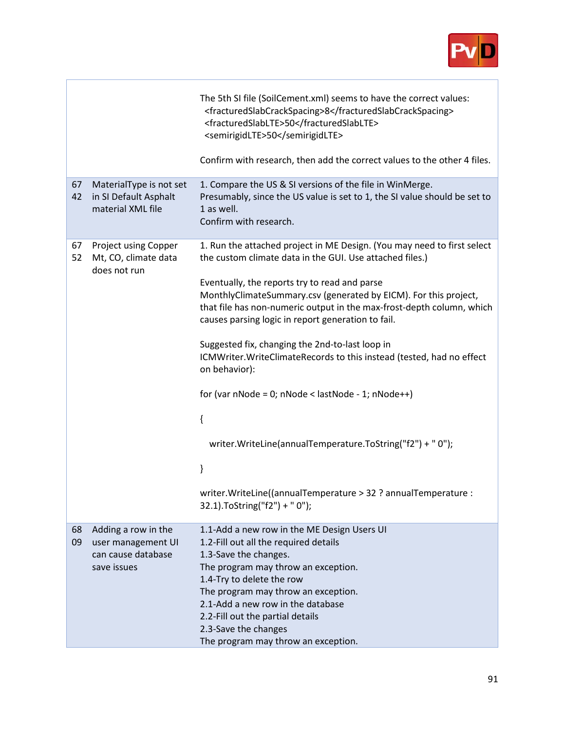| | | |
|---|---|---|
| | | The 5th SI file (SoilCement.xml) seems to have the correct values:<br>`<fracturedSlabCrackSpacing>8</fracturedSlabCrackSpacing>`<br>`<fracturedSlabLTE>50</fracturedSlabLTE>`<br>`<semirigidLTE>50</semirigidLTE>`<br><br>Confirm with research, then add the correct values to the other 4 files. |
| 6742 | MaterialType is not set in SI Default Asphalt material XML file | 1. Compare the US & SI versions of the file in WinMerge.<br>Presumably, since the US value is set to 1, the SI value should be set to 1 as well.<br>Confirm with research. |
| 6752 | Project using Copper Mt, CO, climate data does not run | 1. Run the attached project in ME Design. (You may need to first select the custom climate data in the GUI. Use attached files.)<br><br>Eventually, the reports try to read and parse MonthlyClimateSummary.csv (generated by EICM). For this project, that file has non-numeric output in the max-frost-depth column, which causes parsing logic in report generation to fail.<br><br>Suggested fix, changing the 2nd-to-last loop in ICMWriter.WriteClimateRecords to this instead (tested, had no effect on behavior):<br><br>`for (var nNode = 0; nNode < lastNode - 1; nNode++)`<br><br>`{`<br><br>`writer.WriteLine(annualTemperature.ToString("f2") + " 0");`<br><br>`}`<br><br>`writer.WriteLine((annualTemperature > 32 ? annualTemperature : 32.1).ToString("f2") + " 0");` |
| 6809 | Adding a row in the user management UI can cause database save issues | 1.1-Add a new row in the ME Design Users UI<br>1.2-Fill out all the required details<br>1.3-Save the changes.<br>The program may throw an exception.<br>1.4-Try to delete the row<br>The program may throw an exception.<br>2.1-Add a new row in the database<br>2.2-Fill out the partial details<br>2.3-Save the changes<br>The program may throw an exception. |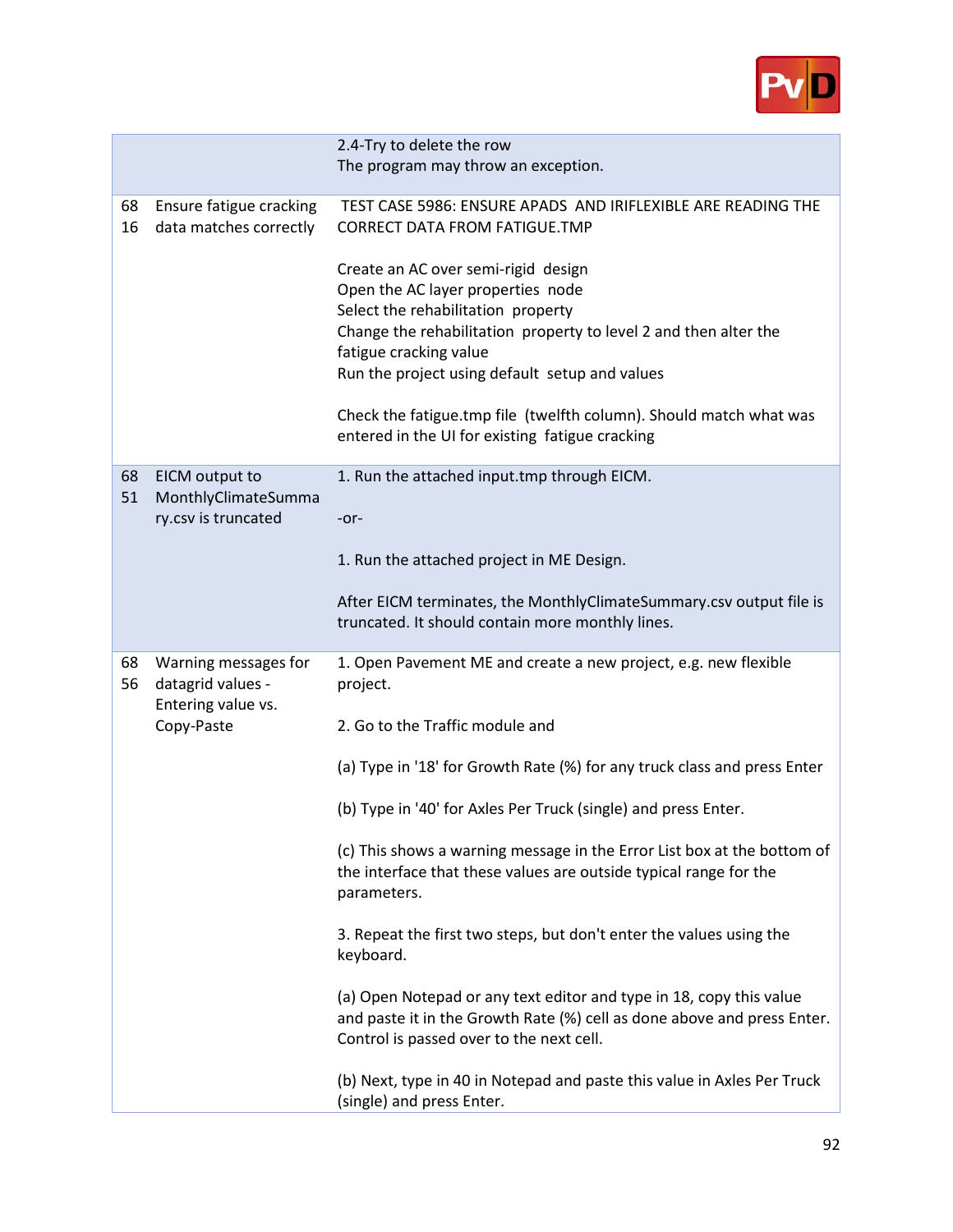| | | |
|---|---|---|
| | | 2.4-Try to delete the row<br>The program may throw an exception. |
| 6816 | Ensure fatigue cracking data matches correctly | TEST CASE 5986: ENSURE APADS AND IRIFLEXIBLE ARE READING THE CORRECT DATA FROM FATIGUE.TMP<br><br>Create an AC over semi-rigid design<br>Open the AC layer properties node<br>Select the rehabilitation property<br>Change the rehabilitation property to level 2 and then alter the fatigue cracking value<br>Run the project using default setup and values<br><br>Check the fatigue.tmp file (twelfth column). Should match what was entered in the UI for existing fatigue cracking |
| 6851 | EICM output to MonthlyClimateSummary.csv is truncated | 1. Run the attached input.tmp through EICM.<br><br>-or-<br><br>1. Run the attached project in ME Design.<br><br>After EICM terminates, the MonthlyClimateSummary.csv output file is truncated. It should contain more monthly lines. |
| 6856 | Warning messages for datagrid values - Entering value vs. Copy-Paste | 1. Open Pavement ME and create a new project, e.g. new flexible project.<br><br>2. Go to the Traffic module and<br><br>(a) Type in '18' for Growth Rate (%) for any truck class and press Enter<br><br>(b) Type in '40' for Axles Per Truck (single) and press Enter.<br><br>(c) This shows a warning message in the Error List box at the bottom of the interface that these values are outside typical range for the parameters.<br><br>3. Repeat the first two steps, but don't enter the values using the keyboard.<br><br>(a) Open Notepad or any text editor and type in 18, copy this value and paste it in the Growth Rate (%) cell as done above and press Enter. Control is passed over to the next cell.<br><br>(b) Next, type in 40 in Notepad and paste this value in Axles Per Truck (single) and press Enter. |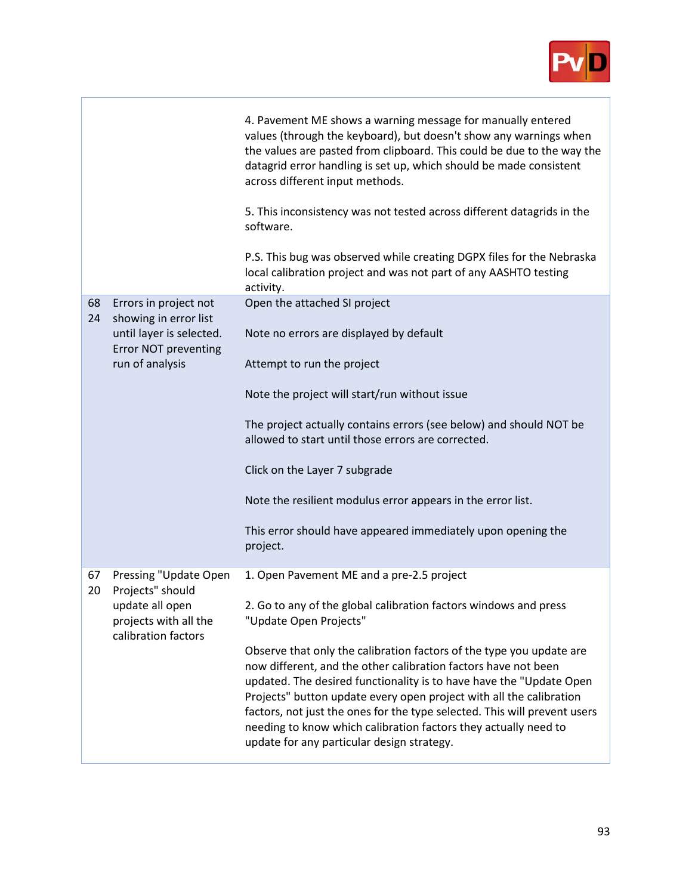| | | |
|---|---|---|
| | | 4. Pavement ME shows a warning message for manually entered values (through the keyboard), but doesn't show any warnings when the values are pasted from clipboard. This could be due to the way the datagrid error handling is set up, which should be made consistent across different input methods.<br><br>5. This inconsistency was not tested across different datagrids in the software.<br><br>P.S. This bug was observed while creating DGPX files for the Nebraska local calibration project and was not part of any AASHTO testing activity. |
| 6824 | Errors in project not showing in error list until layer is selected. Error NOT preventing run of analysis | Open the attached SI project<br><br>Note no errors are displayed by default<br><br>Attempt to run the project<br><br>Note the project will start/run without issue<br><br>The project actually contains errors (see below) and should NOT be allowed to start until those errors are corrected.<br><br>Click on the Layer 7 subgrade<br><br>Note the resilient modulus error appears in the error list.<br><br>This error should have appeared immediately upon opening the project. |
| 6720 | Pressing "Update Open Projects" should update all open projects with all the calibration factors | 1. Open Pavement ME and a pre-2.5 project<br><br>2. Go to any of the global calibration factors windows and press "Update Open Projects"<br><br>Observe that only the calibration factors of the type you update are now different, and the other calibration factors have not been updated. The desired functionality is to have have the "Update Open Projects" button update every open project with all the calibration factors, not just the ones for the type selected. This will prevent users needing to know which calibration factors they actually need to update for any particular design strategy. |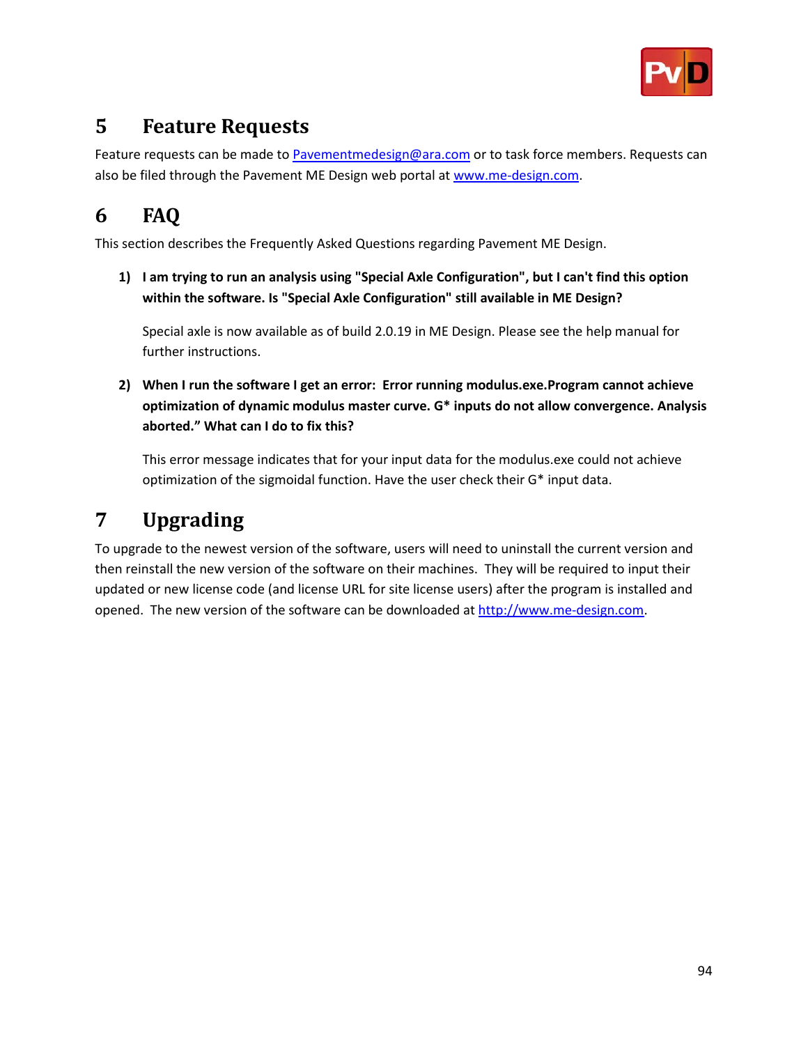# 5 Feature Requests

Feature requests can be made to Pavementmedesign@ara.com or to task force members. Requests can also be filed through the Pavement ME Design web portal at www.me-design.com.

# 6 FAQ

This section describes the Frequently Asked Questions regarding Pavement ME Design.

1) **I am trying to run an analysis using "Special Axle Configuration", but I can't find this option within the software. Is "Special Axle Configuration" still available in ME Design?**

   Special axle is now available as of build 2.0.19 in ME Design. Please see the help manual for further instructions.

2) **When I run the software I get an error: Error running modulus.exe.Program cannot achieve optimization of dynamic modulus master curve. G* inputs do not allow convergence. Analysis aborted." What can I do to fix this?**

   This error message indicates that for your input data for the modulus.exe could not achieve optimization of the sigmoidal function. Have the user check their G* input data.

# 7 Upgrading

To upgrade to the newest version of the software, users will need to uninstall the current version and then reinstall the new version of the software on their machines. They will be required to input their updated or new license code (and license URL for site license users) after the program is installed and opened. The new version of the software can be downloaded at http://www.me-design.com.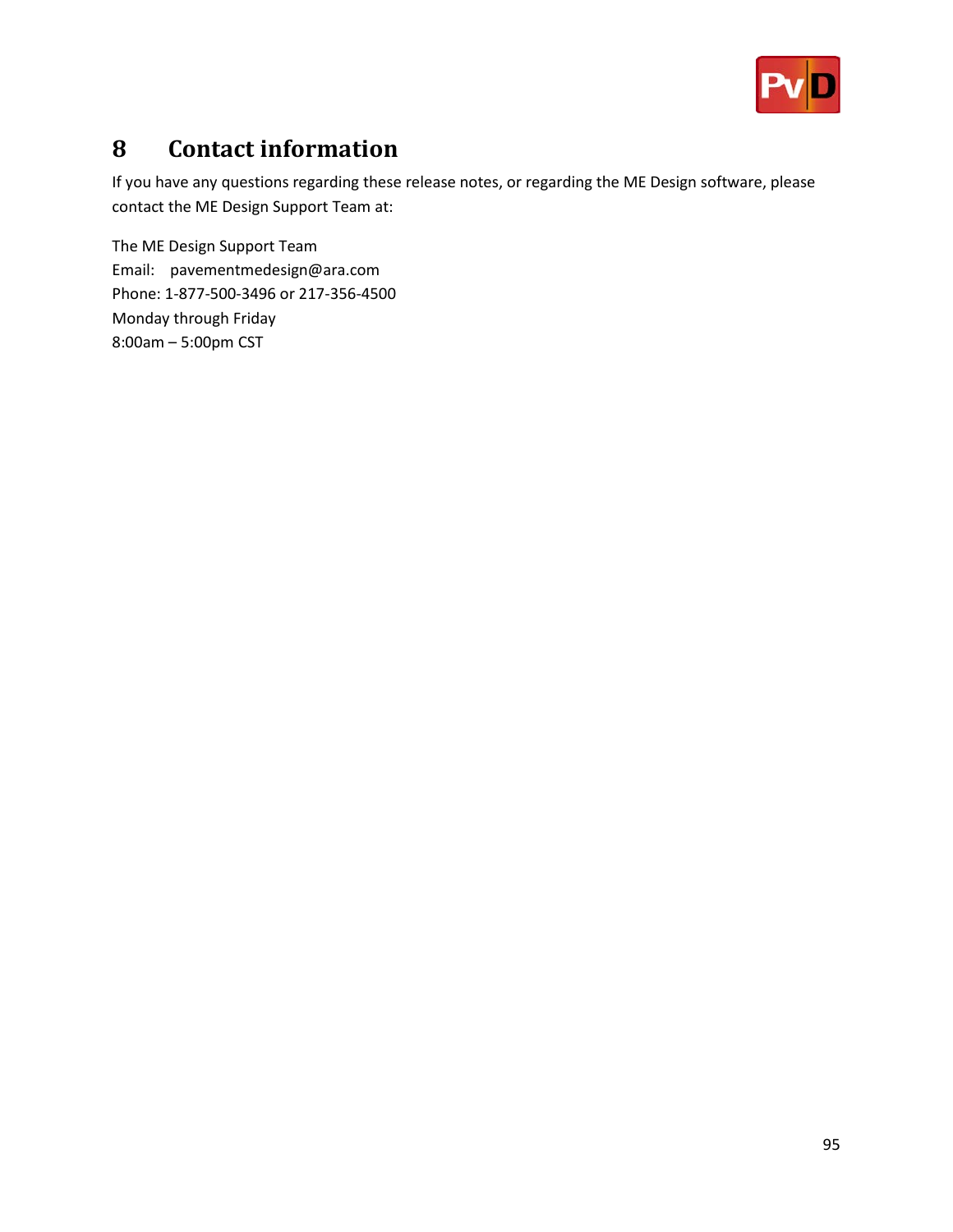# 8 Contact information

If you have any questions regarding these release notes, or regarding the ME Design software, please contact the ME Design Support Team at:

The ME Design Support Team  
Email: pavementmedesign@ara.com  
Phone: 1-877-500-3496 or 217-356-4500  
Monday through Friday  
8:00am – 5:00pm CST